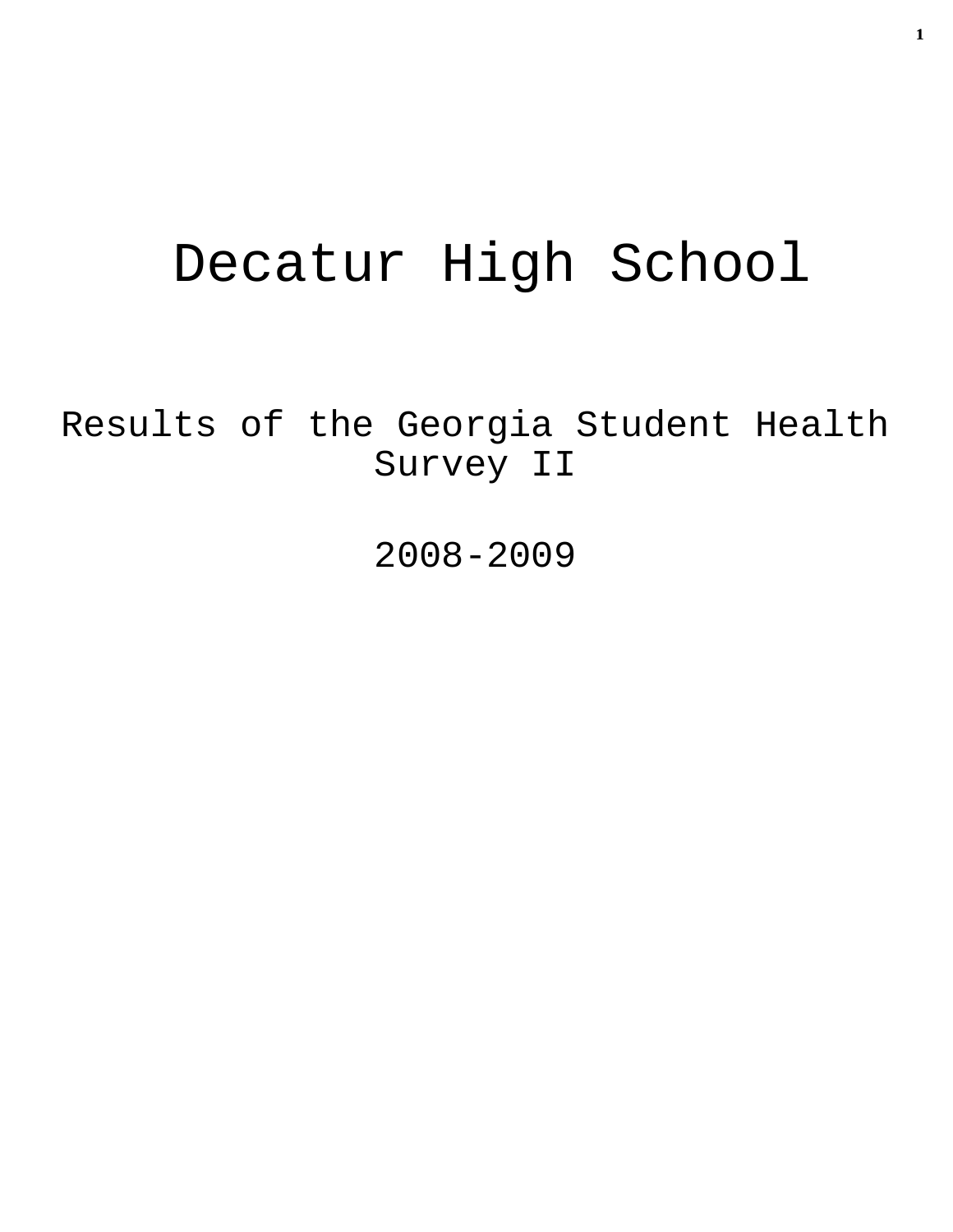# Decatur High School

## Results of the Georgia Student Health Survey II

## 2008-2009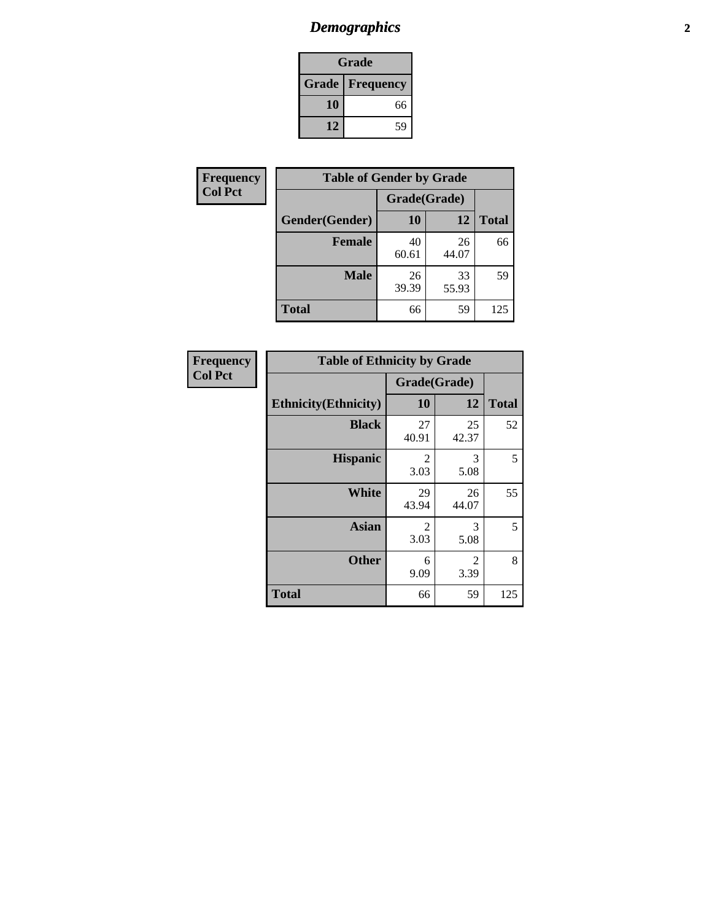# Demographics

| Grade | |
|---|---|
| **Grade** | **Frequency** |
| 10 | 66 |
| 12 | 59 |

**Frequency**
**Col Pct**

| Table of Gender by Grade | | | |
|---|---|---|---|
| | Grade(Grade) | | |
| Gender(Gender) | 10 | 12 | Total |
| **Female** | 40<br>60.61 | 26<br>44.07 | 66 |
| **Male** | 26<br>39.39 | 33<br>55.93 | 59 |
| **Total** | 66 | 59 | 125 |

**Frequency**
**Col Pct**

| Table of Ethnicity by Grade | | | |
|---|---|---|---|
| | Grade(Grade) | | |
| Ethnicity(Ethnicity) | 10 | 12 | Total |
| **Black** | 27<br>40.91 | 25<br>42.37 | 52 |
| **Hispanic** | 2<br>3.03 | 3<br>5.08 | 5 |
| **White** | 29<br>43.94 | 26<br>44.07 | 55 |
| **Asian** | 2<br>3.03 | 3<br>5.08 | 5 |
| **Other** | 6<br>9.09 | 2<br>3.39 | 8 |
| **Total** | 66 | 59 | 125 |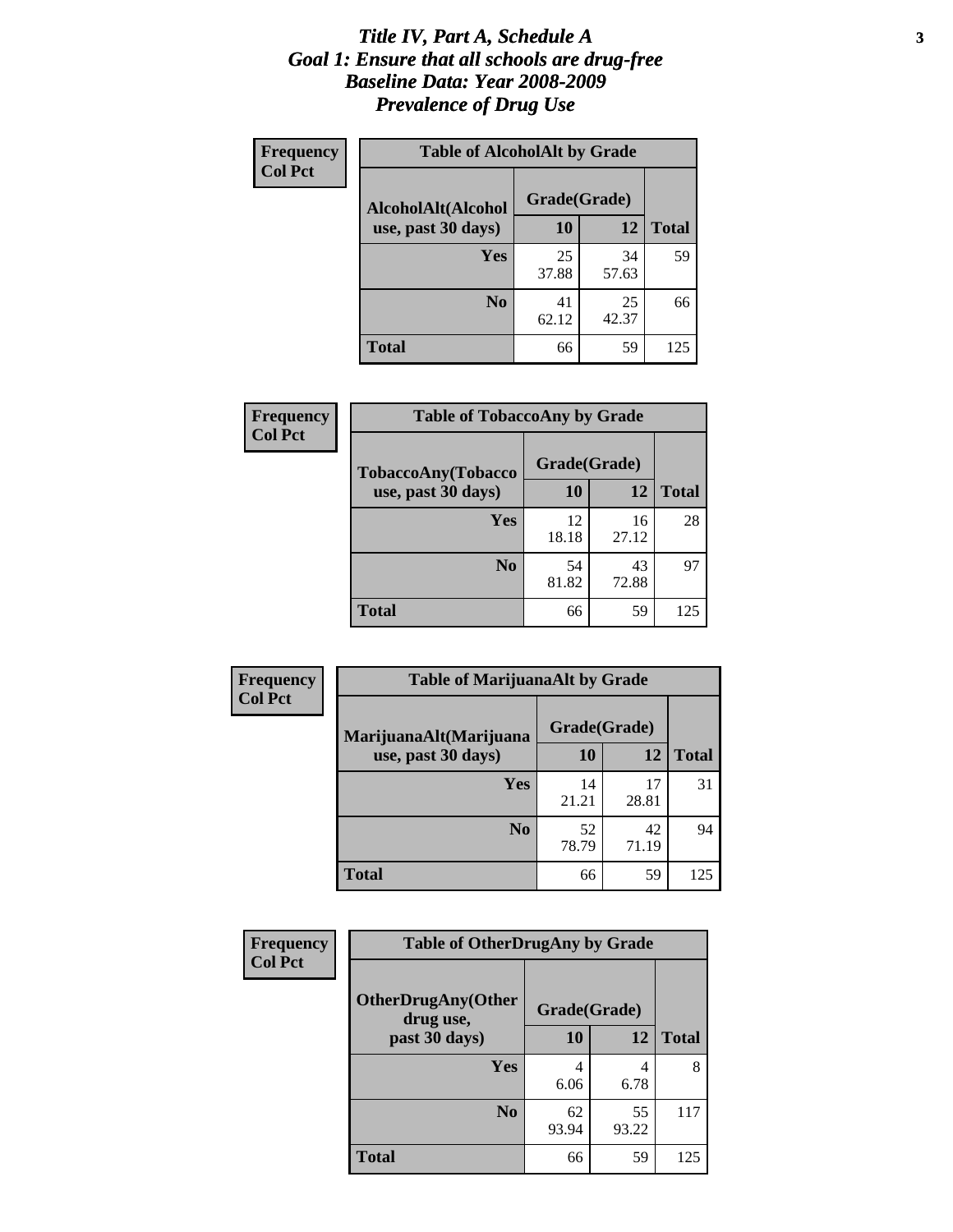# *Title IV, Part A, Schedule A*
# *Goal 1: Ensure that all schools are drug-free*
# *Baseline Data: Year 2008-2009*
# *Prevalence of Drug Use*

**Frequency**
**Col Pct**

**Table of AlcoholAlt by Grade**

| AlcoholAlt(Alcohol use, past 30 days) | Grade(Grade) | | |
|---|---|---|---|
| | **10** | **12** | **Total** |
| **Yes** | 25<br>37.88 | 34<br>57.63 | 59 |
| **No** | 41<br>62.12 | 25<br>42.37 | 66 |
| **Total** | 66 | 59 | 125 |

**Frequency**
**Col Pct**

**Table of TobaccoAny by Grade**

| TobaccoAny(Tobacco use, past 30 days) | Grade(Grade) | | |
|---|---|---|---|
| | **10** | **12** | **Total** |
| **Yes** | 12<br>18.18 | 16<br>27.12 | 28 |
| **No** | 54<br>81.82 | 43<br>72.88 | 97 |
| **Total** | 66 | 59 | 125 |

**Frequency**
**Col Pct**

**Table of MarijuanaAlt by Grade**

| MarijuanaAlt(Marijuana use, past 30 days) | Grade(Grade) | | |
|---|---|---|---|
| | **10** | **12** | **Total** |
| **Yes** | 14<br>21.21 | 17<br>28.81 | 31 |
| **No** | 52<br>78.79 | 42<br>71.19 | 94 |
| **Total** | 66 | 59 | 125 |

**Frequency**
**Col Pct**

**Table of OtherDrugAny by Grade**

| OtherDrugAny(Other drug use, past 30 days) | Grade(Grade) | | |
|---|---|---|---|
| | **10** | **12** | **Total** |
| **Yes** | 4<br>6.06 | 4<br>6.78 | 8 |
| **No** | 62<br>93.94 | 55<br>93.22 | 117 |
| **Total** | 66 | 59 | 125 |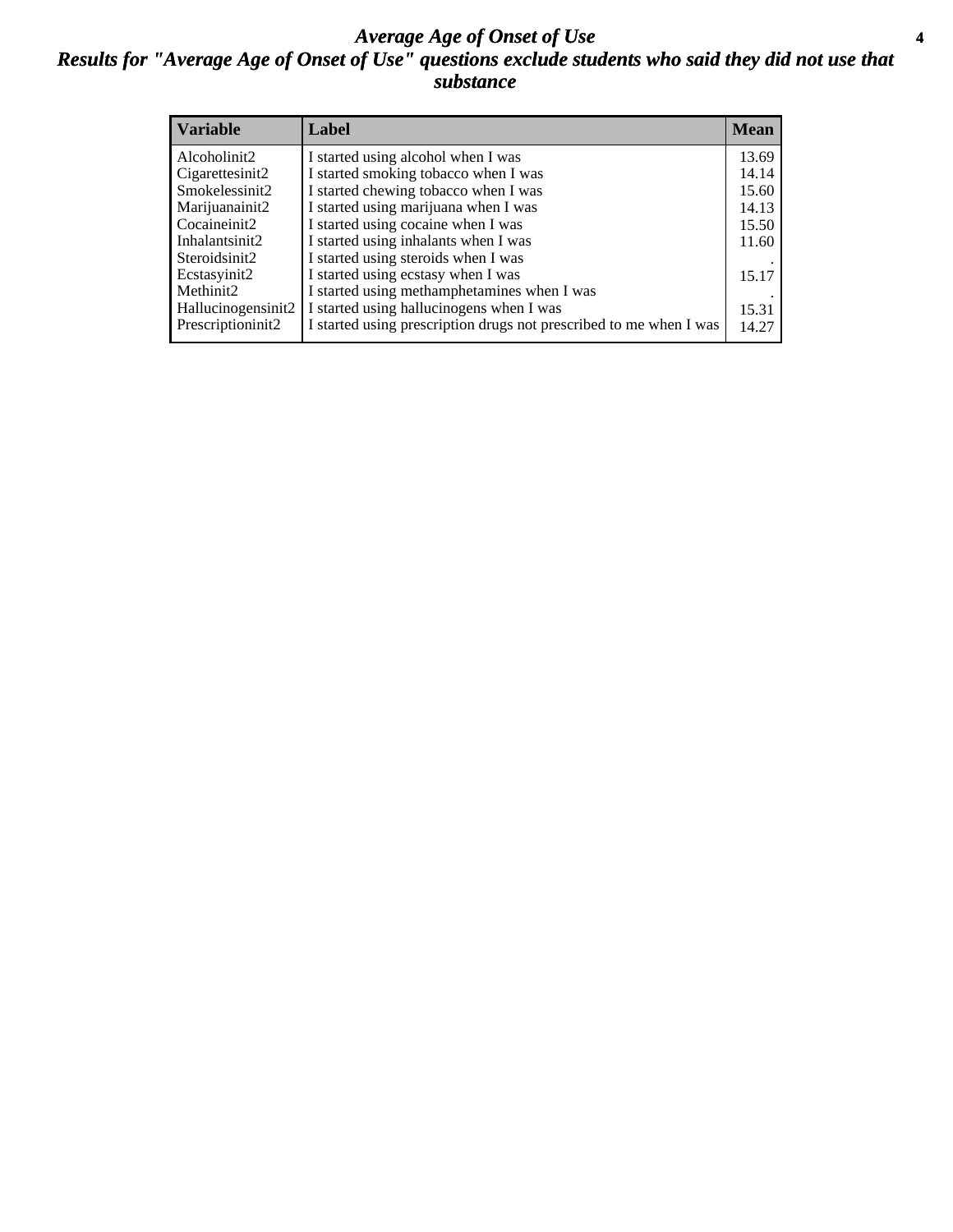# Average Age of Onset of Use

## Results for "Average Age of Onset of Use" questions exclude students who said they did not use that substance

| Variable | Label | Mean |
|---|---|---|
| Alcoholinit2 | I started using alcohol when I was | 13.69 |
| Cigarettesinit2 | I started smoking tobacco when I was | 14.14 |
| Smokelessinit2 | I started chewing tobacco when I was | 15.60 |
| Marijuanainit2 | I started using marijuana when I was | 14.13 |
| Cocaineinit2 | I started using cocaine when I was | 15.50 |
| Inhalantsinit2 | I started using inhalants when I was | 11.60 |
| Steroidsinit2 | I started using steroids when I was | . |
| Ecstasyinit2 | I started using ecstasy when I was | 15.17 |
| Methinit2 | I started using methamphetamines when I was | . |
| Hallucinogensinit2 | I started using hallucinogens when I was | 15.31 |
| Prescriptioninit2 | I started using prescription drugs not prescribed to me when I was | 14.27 |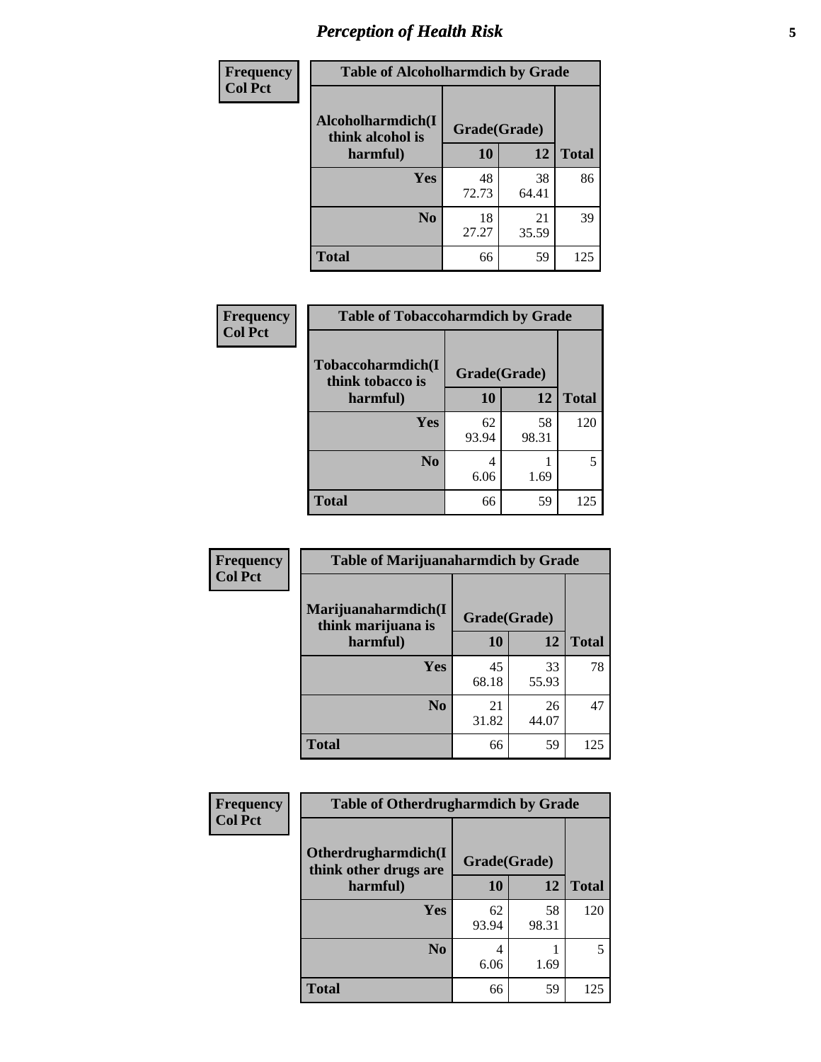## Perception of Health Risk

**Frequency / Col Pct**

| Alcoholharmdich(I think alcohol is harmful) | Grade(Grade) 10 | Grade(Grade) 12 | Total |
|---|---|---|---|
| **Yes** | 48<br>72.73 | 38<br>64.41 | 86 |
| **No** | 18<br>27.27 | 21<br>35.59 | 39 |
| **Total** | 66 | 59 | 125 |

Table of Alcoholharmdich by Grade

**Frequency / Col Pct**

| Tobaccoharmdich(I think tobacco is harmful) | Grade(Grade) 10 | Grade(Grade) 12 | Total |
|---|---|---|---|
| **Yes** | 62<br>93.94 | 58<br>98.31 | 120 |
| **No** | 4<br>6.06 | 1<br>1.69 | 5 |
| **Total** | 66 | 59 | 125 |

Table of Tobaccoharmdich by Grade

**Frequency / Col Pct**

| Marijuanaharmdich(I think marijuana is harmful) | Grade(Grade) 10 | Grade(Grade) 12 | Total |
|---|---|---|---|
| **Yes** | 45<br>68.18 | 33<br>55.93 | 78 |
| **No** | 21<br>31.82 | 26<br>44.07 | 47 |
| **Total** | 66 | 59 | 125 |

Table of Marijuanaharmdich by Grade

**Frequency / Col Pct**

| Otherdrugharmdich(I think other drugs are harmful) | Grade(Grade) 10 | Grade(Grade) 12 | Total |
|---|---|---|---|
| **Yes** | 62<br>93.94 | 58<br>98.31 | 120 |
| **No** | 4<br>6.06 | 1<br>1.69 | 5 |
| **Total** | 66 | 59 | 125 |

Table of Otherdrugharmdich by Grade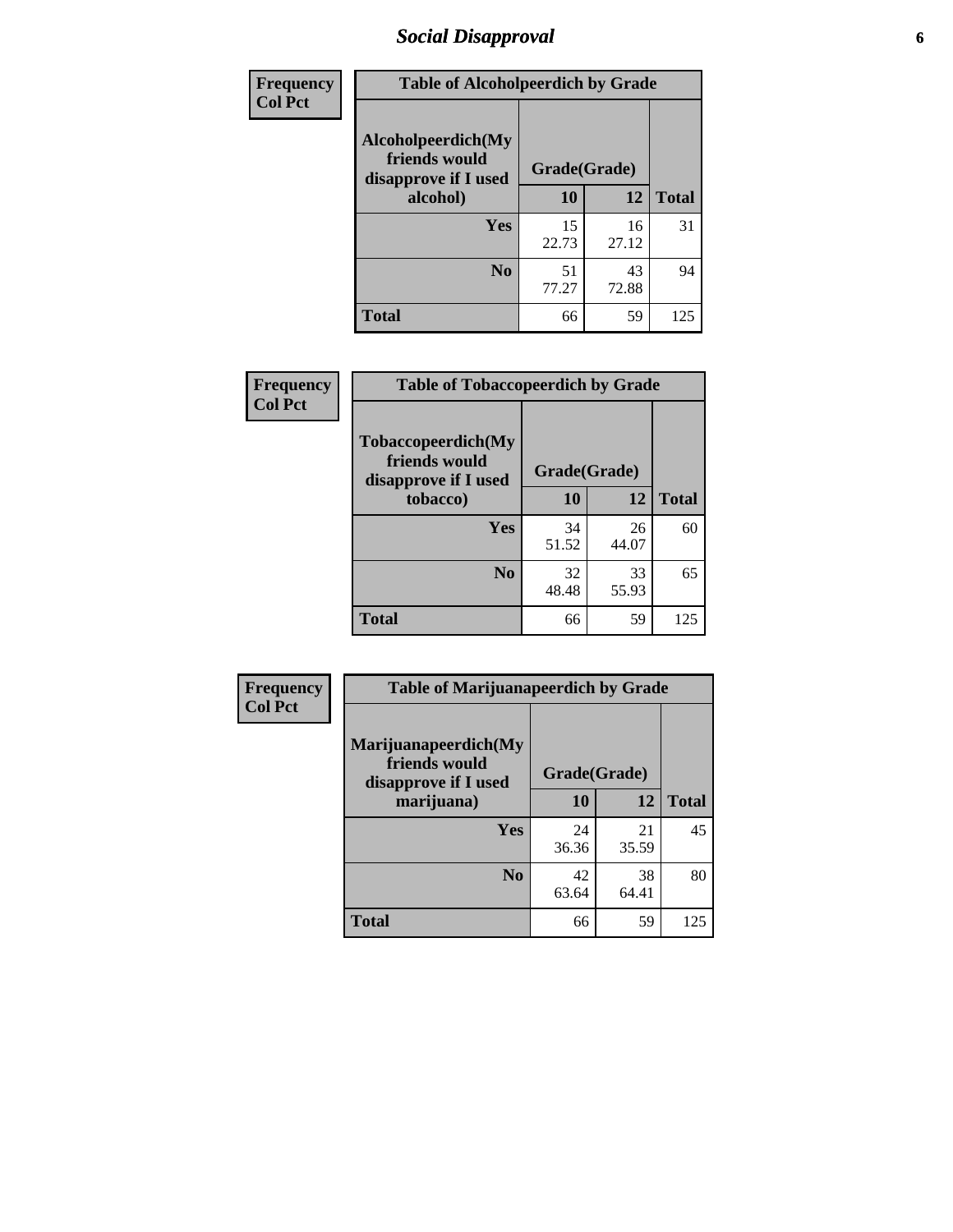# Social Disapproval

| Frequency<br>Col Pct |
|---|

**Table of Alcoholpeerdich by Grade**

| Alcoholpeerdich(My friends would disapprove if I used alcohol) | Grade(Grade) 10 | 12 | Total |
|---|---|---|---|
| Yes | 15<br>22.73 | 16<br>27.12 | 31 |
| No | 51<br>77.27 | 43<br>72.88 | 94 |
| Total | 66 | 59 | 125 |

| Frequency<br>Col Pct |
|---|

**Table of Tobaccopeerdich by Grade**

| Tobaccopeerdich(My friends would disapprove if I used tobacco) | Grade(Grade) 10 | 12 | Total |
|---|---|---|---|
| Yes | 34<br>51.52 | 26<br>44.07 | 60 |
| No | 32<br>48.48 | 33<br>55.93 | 65 |
| Total | 66 | 59 | 125 |

| Frequency<br>Col Pct |
|---|

**Table of Marijuanapeerdich by Grade**

| Marijuanapeerdich(My friends would disapprove if I used marijuana) | Grade(Grade) 10 | 12 | Total |
|---|---|---|---|
| Yes | 24<br>36.36 | 21<br>35.59 | 45 |
| No | 42<br>63.64 | 38<br>64.41 | 80 |
| Total | 66 | 59 | 125 |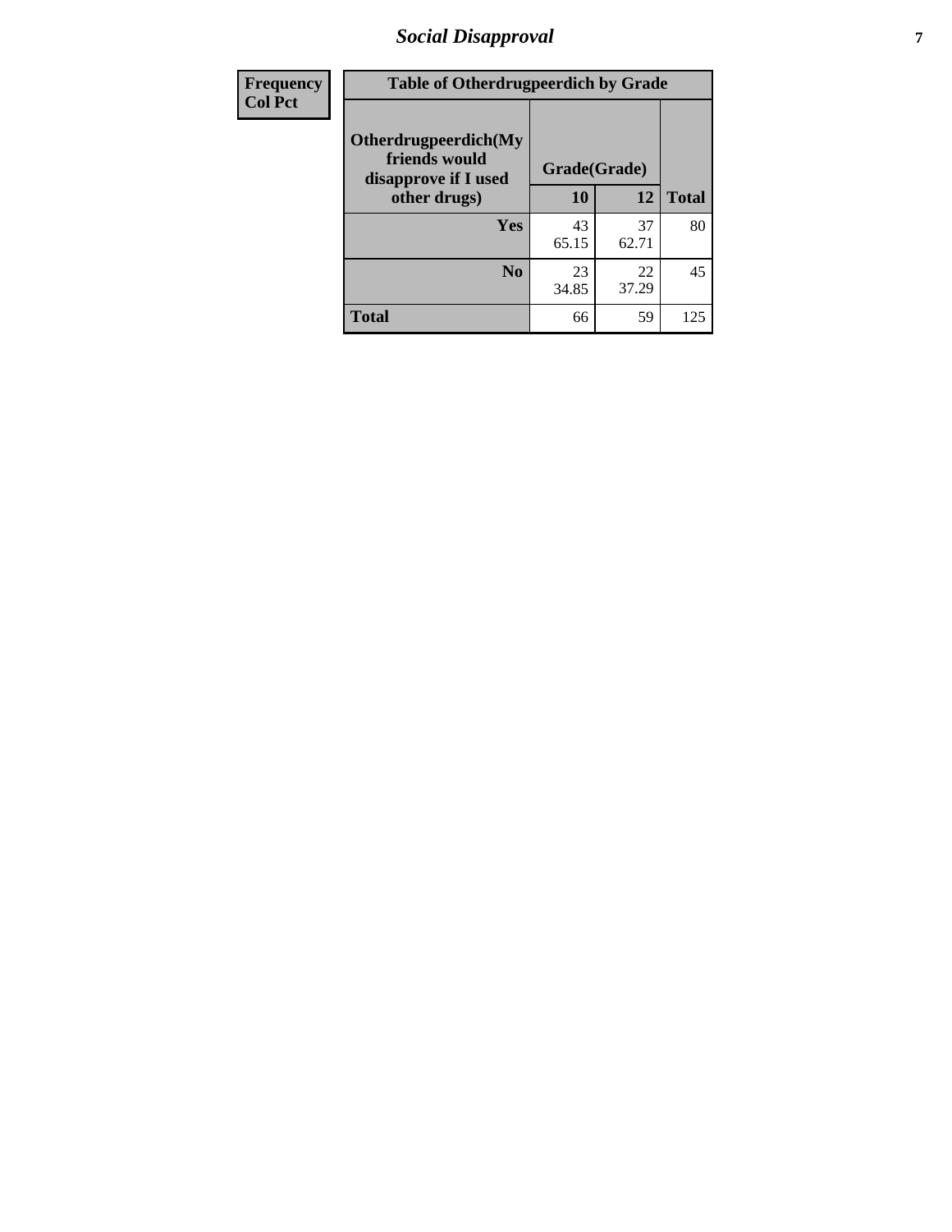| Frequency<br>Col Pct |
|---|

**Table of Otherdrugpeerdich by Grade**

| Otherdrugpeerdich(My friends would disapprove if I used other drugs) | Grade(Grade) | | |
|---|---|---|---|
| | 10 | 12 | Total |
| Yes | 43<br>65.15 | 37<br>62.71 | 80 |
| No | 23<br>34.85 | 22<br>37.29 | 45 |
| Total | 66 | 59 | 125 |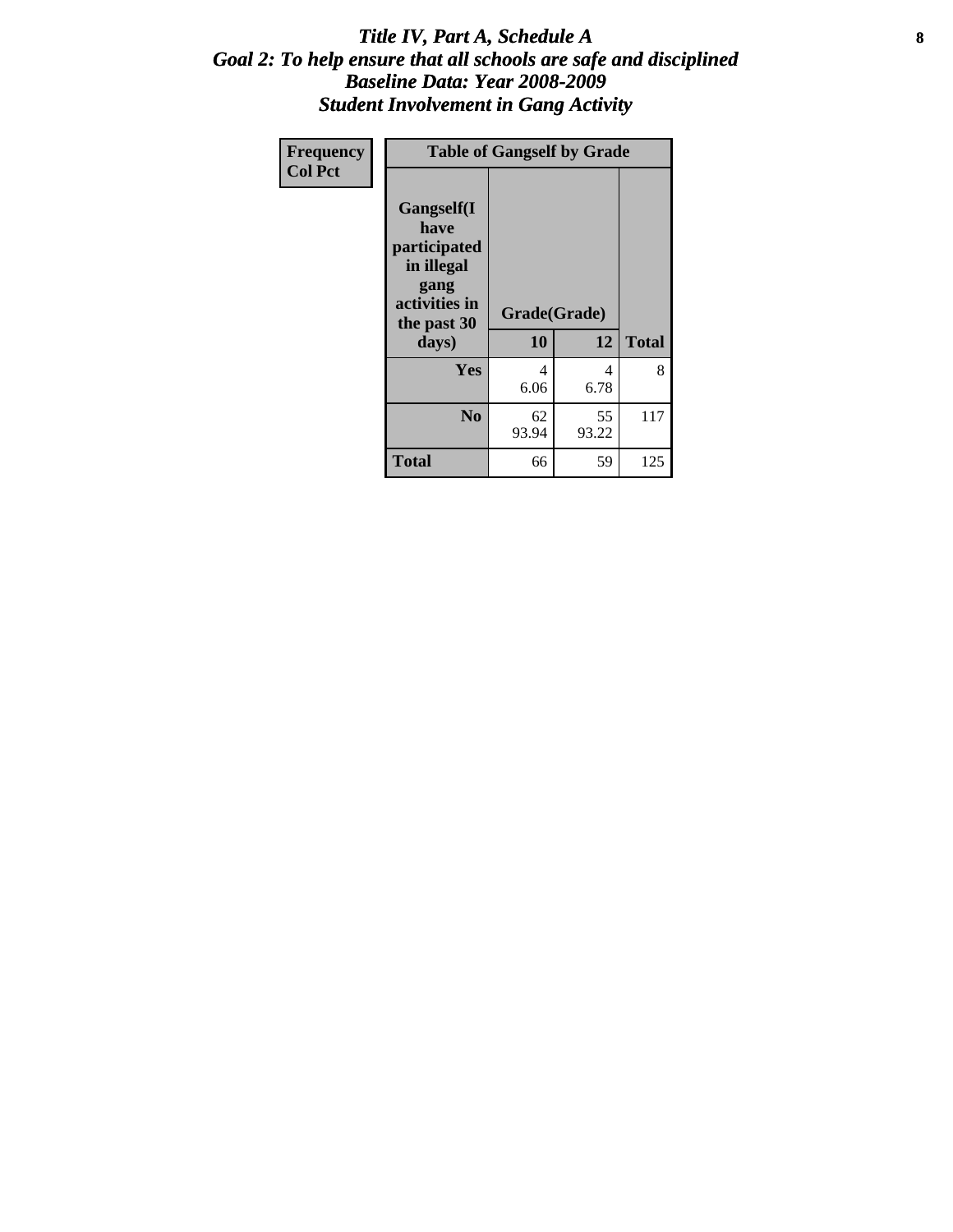# *Title IV, Part A, Schedule A*
## *Goal 2: To help ensure that all schools are safe and disciplined*
## *Baseline Data: Year 2008-2009*
## *Student Involvement in Gang Activity*

| Frequency<br>Col Pct | Table of Gangself by Grade | | | |
|---|---|---|---|---|
| | Gangself(I have participated in illegal gang activities in the past 30 days) | Grade(Grade) | | |
| | | 10 | 12 | Total |
| | Yes | 4<br>6.06 | 4<br>6.78 | 8 |
| | No | 62<br>93.94 | 55<br>93.22 | 117 |
| | Total | 66 | 59 | 125 |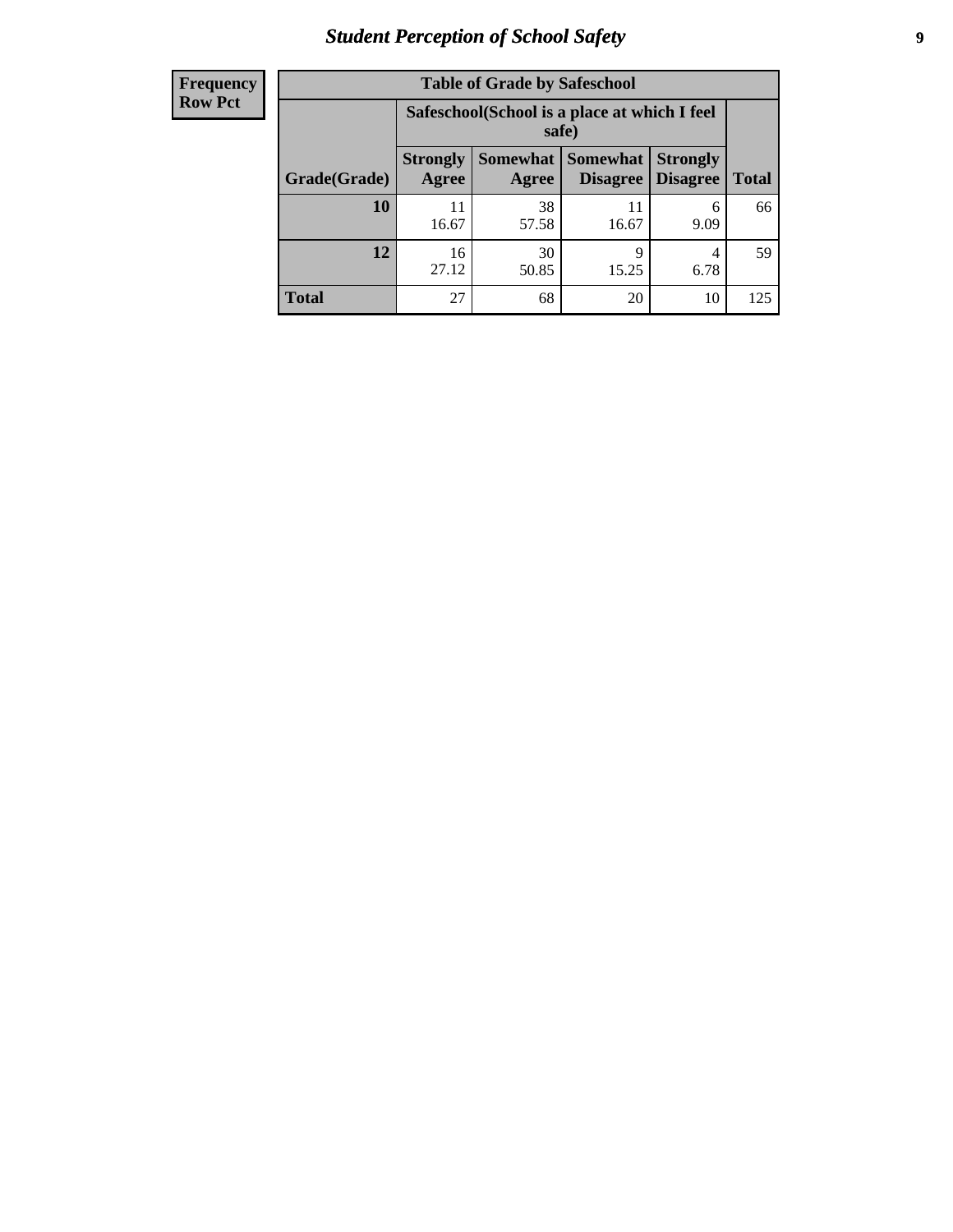# Student Perception of School Safety

| Frequency<br>Row Pct |
|---|

**Table of Grade by Safeschool**

| Grade(Grade) | Safeschool(School is a place at which I feel safe) | | | | Total |
|---|---|---|---|---|---|
| | Strongly Agree | Somewhat Agree | Somewhat Disagree | Strongly Disagree | |
| **10** | 11<br>16.67 | 38<br>57.58 | 11<br>16.67 | 6<br>9.09 | 66 |
| **12** | 16<br>27.12 | 30<br>50.85 | 9<br>15.25 | 4<br>6.78 | 59 |
| **Total** | 27 | 68 | 20 | 10 | 125 |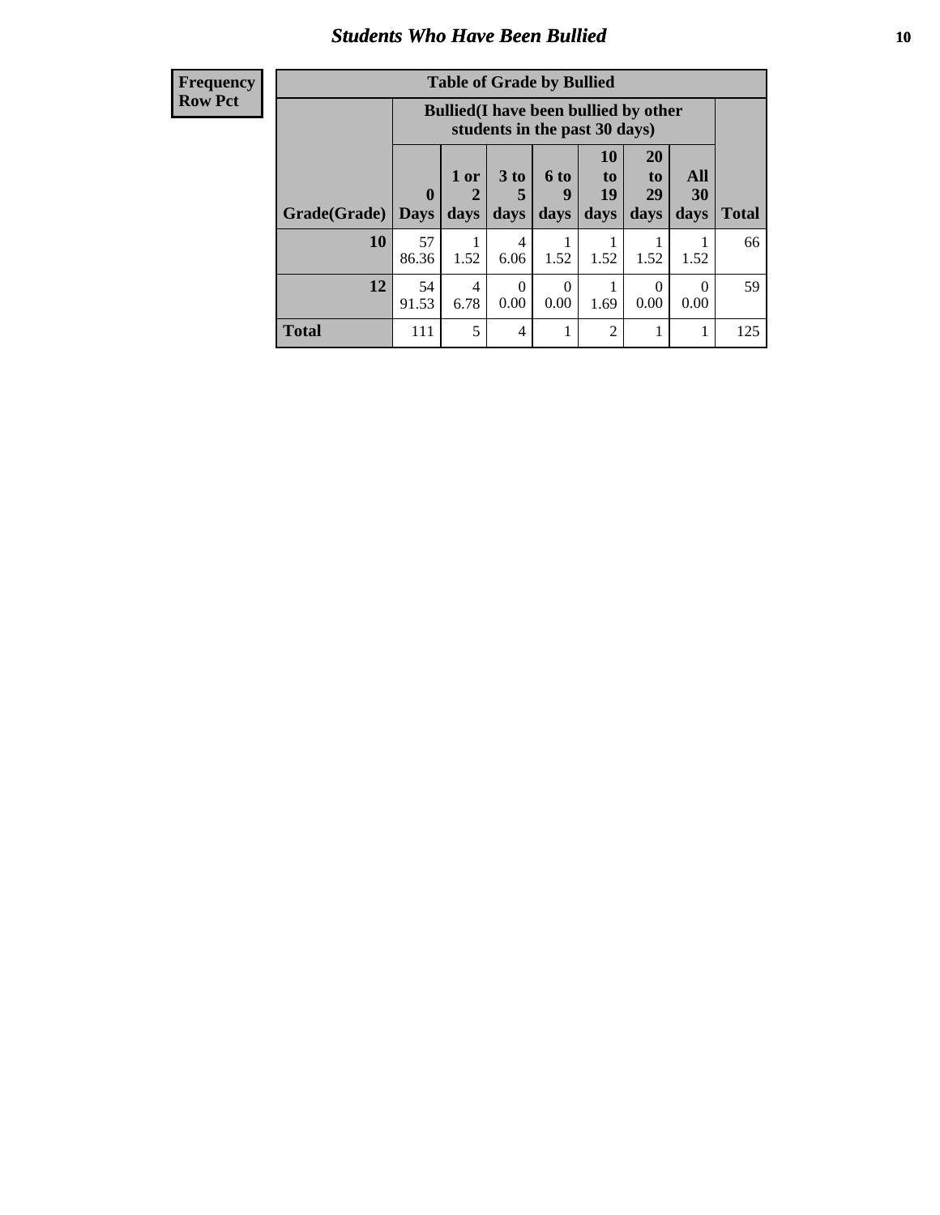| Frequency<br>Row Pct |
|---|

**Table of Grade by Bullied**

| Grade(Grade) | Bullied(I have been bullied by other students in the past 30 days) | | | | | | | Total |
|---|---|---|---|---|---|---|---|---|
| | 0 Days | 1 or 2 days | 3 to 5 days | 6 to 9 days | 10 to 19 days | 20 to 29 days | All 30 days | |
| **10** | 57<br>86.36 | 1<br>1.52 | 4<br>6.06 | 1<br>1.52 | 1<br>1.52 | 1<br>1.52 | 1<br>1.52 | 66 |
| **12** | 54<br>91.53 | 4<br>6.78 | 0<br>0.00 | 0<br>0.00 | 1<br>1.69 | 0<br>0.00 | 0<br>0.00 | 59 |
| **Total** | 111 | 5 | 4 | 1 | 2 | 1 | 1 | 125 |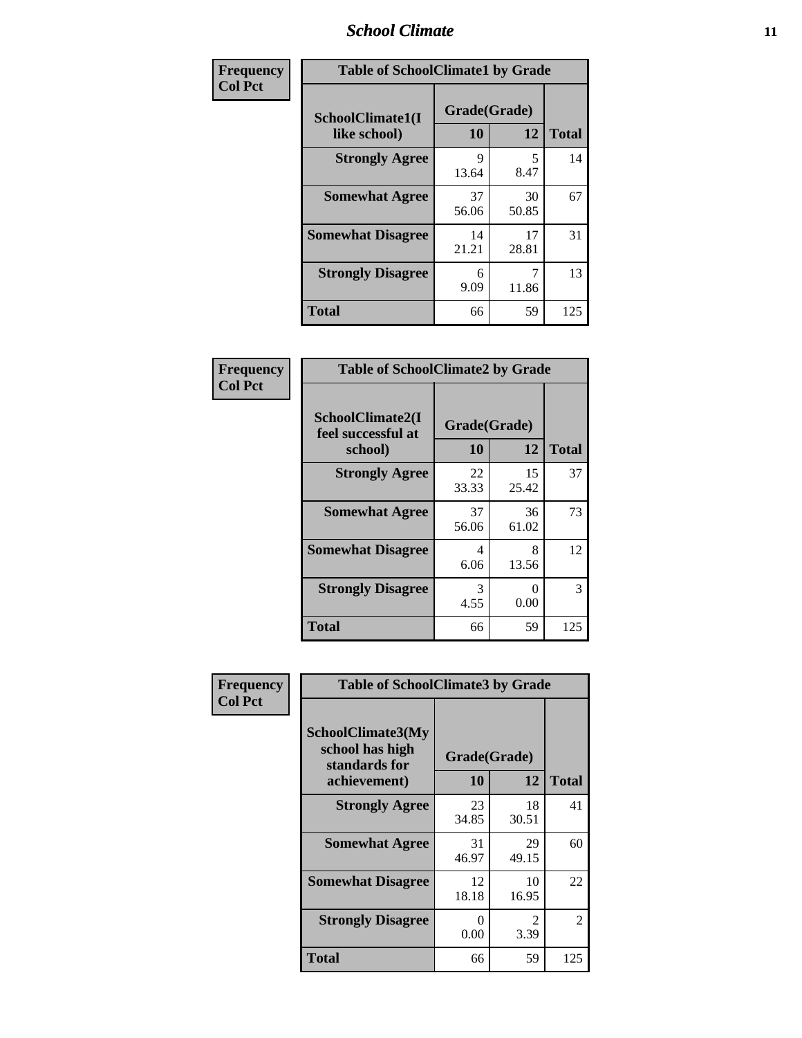| Frequency<br>Col Pct | Table of SchoolClimate1 by Grade | | |
|---|---|---|---|
| SchoolClimate1(I like school) | Grade(Grade) | | Total |
| | 10 | 12 | |
| Strongly Agree | 9<br>13.64 | 5<br>8.47 | 14 |
| Somewhat Agree | 37<br>56.06 | 30<br>50.85 | 67 |
| Somewhat Disagree | 14<br>21.21 | 17<br>28.81 | 31 |
| Strongly Disagree | 6<br>9.09 | 7<br>11.86 | 13 |
| Total | 66 | 59 | 125 |

| Frequency<br>Col Pct | Table of SchoolClimate2 by Grade | | |
|---|---|---|---|
| SchoolClimate2(I feel successful at school) | Grade(Grade) | | Total |
| | 10 | 12 | |
| Strongly Agree | 22<br>33.33 | 15<br>25.42 | 37 |
| Somewhat Agree | 37<br>56.06 | 36<br>61.02 | 73 |
| Somewhat Disagree | 4<br>6.06 | 8<br>13.56 | 12 |
| Strongly Disagree | 3<br>4.55 | 0<br>0.00 | 3 |
| Total | 66 | 59 | 125 |

| Frequency<br>Col Pct | Table of SchoolClimate3 by Grade | | |
|---|---|---|---|
| SchoolClimate3(My school has high standards for achievement) | Grade(Grade) | | Total |
| | 10 | 12 | |
| Strongly Agree | 23<br>34.85 | 18<br>30.51 | 41 |
| Somewhat Agree | 31<br>46.97 | 29<br>49.15 | 60 |
| Somewhat Disagree | 12<br>18.18 | 10<br>16.95 | 22 |
| Strongly Disagree | 0<br>0.00 | 2<br>3.39 | 2 |
| Total | 66 | 59 | 125 |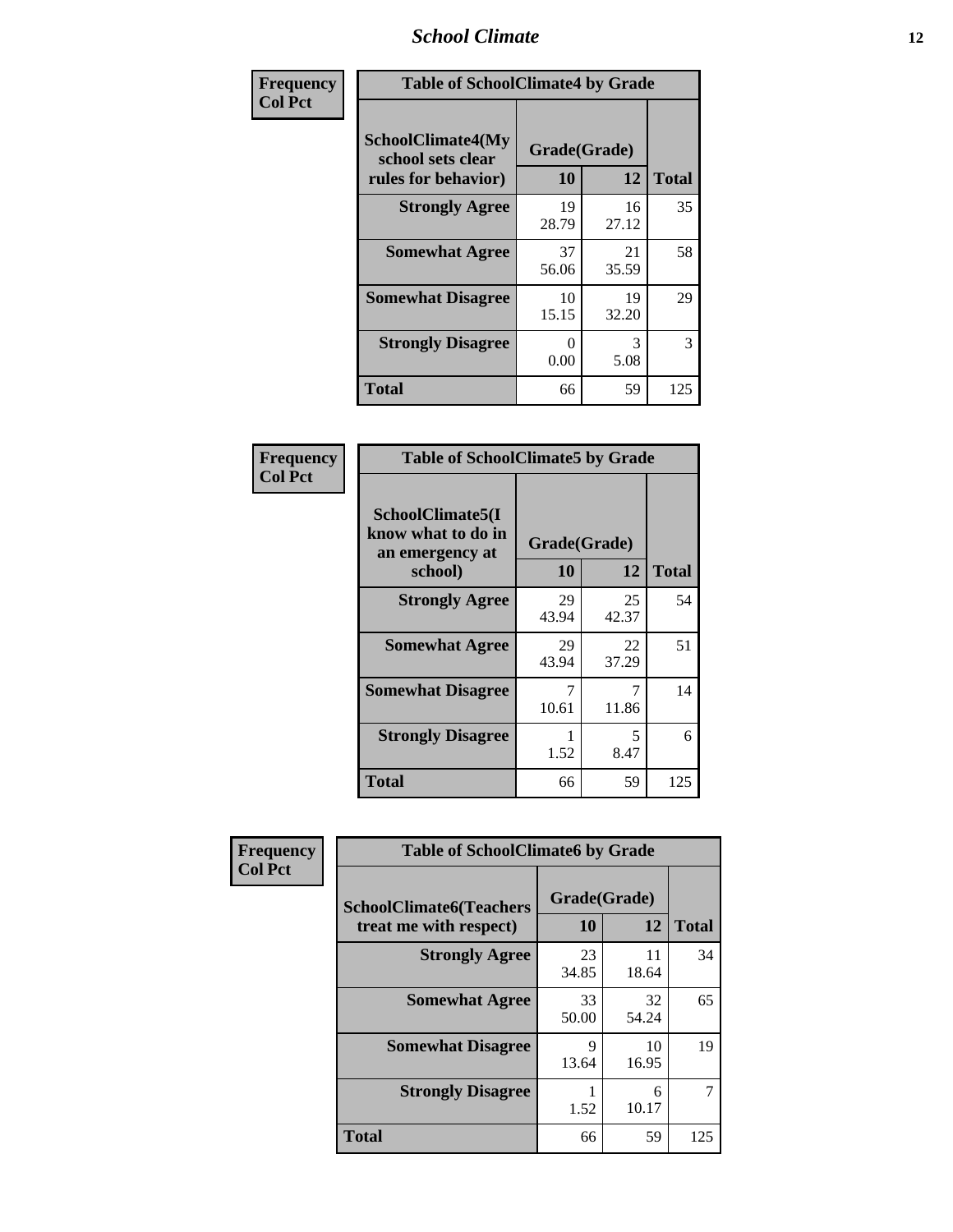| Frequency<br>Col Pct | Table of SchoolClimate4 by Grade | | |
|---|---|---|---|
| SchoolClimate4(My school sets clear rules for behavior) | Grade(Grade) | | |
| | 10 | 12 | Total |
| Strongly Agree | 19<br>28.79 | 16<br>27.12 | 35 |
| Somewhat Agree | 37<br>56.06 | 21<br>35.59 | 58 |
| Somewhat Disagree | 10<br>15.15 | 19<br>32.20 | 29 |
| Strongly Disagree | 0<br>0.00 | 3<br>5.08 | 3 |
| Total | 66 | 59 | 125 |

| Frequency<br>Col Pct | Table of SchoolClimate5 by Grade | | |
|---|---|---|---|
| SchoolClimate5(I know what to do in an emergency at school) | Grade(Grade) | | |
| | 10 | 12 | Total |
| Strongly Agree | 29<br>43.94 | 25<br>42.37 | 54 |
| Somewhat Agree | 29<br>43.94 | 22<br>37.29 | 51 |
| Somewhat Disagree | 7<br>10.61 | 7<br>11.86 | 14 |
| Strongly Disagree | 1<br>1.52 | 5<br>8.47 | 6 |
| Total | 66 | 59 | 125 |

| Frequency<br>Col Pct | Table of SchoolClimate6 by Grade | | |
|---|---|---|---|
| SchoolClimate6(Teachers treat me with respect) | Grade(Grade) | | |
| | 10 | 12 | Total |
| Strongly Agree | 23<br>34.85 | 11<br>18.64 | 34 |
| Somewhat Agree | 33<br>50.00 | 32<br>54.24 | 65 |
| Somewhat Disagree | 9<br>13.64 | 10<br>16.95 | 19 |
| Strongly Disagree | 1<br>1.52 | 6<br>10.17 | 7 |
| Total | 66 | 59 | 125 |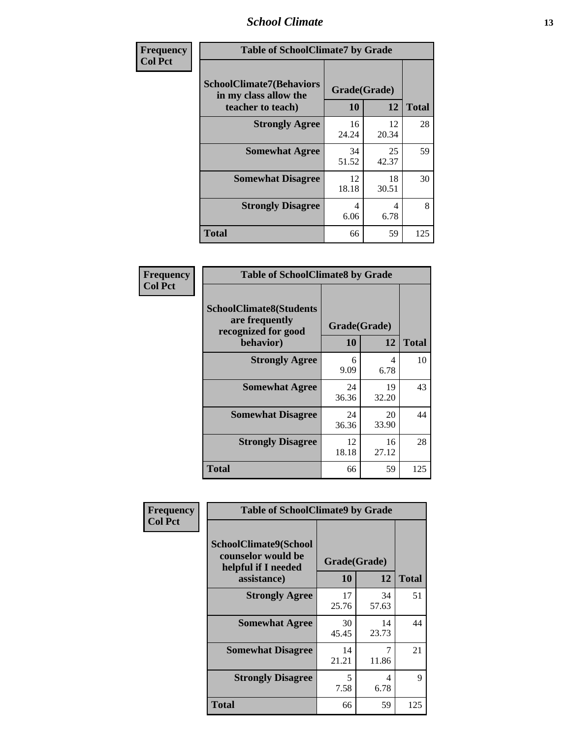| Frequency<br>Col Pct | Table of SchoolClimate7 by Grade | | |
|---|---|---|---|
| SchoolClimate7(Behaviors in my class allow the teacher to teach) | Grade(Grade) | | |
| | 10 | 12 | Total |
| Strongly Agree | 16<br>24.24 | 12<br>20.34 | 28 |
| Somewhat Agree | 34<br>51.52 | 25<br>42.37 | 59 |
| Somewhat Disagree | 12<br>18.18 | 18<br>30.51 | 30 |
| Strongly Disagree | 4<br>6.06 | 4<br>6.78 | 8 |
| Total | 66 | 59 | 125 |

| Frequency<br>Col Pct | Table of SchoolClimate8 by Grade | | |
|---|---|---|---|
| SchoolClimate8(Students are frequently recognized for good behavior) | Grade(Grade) | | |
| | 10 | 12 | Total |
| Strongly Agree | 6<br>9.09 | 4<br>6.78 | 10 |
| Somewhat Agree | 24<br>36.36 | 19<br>32.20 | 43 |
| Somewhat Disagree | 24<br>36.36 | 20<br>33.90 | 44 |
| Strongly Disagree | 12<br>18.18 | 16<br>27.12 | 28 |
| Total | 66 | 59 | 125 |

| Frequency<br>Col Pct | Table of SchoolClimate9 by Grade | | |
|---|---|---|---|
| SchoolClimate9(School counselor would be helpful if I needed assistance) | Grade(Grade) | | |
| | 10 | 12 | Total |
| Strongly Agree | 17<br>25.76 | 34<br>57.63 | 51 |
| Somewhat Agree | 30<br>45.45 | 14<br>23.73 | 44 |
| Somewhat Disagree | 14<br>21.21 | 7<br>11.86 | 21 |
| Strongly Disagree | 5<br>7.58 | 4<br>6.78 | 9 |
| Total | 66 | 59 | 125 |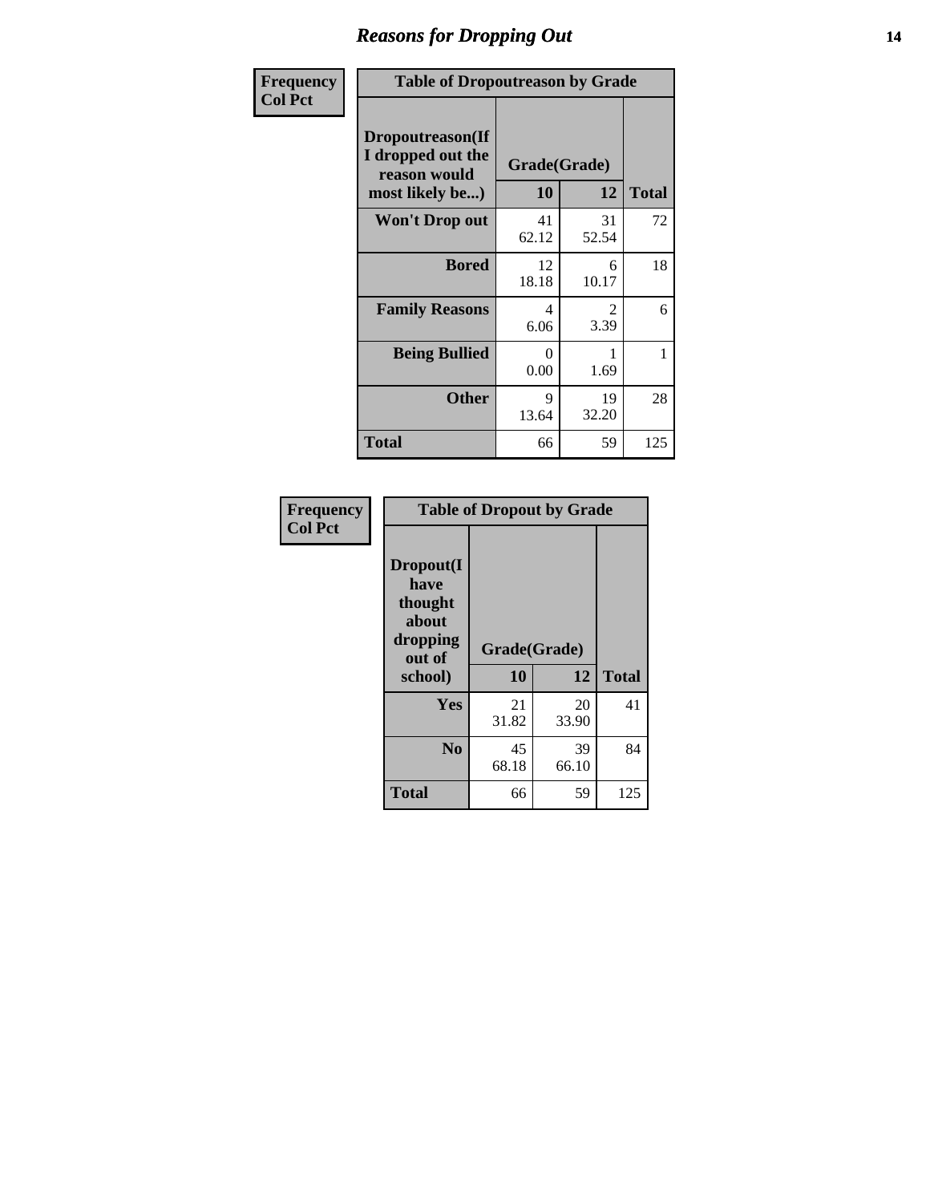# Reasons for Dropping Out

**Frequency**
**Col Pct**

**Table of Dropoutreason by Grade**

| Dropoutreason(If I dropped out the reason would most likely be...) | Grade(Grade) | | Total |
|---|---|---|---|
| | 10 | 12 | |
| **Won't Drop out** | 41<br>62.12 | 31<br>52.54 | 72 |
| **Bored** | 12<br>18.18 | 6<br>10.17 | 18 |
| **Family Reasons** | 4<br>6.06 | 2<br>3.39 | 6 |
| **Being Bullied** | 0<br>0.00 | 1<br>1.69 | 1 |
| **Other** | 9<br>13.64 | 19<br>32.20 | 28 |
| **Total** | 66 | 59 | 125 |

**Frequency**
**Col Pct**

**Table of Dropout by Grade**

| Dropout(I have thought about dropping out of school) | Grade(Grade) | | Total |
|---|---|---|---|
| | 10 | 12 | |
| **Yes** | 21<br>31.82 | 20<br>33.90 | 41 |
| **No** | 45<br>68.18 | 39<br>66.10 | 84 |
| **Total** | 66 | 59 | 125 |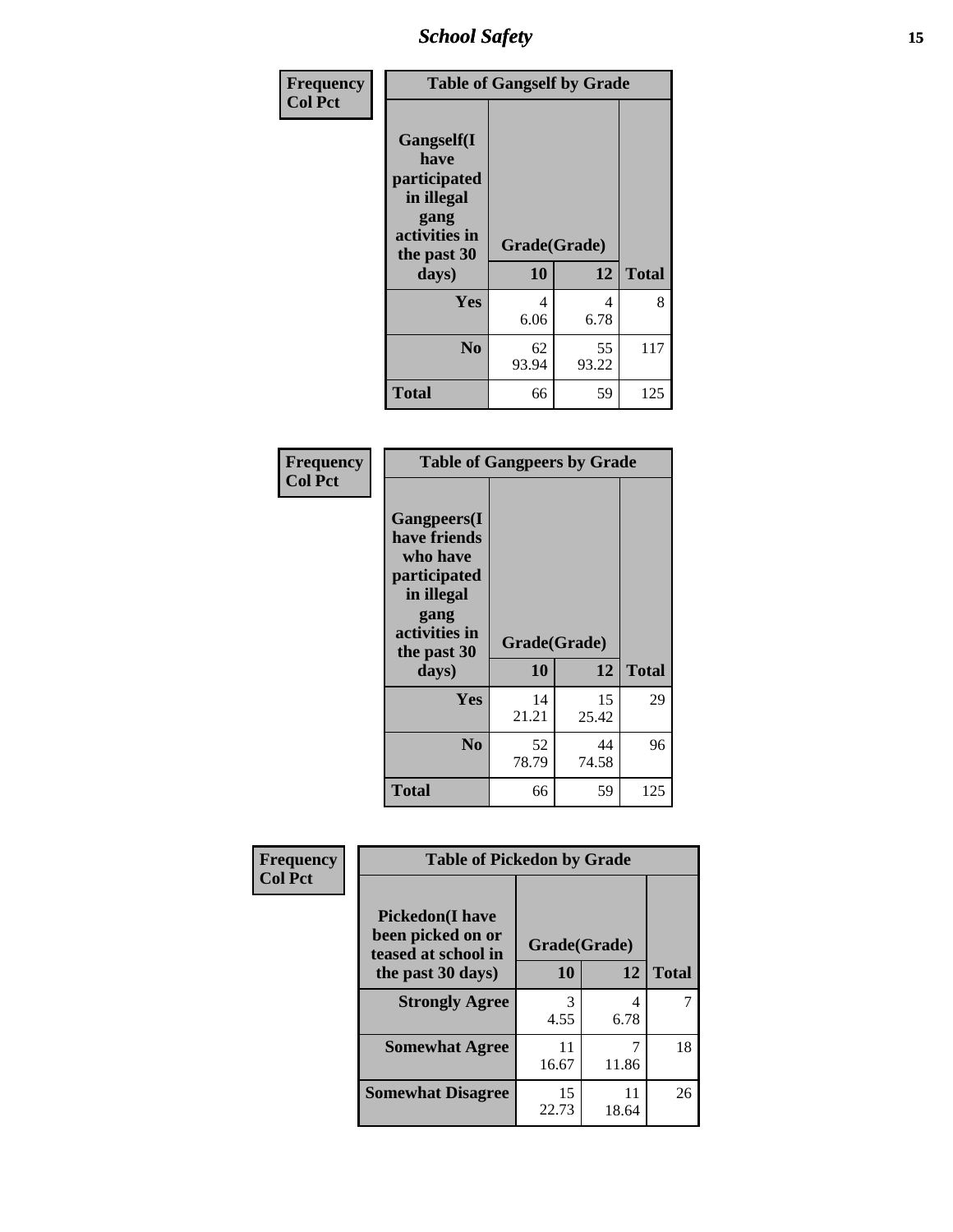| Frequency<br>Col Pct | Table of Gangself by Grade | | |
|---|---|---|---|
| Gangself(I have participated in illegal gang activities in the past 30 days) | Grade(Grade) | | |
| | 10 | 12 | Total |
| Yes | 4<br>6.06 | 4<br>6.78 | 8 |
| No | 62<br>93.94 | 55<br>93.22 | 117 |
| Total | 66 | 59 | 125 |

| Frequency<br>Col Pct | Table of Gangpeers by Grade | | |
|---|---|---|---|
| Gangpeers(I have friends who have participated in illegal gang activities in the past 30 days) | Grade(Grade) | | |
| | 10 | 12 | Total |
| Yes | 14<br>21.21 | 15<br>25.42 | 29 |
| No | 52<br>78.79 | 44<br>74.58 | 96 |
| Total | 66 | 59 | 125 |

| Frequency<br>Col Pct | Table of Pickedon by Grade | | |
|---|---|---|---|
| Pickedon(I have been picked on or teased at school in the past 30 days) | Grade(Grade) | | |
| | 10 | 12 | Total |
| Strongly Agree | 3<br>4.55 | 4<br>6.78 | 7 |
| Somewhat Agree | 11<br>16.67 | 7<br>11.86 | 18 |
| Somewhat Disagree | 15<br>22.73 | 11<br>18.64 | 26 |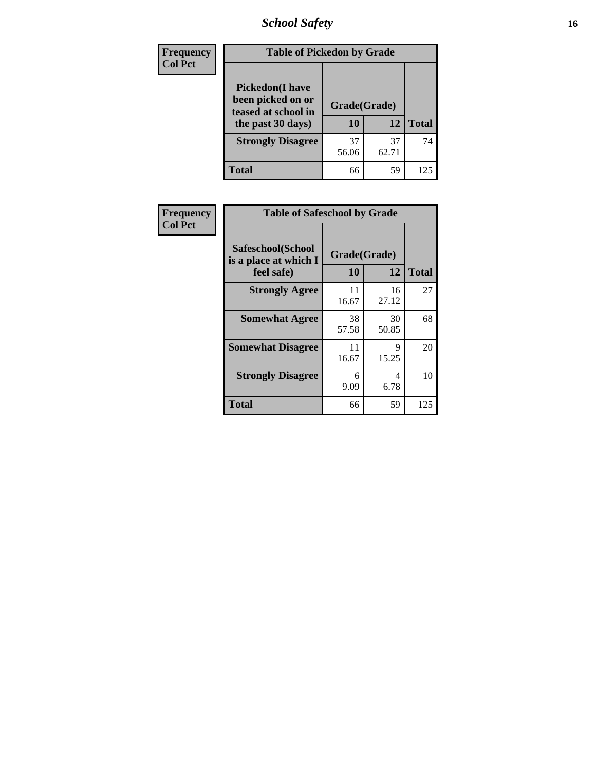| Frequency Col Pct |
|---|

**Table of Pickedon by Grade**

| Pickedon(I have been picked on or teased at school in the past 30 days) | Grade(Grade) | | |
|---|---|---|---|
| | 10 | 12 | Total |
| Strongly Disagree | 37<br>56.06 | 37<br>62.71 | 74 |
| Total | 66 | 59 | 125 |

| Frequency Col Pct |
|---|

**Table of Safeschool by Grade**

| Safeschool(School is a place at which I feel safe) | Grade(Grade) | | |
|---|---|---|---|
| | 10 | 12 | Total |
| Strongly Agree | 11<br>16.67 | 16<br>27.12 | 27 |
| Somewhat Agree | 38<br>57.58 | 30<br>50.85 | 68 |
| Somewhat Disagree | 11<br>16.67 | 9<br>15.25 | 20 |
| Strongly Disagree | 6<br>9.09 | 4<br>6.78 | 10 |
| Total | 66 | 59 | 125 |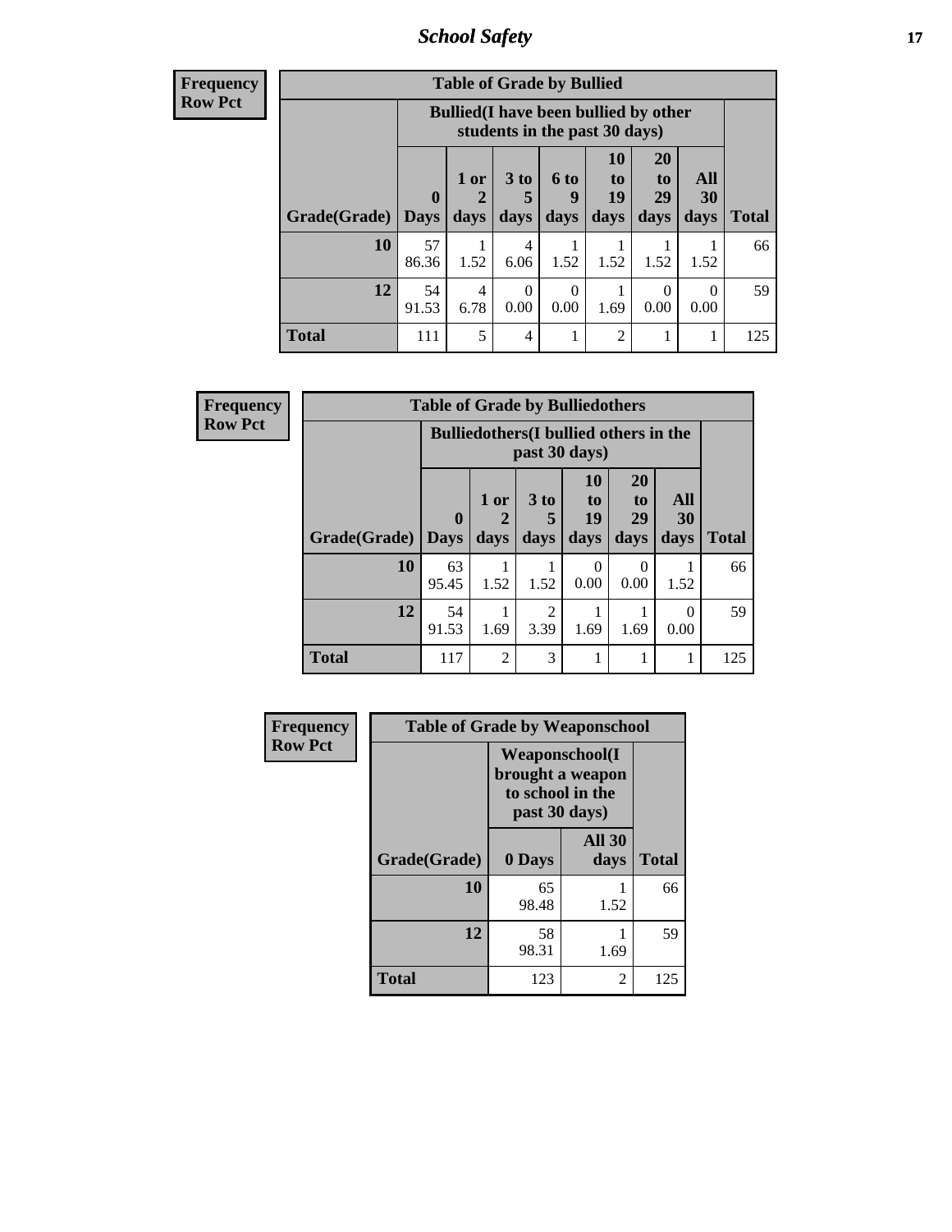Frequency
Row Pct

| Table of Grade by Bullied | | | | | | | | |
|---|---|---|---|---|---|---|---|---|
| | Bullied(I have been bullied by other students in the past 30 days) | | | | | | | |
| Grade(Grade) | 0 Days | 1 or 2 days | 3 to 5 days | 6 to 9 days | 10 to 19 days | 20 to 29 days | All 30 days | Total |
| 10 | 57<br>86.36 | 1<br>1.52 | 4<br>6.06 | 1<br>1.52 | 1<br>1.52 | 1<br>1.52 | 1<br>1.52 | 66 |
| 12 | 54<br>91.53 | 4<br>6.78 | 0<br>0.00 | 0<br>0.00 | 1<br>1.69 | 0<br>0.00 | 0<br>0.00 | 59 |
| Total | 111 | 5 | 4 | 1 | 2 | 1 | 1 | 125 |

Frequency
Row Pct

| Table of Grade by Bulliedothers | | | | | | | |
|---|---|---|---|---|---|---|---|
| | Bulliedothers(I bullied others in the past 30 days) | | | | | | |
| Grade(Grade) | 0 Days | 1 or 2 days | 3 to 5 days | 10 to 19 days | 20 to 29 days | All 30 days | Total |
| 10 | 63<br>95.45 | 1<br>1.52 | 1<br>1.52 | 0<br>0.00 | 0<br>0.00 | 1<br>1.52 | 66 |
| 12 | 54<br>91.53 | 1<br>1.69 | 2<br>3.39 | 1<br>1.69 | 1<br>1.69 | 0<br>0.00 | 59 |
| Total | 117 | 2 | 3 | 1 | 1 | 1 | 125 |

Frequency
Row Pct

| Table of Grade by Weaponschool | | | |
|---|---|---|---|
| | Weaponschool(I brought a weapon to school in the past 30 days) | | |
| Grade(Grade) | 0 Days | All 30 days | Total |
| 10 | 65<br>98.48 | 1<br>1.52 | 66 |
| 12 | 58<br>98.31 | 1<br>1.69 | 59 |
| Total | 123 | 2 | 125 |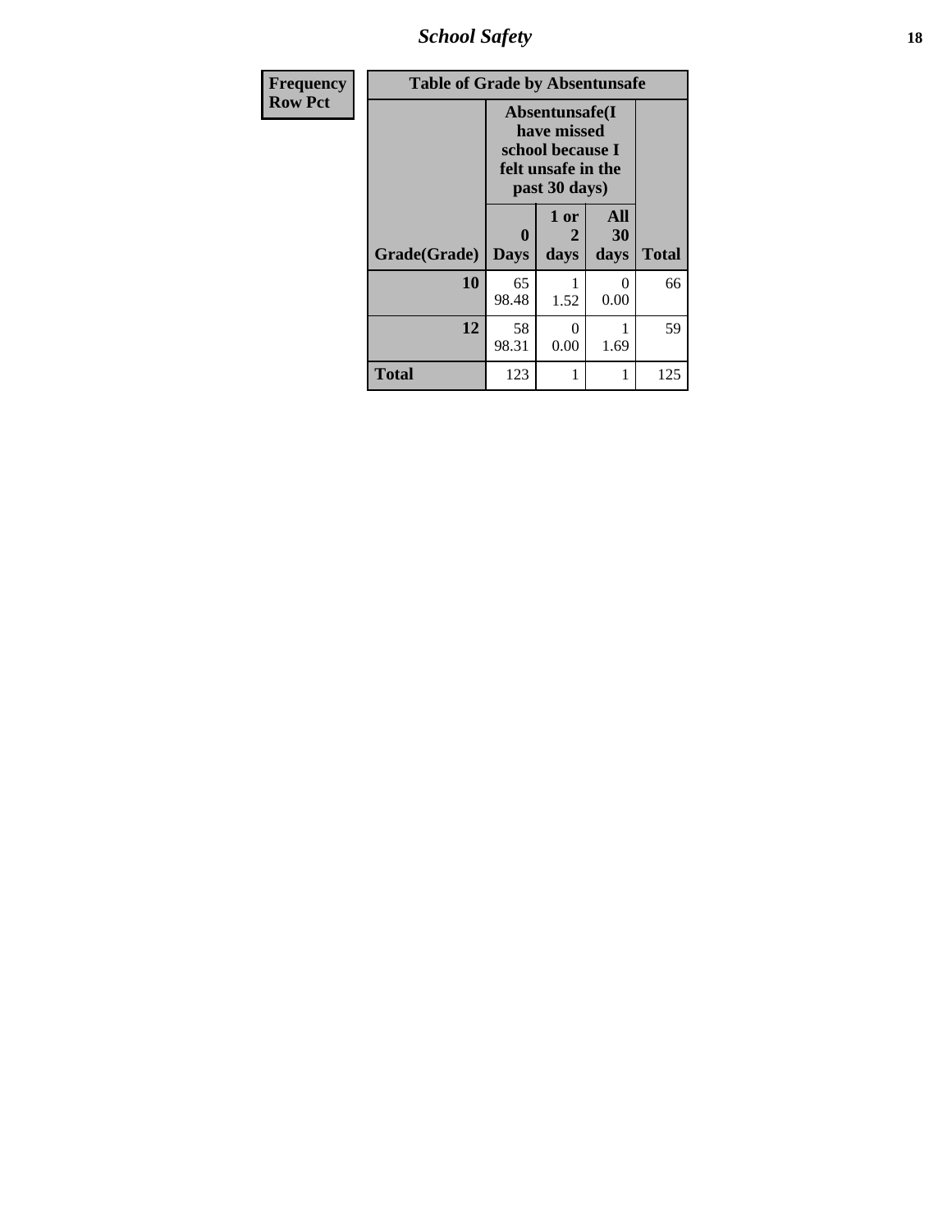| Frequency<br>Row Pct |
|---|

**Table of Grade by Absentunsafe**

| Grade(Grade) | Absentunsafe(I have missed school because I felt unsafe in the past 30 days) 0 Days | 1 or 2 days | All 30 days | Total |
|---|---|---|---|---|
| 10 | 65<br>98.48 | 1<br>1.52 | 0<br>0.00 | 66 |
| 12 | 58<br>98.31 | 0<br>0.00 | 1<br>1.69 | 59 |
| Total | 123 | 1 | 1 | 125 |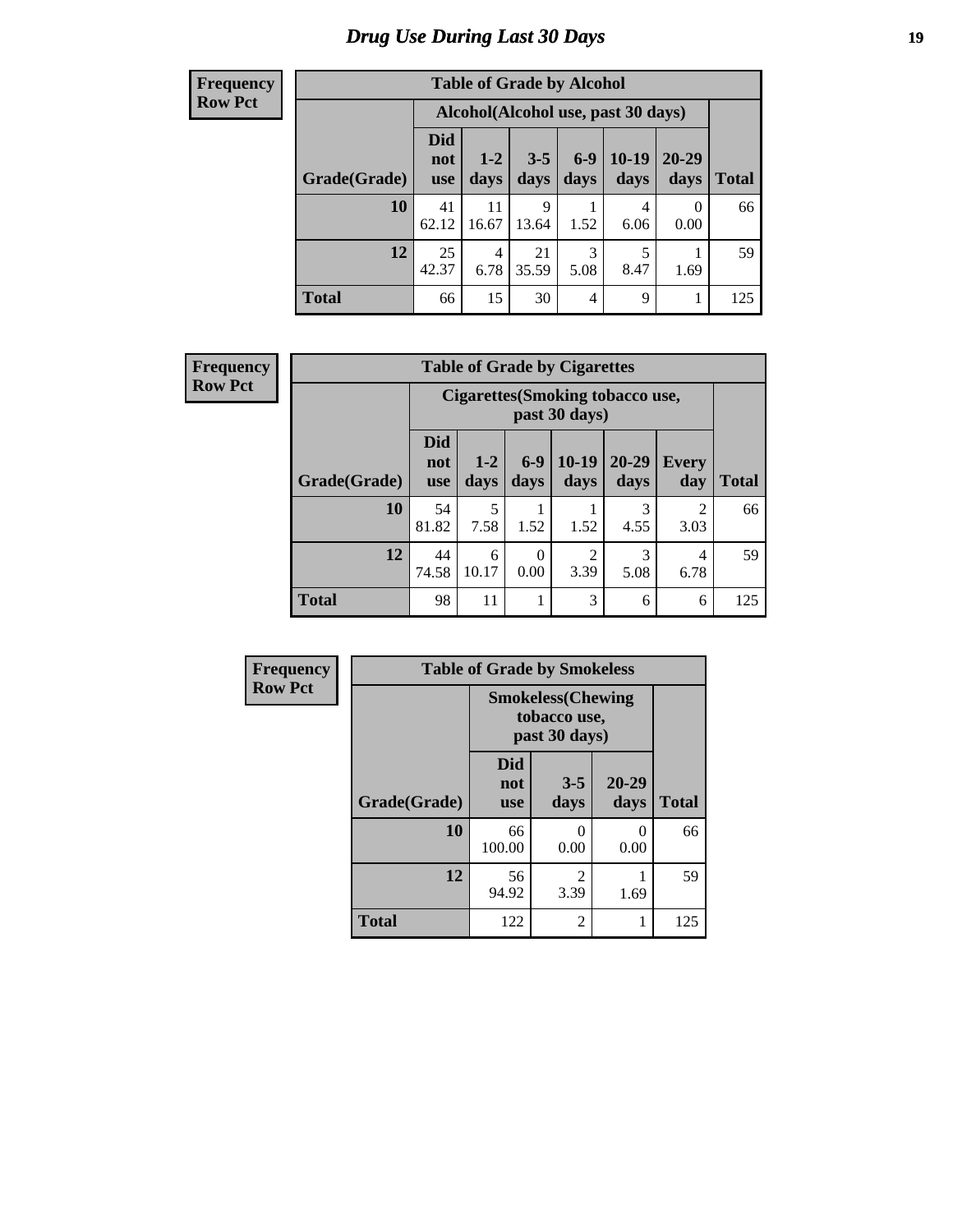## Drug Use During Last 30 Days

| Frequency Row Pct |
|---|

**Table of Grade by Alcohol**

| Grade(Grade) | Alcohol(Alcohol use, past 30 days) | | | | | | Total |
|---|---|---|---|---|---|---|---|
| | Did not use | 1-2 days | 3-5 days | 6-9 days | 10-19 days | 20-29 days | |
| **10** | 41<br>62.12 | 11<br>16.67 | 9<br>13.64 | 1<br>1.52 | 4<br>6.06 | 0<br>0.00 | 66 |
| **12** | 25<br>42.37 | 4<br>6.78 | 21<br>35.59 | 3<br>5.08 | 5<br>8.47 | 1<br>1.69 | 59 |
| **Total** | 66 | 15 | 30 | 4 | 9 | 1 | 125 |

| Frequency Row Pct |
|---|

**Table of Grade by Cigarettes**

| Grade(Grade) | Cigarettes(Smoking tobacco use, past 30 days) | | | | | | Total |
|---|---|---|---|---|---|---|---|
| | Did not use | 1-2 days | 6-9 days | 10-19 days | 20-29 days | Every day | |
| **10** | 54<br>81.82 | 5<br>7.58 | 1<br>1.52 | 1<br>1.52 | 3<br>4.55 | 2<br>3.03 | 66 |
| **12** | 44<br>74.58 | 6<br>10.17 | 0<br>0.00 | 2<br>3.39 | 3<br>5.08 | 4<br>6.78 | 59 |
| **Total** | 98 | 11 | 1 | 3 | 6 | 6 | 125 |

| Frequency Row Pct |
|---|

**Table of Grade by Smokeless**

| Grade(Grade) | Smokeless(Chewing tobacco use, past 30 days) | | | Total |
|---|---|---|---|---|
| | Did not use | 3-5 days | 20-29 days | |
| **10** | 66<br>100.00 | 0<br>0.00 | 0<br>0.00 | 66 |
| **12** | 56<br>94.92 | 2<br>3.39 | 1<br>1.69 | 59 |
| **Total** | 122 | 2 | 1 | 125 |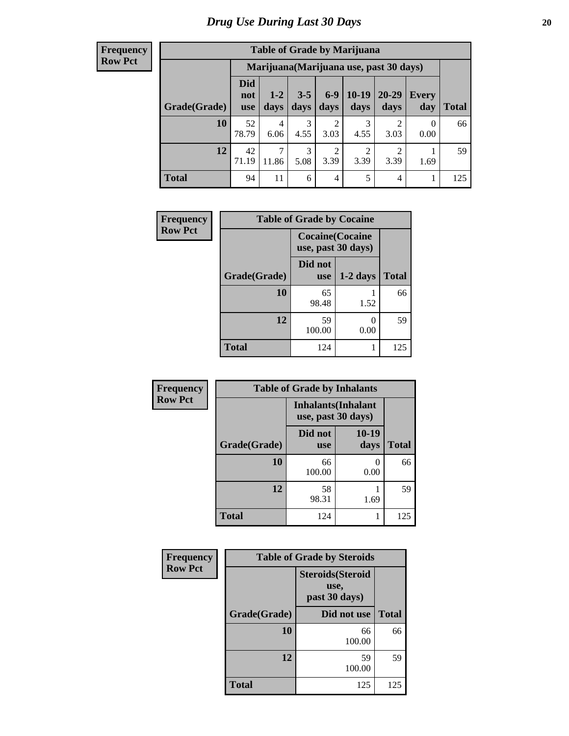# Drug Use During Last 30 Days

**Frequency**
**Row Pct**

| Table of Grade by Marijuana | | | | | | | | |
|---|---|---|---|---|---|---|---|---|
| | Marijuana(Marijuana use, past 30 days) | | | | | | | |
| Grade(Grade) | Did not use | 1-2 days | 3-5 days | 6-9 days | 10-19 days | 20-29 days | Every day | Total |
| **10** | 52<br>78.79 | 4<br>6.06 | 3<br>4.55 | 2<br>3.03 | 3<br>4.55 | 2<br>3.03 | 0<br>0.00 | 66 |
| **12** | 42<br>71.19 | 7<br>11.86 | 3<br>5.08 | 2<br>3.39 | 2<br>3.39 | 2<br>3.39 | 1<br>1.69 | 59 |
| **Total** | 94 | 11 | 6 | 4 | 5 | 4 | 1 | 125 |

**Frequency**
**Row Pct**

| Table of Grade by Cocaine | | | |
|---|---|---|---|
| | Cocaine(Cocaine use, past 30 days) | | |
| Grade(Grade) | Did not use | 1-2 days | Total |
| **10** | 65<br>98.48 | 1<br>1.52 | 66 |
| **12** | 59<br>100.00 | 0<br>0.00 | 59 |
| **Total** | 124 | 1 | 125 |

**Frequency**
**Row Pct**

| Table of Grade by Inhalants | | | |
|---|---|---|---|
| | Inhalants(Inhalant use, past 30 days) | | |
| Grade(Grade) | Did not use | 10-19 days | Total |
| **10** | 66<br>100.00 | 0<br>0.00 | 66 |
| **12** | 58<br>98.31 | 1<br>1.69 | 59 |
| **Total** | 124 | 1 | 125 |

**Frequency**
**Row Pct**

| Table of Grade by Steroids | | |
|---|---|---|
| | Steroids(Steroid use, past 30 days) | |
| Grade(Grade) | Did not use | Total |
| **10** | 66<br>100.00 | 66 |
| **12** | 59<br>100.00 | 59 |
| **Total** | 125 | 125 |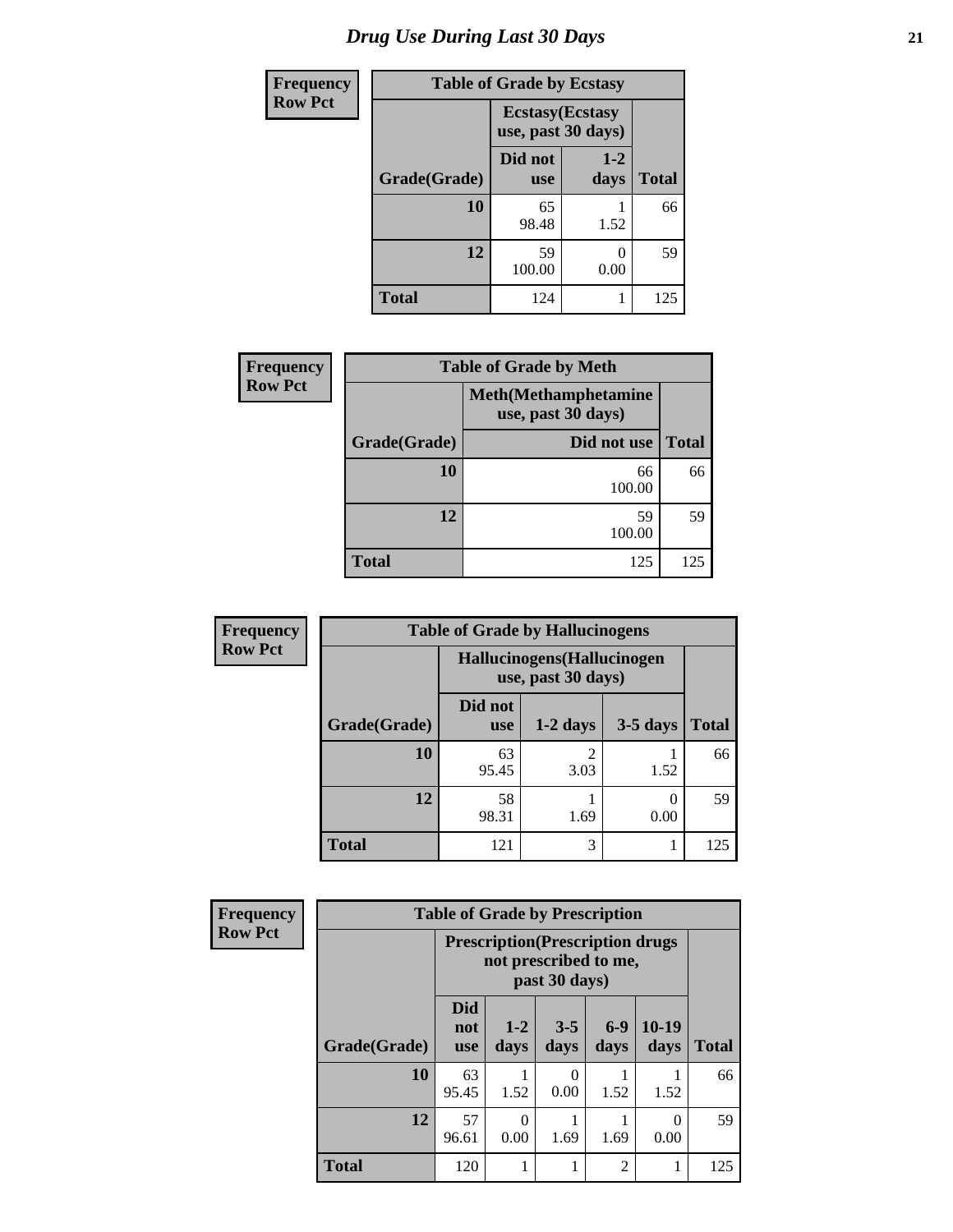# Drug Use During Last 30 Days

**Frequency**
**Row Pct**

| Table of Grade by Ecstasy | | | |
|---|---|---|---|
| | Ecstasy(Ecstasy use, past 30 days) | | |
| Grade(Grade) | Did not use | 1-2 days | Total |
| 10 | 65<br>98.48 | 1<br>1.52 | 66 |
| 12 | 59<br>100.00 | 0<br>0.00 | 59 |
| Total | 124 | 1 | 125 |

**Frequency**
**Row Pct**

| Table of Grade by Meth | | |
|---|---|---|
| | Meth(Methamphetamine use, past 30 days) | |
| Grade(Grade) | Did not use | Total |
| 10 | 66<br>100.00 | 66 |
| 12 | 59<br>100.00 | 59 |
| Total | 125 | 125 |

**Frequency**
**Row Pct**

| Table of Grade by Hallucinogens | | | | |
|---|---|---|---|---|
| | Hallucinogens(Hallucinogen use, past 30 days) | | | |
| Grade(Grade) | Did not use | 1-2 days | 3-5 days | Total |
| 10 | 63<br>95.45 | 2<br>3.03 | 1<br>1.52 | 66 |
| 12 | 58<br>98.31 | 1<br>1.69 | 0<br>0.00 | 59 |
| Total | 121 | 3 | 1 | 125 |

**Frequency**
**Row Pct**

| Table of Grade by Prescription | | | | | | |
|---|---|---|---|---|---|---|
| | Prescription(Prescription drugs not prescribed to me, past 30 days) | | | | | |
| Grade(Grade) | Did not use | 1-2 days | 3-5 days | 6-9 days | 10-19 days | Total |
| 10 | 63<br>95.45 | 1<br>1.52 | 0<br>0.00 | 1<br>1.52 | 1<br>1.52 | 66 |
| 12 | 57<br>96.61 | 0<br>0.00 | 1<br>1.69 | 1<br>1.69 | 0<br>0.00 | 59 |
| Total | 120 | 1 | 1 | 2 | 1 | 125 |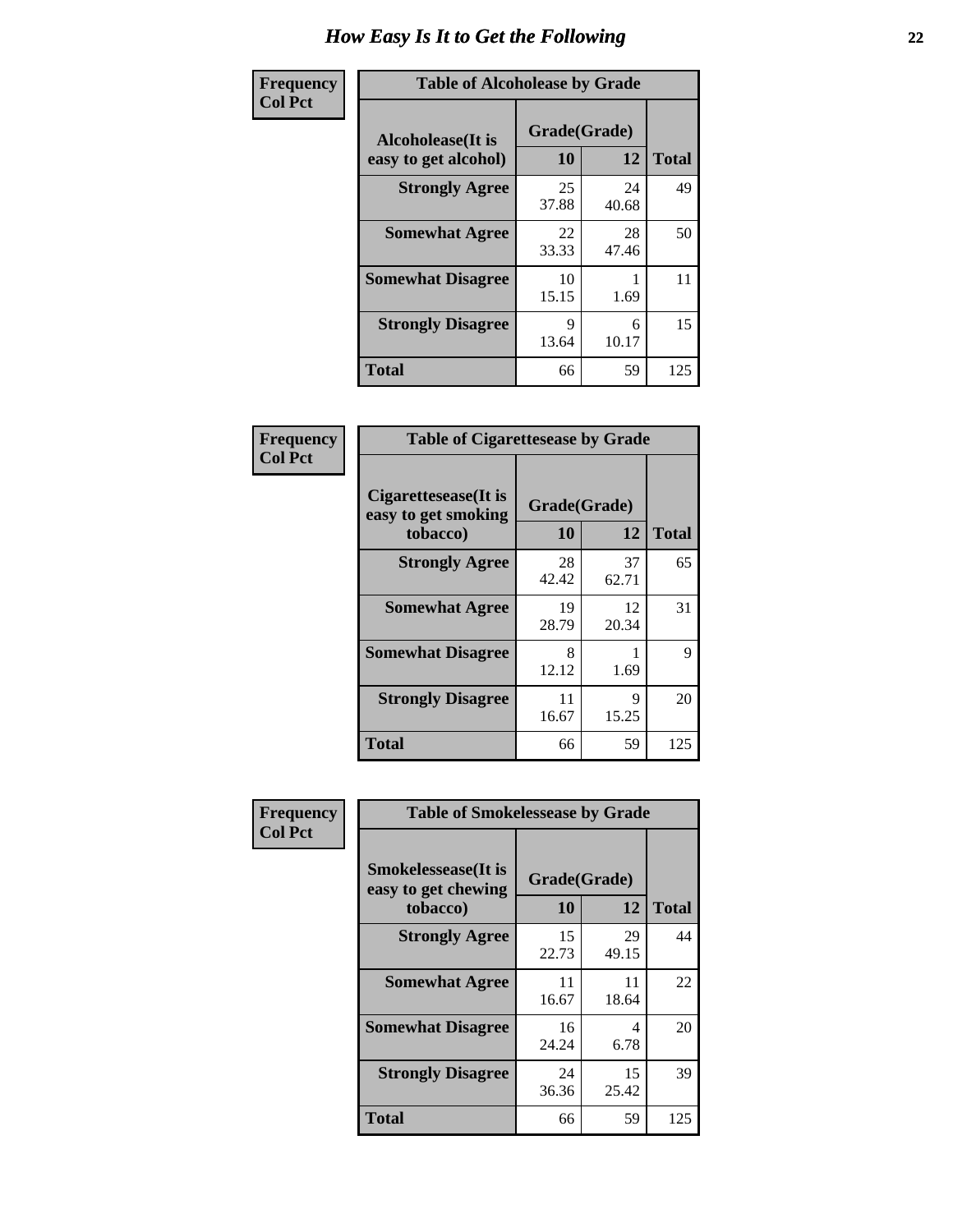# How Easy Is It to Get the Following

**Frequency**
**Col Pct**

| Table of Alcoholease by Grade | | | |
|---|---|---|---|
| **Alcoholease(It is easy to get alcohol)** | **Grade(Grade)** | | **Total** |
| | **10** | **12** | |
| **Strongly Agree** | 25<br>37.88 | 24<br>40.68 | 49 |
| **Somewhat Agree** | 22<br>33.33 | 28<br>47.46 | 50 |
| **Somewhat Disagree** | 10<br>15.15 | 1<br>1.69 | 11 |
| **Strongly Disagree** | 9<br>13.64 | 6<br>10.17 | 15 |
| **Total** | 66 | 59 | 125 |

**Frequency**
**Col Pct**

| Table of Cigarettesease by Grade | | | |
|---|---|---|---|
| **Cigarettesease(It is easy to get smoking tobacco)** | **Grade(Grade)** | | **Total** |
| | **10** | **12** | |
| **Strongly Agree** | 28<br>42.42 | 37<br>62.71 | 65 |
| **Somewhat Agree** | 19<br>28.79 | 12<br>20.34 | 31 |
| **Somewhat Disagree** | 8<br>12.12 | 1<br>1.69 | 9 |
| **Strongly Disagree** | 11<br>16.67 | 9<br>15.25 | 20 |
| **Total** | 66 | 59 | 125 |

**Frequency**
**Col Pct**

| Table of Smokelessease by Grade | | | |
|---|---|---|---|
| **Smokelessease(It is easy to get chewing tobacco)** | **Grade(Grade)** | | **Total** |
| | **10** | **12** | |
| **Strongly Agree** | 15<br>22.73 | 29<br>49.15 | 44 |
| **Somewhat Agree** | 11<br>16.67 | 11<br>18.64 | 22 |
| **Somewhat Disagree** | 16<br>24.24 | 4<br>6.78 | 20 |
| **Strongly Disagree** | 24<br>36.36 | 15<br>25.42 | 39 |
| **Total** | 66 | 59 | 125 |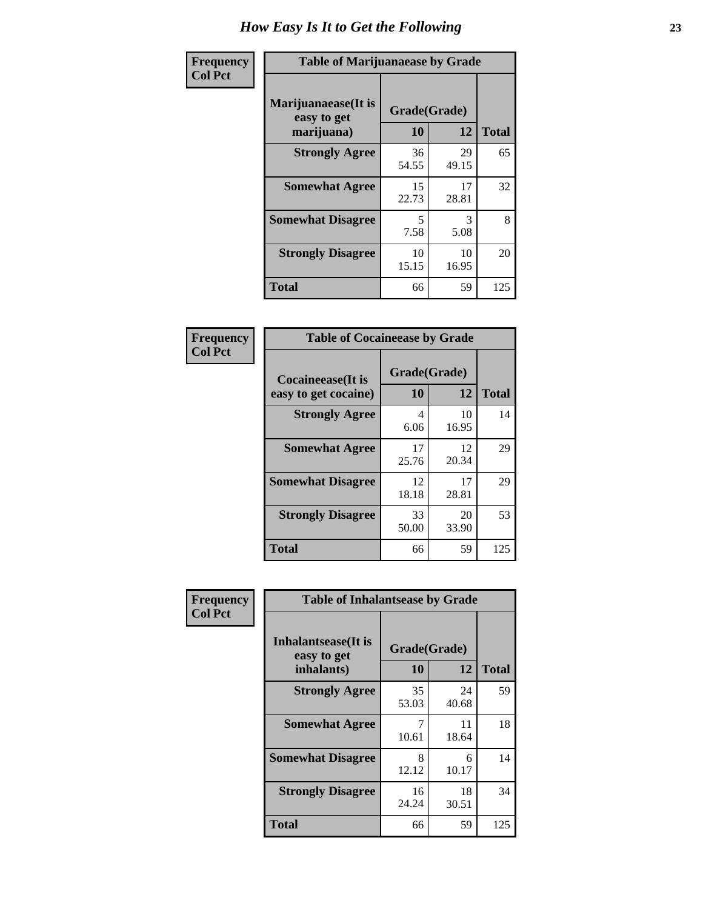# How Easy Is It to Get the Following

**Frequency**
**Col Pct**

**Table of Marijuanaease by Grade**

| Marijuanaease(It is easy to get marijuana) | Grade(Grade) | | Total |
|---|---|---|---|
| | 10 | 12 | |
| **Strongly Agree** | 36<br>54.55 | 29<br>49.15 | 65 |
| **Somewhat Agree** | 15<br>22.73 | 17<br>28.81 | 32 |
| **Somewhat Disagree** | 5<br>7.58 | 3<br>5.08 | 8 |
| **Strongly Disagree** | 10<br>15.15 | 10<br>16.95 | 20 |
| **Total** | 66 | 59 | 125 |

**Frequency**
**Col Pct**

**Table of Cocaineease by Grade**

| Cocaineease(It is easy to get cocaine) | Grade(Grade) | | Total |
|---|---|---|---|
| | 10 | 12 | |
| **Strongly Agree** | 4<br>6.06 | 10<br>16.95 | 14 |
| **Somewhat Agree** | 17<br>25.76 | 12<br>20.34 | 29 |
| **Somewhat Disagree** | 12<br>18.18 | 17<br>28.81 | 29 |
| **Strongly Disagree** | 33<br>50.00 | 20<br>33.90 | 53 |
| **Total** | 66 | 59 | 125 |

**Frequency**
**Col Pct**

**Table of Inhalantsease by Grade**

| Inhalantsease(It is easy to get inhalants) | Grade(Grade) | | Total |
|---|---|---|---|
| | 10 | 12 | |
| **Strongly Agree** | 35<br>53.03 | 24<br>40.68 | 59 |
| **Somewhat Agree** | 7<br>10.61 | 11<br>18.64 | 18 |
| **Somewhat Disagree** | 8<br>12.12 | 6<br>10.17 | 14 |
| **Strongly Disagree** | 16<br>24.24 | 18<br>30.51 | 34 |
| **Total** | 66 | 59 | 125 |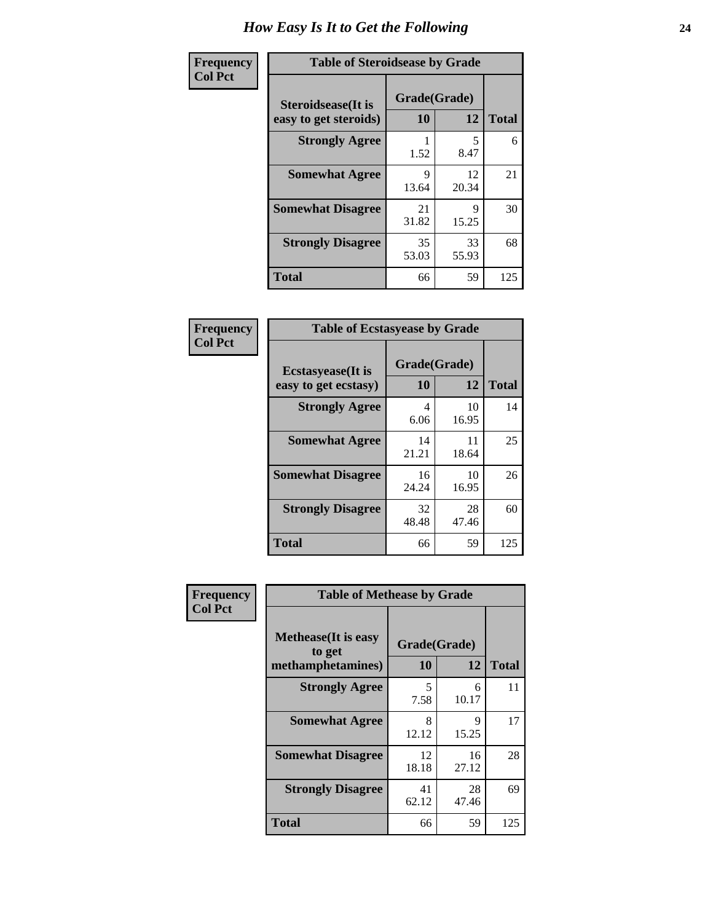# How Easy Is It to Get the Following

**Frequency**
**Col Pct**

**Table of Steroidsease by Grade**

| Steroidsease(It is easy to get steroids) | Grade(Grade) 10 | 12 | Total |
|---|---|---|---|
| **Strongly Agree** | 1<br>1.52 | 5<br>8.47 | 6 |
| **Somewhat Agree** | 9<br>13.64 | 12<br>20.34 | 21 |
| **Somewhat Disagree** | 21<br>31.82 | 9<br>15.25 | 30 |
| **Strongly Disagree** | 35<br>53.03 | 33<br>55.93 | 68 |
| **Total** | 66 | 59 | 125 |

**Frequency**
**Col Pct**

**Table of Ecstasyease by Grade**

| Ecstasyease(It is easy to get ecstasy) | Grade(Grade) 10 | 12 | Total |
|---|---|---|---|
| **Strongly Agree** | 4<br>6.06 | 10<br>16.95 | 14 |
| **Somewhat Agree** | 14<br>21.21 | 11<br>18.64 | 25 |
| **Somewhat Disagree** | 16<br>24.24 | 10<br>16.95 | 26 |
| **Strongly Disagree** | 32<br>48.48 | 28<br>47.46 | 60 |
| **Total** | 66 | 59 | 125 |

**Frequency**
**Col Pct**

**Table of Methease by Grade**

| Methease(It is easy to get methamphetamines) | Grade(Grade) 10 | 12 | Total |
|---|---|---|---|
| **Strongly Agree** | 5<br>7.58 | 6<br>10.17 | 11 |
| **Somewhat Agree** | 8<br>12.12 | 9<br>15.25 | 17 |
| **Somewhat Disagree** | 12<br>18.18 | 16<br>27.12 | 28 |
| **Strongly Disagree** | 41<br>62.12 | 28<br>47.46 | 69 |
| **Total** | 66 | 59 | 125 |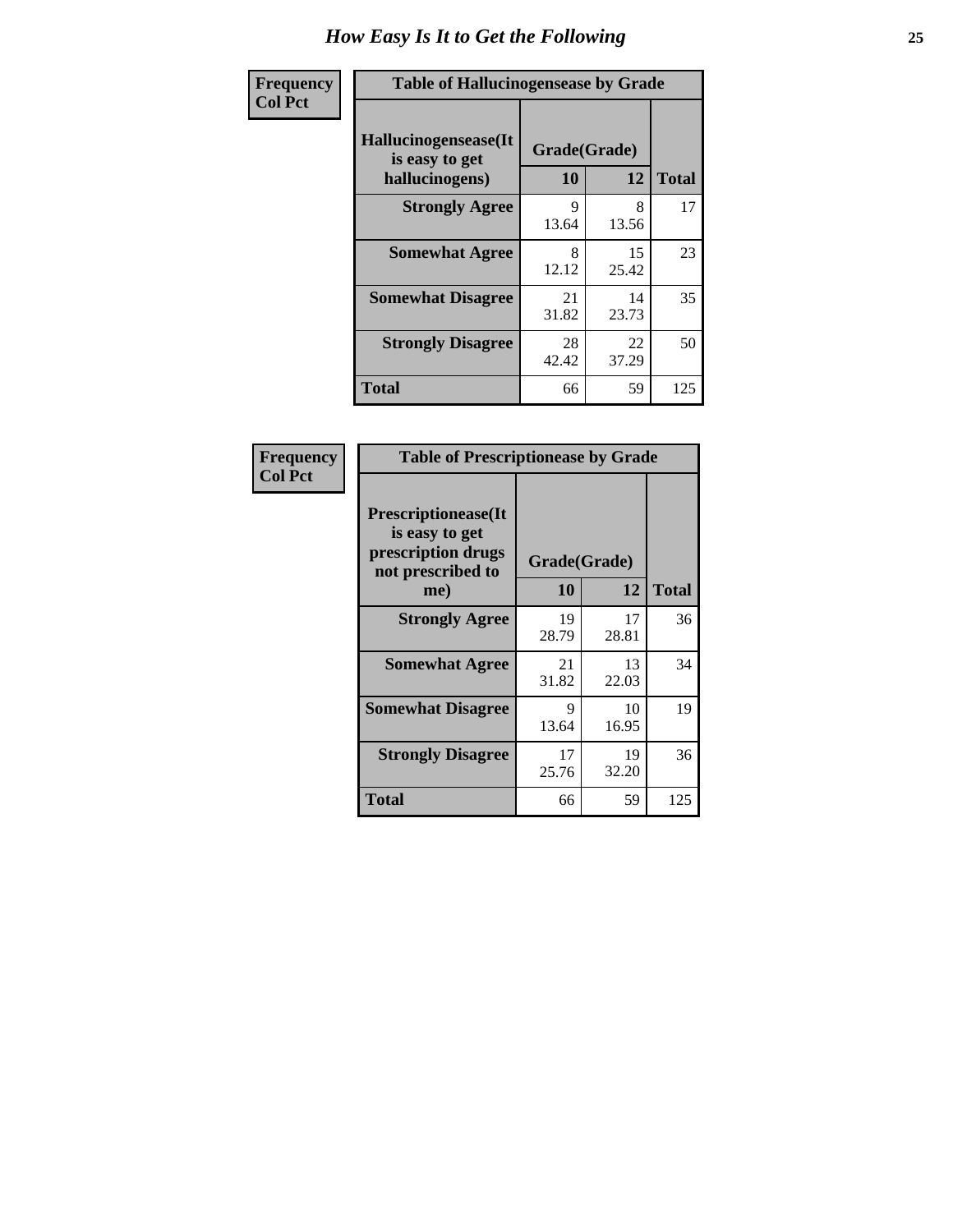# How Easy Is It to Get the Following

| Frequency<br>Col Pct | Table of Hallucinogensease by Grade | | |
|---|---|---|---|
| Hallucinogensease(It is easy to get hallucinogens) | Grade(Grade) | | |
| | 10 | 12 | Total |
| Strongly Agree | 9<br>13.64 | 8<br>13.56 | 17 |
| Somewhat Agree | 8<br>12.12 | 15<br>25.42 | 23 |
| Somewhat Disagree | 21<br>31.82 | 14<br>23.73 | 35 |
| Strongly Disagree | 28<br>42.42 | 22<br>37.29 | 50 |
| Total | 66 | 59 | 125 |

| Frequency<br>Col Pct | Table of Prescriptionease by Grade | | |
|---|---|---|---|
| Prescriptionease(It is easy to get prescription drugs not prescribed to me) | Grade(Grade) | | |
| | 10 | 12 | Total |
| Strongly Agree | 19<br>28.79 | 17<br>28.81 | 36 |
| Somewhat Agree | 21<br>31.82 | 13<br>22.03 | 34 |
| Somewhat Disagree | 9<br>13.64 | 10<br>16.95 | 19 |
| Strongly Disagree | 17<br>25.76 | 19<br>32.20 | 36 |
| Total | 66 | 59 | 125 |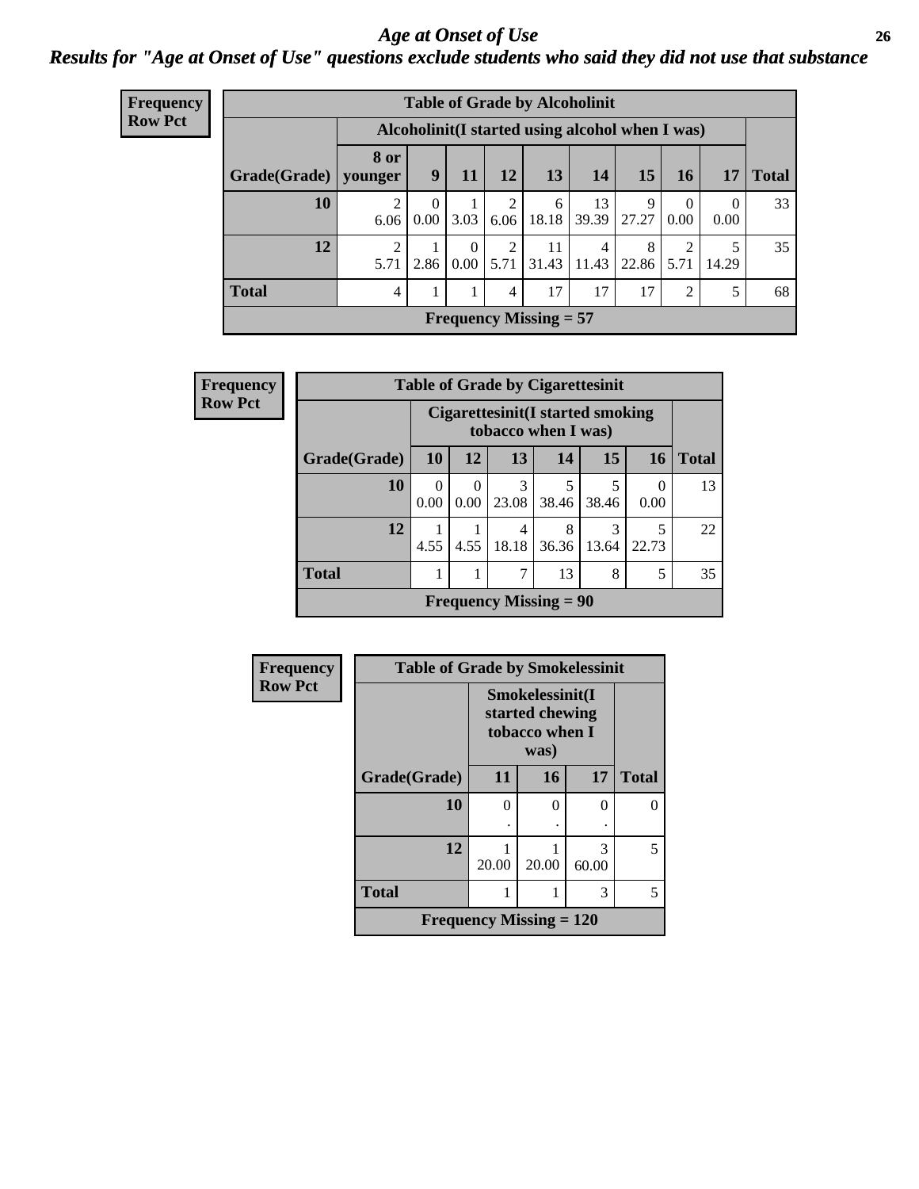## Age at Onset of Use

### Results for "Age at Onset of Use" questions exclude students who said they did not use that substance

**Frequency**
**Row Pct**

**Table of Grade by Alcoholinit**

| | Alcoholinit(I started using alcohol when I was) | | | | | | | | | |
|---|---|---|---|---|---|---|---|---|---|---|
| **Grade(Grade)** | **8 or younger** | **9** | **11** | **12** | **13** | **14** | **15** | **16** | **17** | **Total** |
| **10** | 2<br>6.06 | 0<br>0.00 | 1<br>3.03 | 2<br>6.06 | 6<br>18.18 | 13<br>39.39 | 9<br>27.27 | 0<br>0.00 | 0<br>0.00 | 33 |
| **12** | 2<br>5.71 | 1<br>2.86 | 0<br>0.00 | 2<br>5.71 | 11<br>31.43 | 4<br>11.43 | 8<br>22.86 | 2<br>5.71 | 5<br>14.29 | 35 |
| **Total** | 4 | 1 | 1 | 4 | 17 | 17 | 17 | 2 | 5 | 68 |

**Frequency Missing = 57**

**Frequency**
**Row Pct**

**Table of Grade by Cigarettesinit**

| | Cigarettesinit(I started smoking tobacco when I was) | | | | | | |
|---|---|---|---|---|---|---|---|
| **Grade(Grade)** | **10** | **12** | **13** | **14** | **15** | **16** | **Total** |
| **10** | 0<br>0.00 | 0<br>0.00 | 3<br>23.08 | 5<br>38.46 | 5<br>38.46 | 0<br>0.00 | 13 |
| **12** | 1<br>4.55 | 1<br>4.55 | 4<br>18.18 | 8<br>36.36 | 3<br>13.64 | 5<br>22.73 | 22 |
| **Total** | 1 | 1 | 7 | 13 | 8 | 5 | 35 |

**Frequency Missing = 90**

**Frequency**
**Row Pct**

**Table of Grade by Smokelessinit**

| | Smokelessinit(I started chewing tobacco when I was) | | | |
|---|---|---|---|---|
| **Grade(Grade)** | **11** | **16** | **17** | **Total** |
| **10** | 0<br>. | 0<br>. | 0<br>. | 0 |
| **12** | 1<br>20.00 | 1<br>20.00 | 3<br>60.00 | 5 |
| **Total** | 1 | 1 | 3 | 5 |

**Frequency Missing = 120**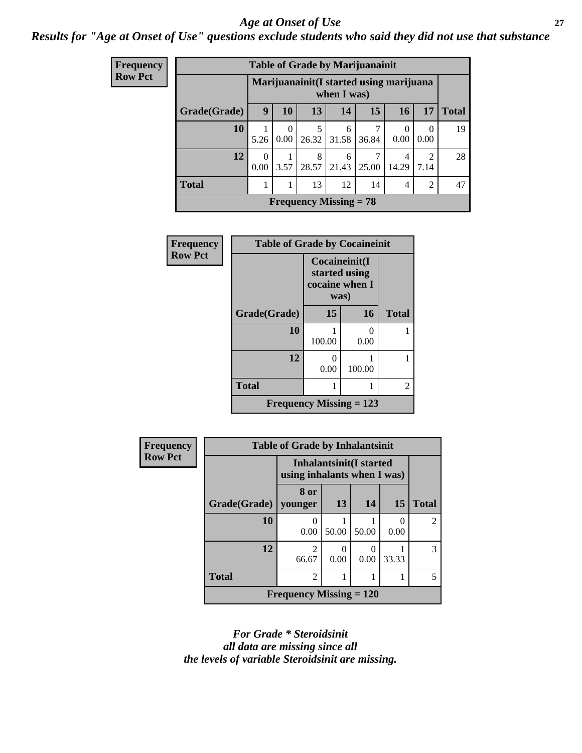## Age at Onset of Use

***Results for "Age at Onset of Use" questions exclude students who said they did not use that substance***

**Frequency**
**Row Pct**

**Table of Grade by Marijuanainit**

| | Marijuanainit(I started using marijuana when I was) | | | | | | | |
|---|---|---|---|---|---|---|---|---|
| **Grade(Grade)** | **9** | **10** | **13** | **14** | **15** | **16** | **17** | **Total** |
| **10** | 1<br>5.26 | 0<br>0.00 | 5<br>26.32 | 6<br>31.58 | 7<br>36.84 | 0<br>0.00 | 0<br>0.00 | 19 |
| **12** | 0<br>0.00 | 1<br>3.57 | 8<br>28.57 | 6<br>21.43 | 7<br>25.00 | 4<br>14.29 | 2<br>7.14 | 28 |
| **Total** | 1 | 1 | 13 | 12 | 14 | 4 | 2 | 47 |

**Frequency Missing = 78**

**Frequency**
**Row Pct**

**Table of Grade by Cocaineinit**

| | Cocaineinit(I started using cocaine when I was) | | |
|---|---|---|---|
| **Grade(Grade)** | **15** | **16** | **Total** |
| **10** | 1<br>100.00 | 0<br>0.00 | 1 |
| **12** | 0<br>0.00 | 1<br>100.00 | 1 |
| **Total** | 1 | 1 | 2 |

**Frequency Missing = 123**

**Frequency**
**Row Pct**

**Table of Grade by Inhalantsinit**

| | Inhalantsinit(I started using inhalants when I was) | | | | |
|---|---|---|---|---|---|
| **Grade(Grade)** | **8 or younger** | **13** | **14** | **15** | **Total** |
| **10** | 0<br>0.00 | 1<br>50.00 | 1<br>50.00 | 0<br>0.00 | 2 |
| **12** | 2<br>66.67 | 0<br>0.00 | 0<br>0.00 | 1<br>33.33 | 3 |
| **Total** | 2 | 1 | 1 | 1 | 5 |

**Frequency Missing = 120**

***For Grade * Steroidsinit all data are missing since all the levels of variable Steroidsinit are missing.***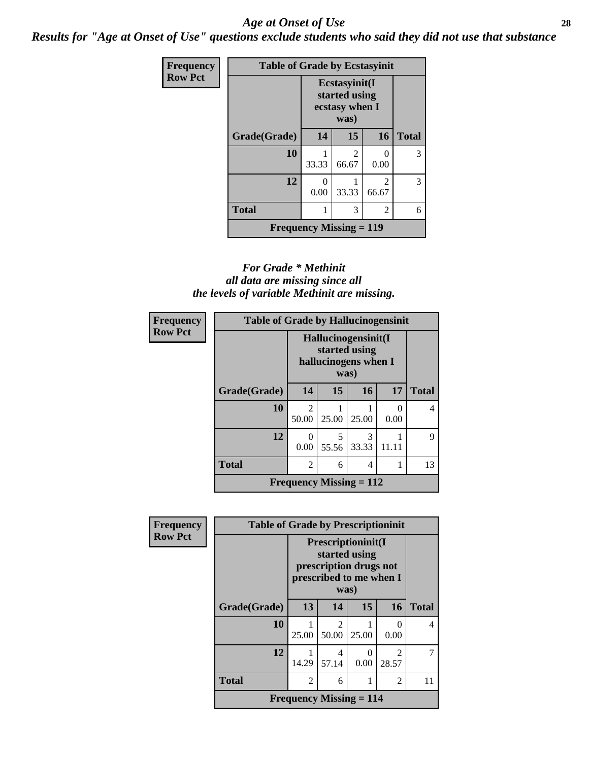# *Age at Onset of Use*

***Results for "Age at Onset of Use" questions exclude students who said they did not use that substance***

**Frequency**
**Row Pct**

| **Table of Grade by Ecstasyinit** | | | | |
|---|---|---|---|---|
| | **Ecstasyinit(I started using ecstasy when I was)** | | | |
| **Grade(Grade)** | **14** | **15** | **16** | **Total** |
| **10** | 1<br>33.33 | 2<br>66.67 | 0<br>0.00 | 3 |
| **12** | 0<br>0.00 | 1<br>33.33 | 2<br>66.67 | 3 |
| **Total** | 1 | 3 | 2 | 6 |
| **Frequency Missing = 119** | | | | |

*For Grade \* Methinit*
*all data are missing since all*
*the levels of variable Methinit are missing.*

**Frequency**
**Row Pct**

| **Table of Grade by Hallucinogensinit** | | | | | |
|---|---|---|---|---|---|
| | **Hallucinogensinit(I started using hallucinogens when I was)** | | | | |
| **Grade(Grade)** | **14** | **15** | **16** | **17** | **Total** |
| **10** | 2<br>50.00 | 1<br>25.00 | 1<br>25.00 | 0<br>0.00 | 4 |
| **12** | 0<br>0.00 | 5<br>55.56 | 3<br>33.33 | 1<br>11.11 | 9 |
| **Total** | 2 | 6 | 4 | 1 | 13 |
| **Frequency Missing = 112** | | | | | |

**Frequency**
**Row Pct**

| **Table of Grade by Prescriptioninit** | | | | | |
|---|---|---|---|---|---|
| | **Prescriptioninit(I started using prescription drugs not prescribed to me when I was)** | | | | |
| **Grade(Grade)** | **13** | **14** | **15** | **16** | **Total** |
| **10** | 1<br>25.00 | 2<br>50.00 | 1<br>25.00 | 0<br>0.00 | 4 |
| **12** | 1<br>14.29 | 4<br>57.14 | 0<br>0.00 | 2<br>28.57 | 7 |
| **Total** | 2 | 6 | 1 | 2 | 11 |
| **Frequency Missing = 114** | | | | | |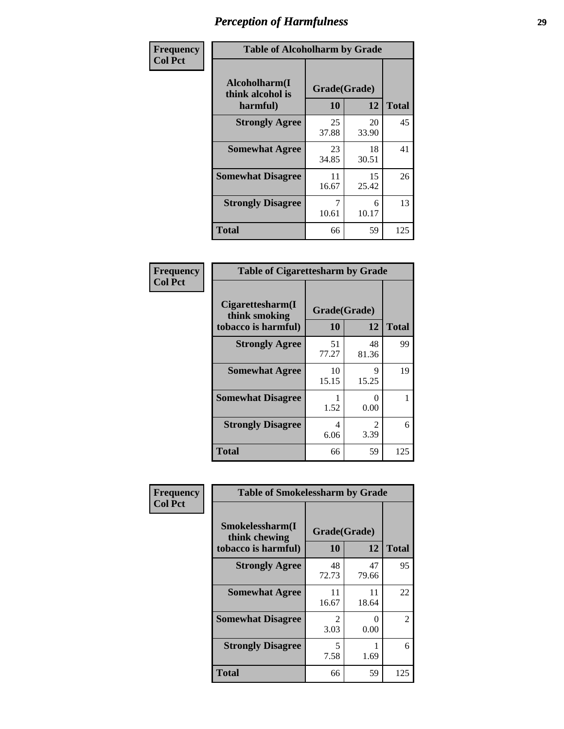# Perception of Harmfulness

**Frequency**
**Col Pct**

| Alcoholharm(I think alcohol is harmful) | Grade(Grade) 10 | 12 | Total |
|---|---|---|---|
| **Strongly Agree** | 25<br>37.88 | 20<br>33.90 | 45 |
| **Somewhat Agree** | 23<br>34.85 | 18<br>30.51 | 41 |
| **Somewhat Disagree** | 11<br>16.67 | 15<br>25.42 | 26 |
| **Strongly Disagree** | 7<br>10.61 | 6<br>10.17 | 13 |
| **Total** | 66 | 59 | 125 |

Table of Alcoholharm by Grade

**Frequency**
**Col Pct**

| Cigarettesharm(I think smoking tobacco is harmful) | Grade(Grade) 10 | 12 | Total |
|---|---|---|---|
| **Strongly Agree** | 51<br>77.27 | 48<br>81.36 | 99 |
| **Somewhat Agree** | 10<br>15.15 | 9<br>15.25 | 19 |
| **Somewhat Disagree** | 1<br>1.52 | 0<br>0.00 | 1 |
| **Strongly Disagree** | 4<br>6.06 | 2<br>3.39 | 6 |
| **Total** | 66 | 59 | 125 |

Table of Cigarettesharm by Grade

**Frequency**
**Col Pct**

| Smokelessharm(I think chewing tobacco is harmful) | Grade(Grade) 10 | 12 | Total |
|---|---|---|---|
| **Strongly Agree** | 48<br>72.73 | 47<br>79.66 | 95 |
| **Somewhat Agree** | 11<br>16.67 | 11<br>18.64 | 22 |
| **Somewhat Disagree** | 2<br>3.03 | 0<br>0.00 | 2 |
| **Strongly Disagree** | 5<br>7.58 | 1<br>1.69 | 6 |
| **Total** | 66 | 59 | 125 |

Table of Smokelessharm by Grade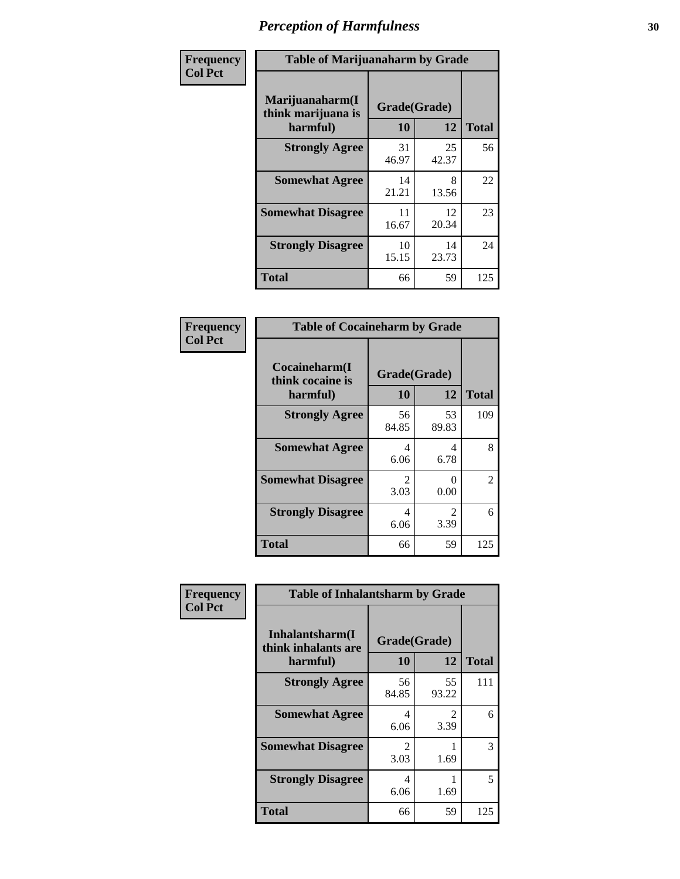# Perception of Harmfulness

| Frequency<br>Col Pct | Table of Marijuanaharm by Grade | | |
|---|---|---|---|
| Marijuanaharm(I think marijuana is harmful) | Grade(Grade) | | |
| | 10 | 12 | Total |
| Strongly Agree | 31<br>46.97 | 25<br>42.37 | 56 |
| Somewhat Agree | 14<br>21.21 | 8<br>13.56 | 22 |
| Somewhat Disagree | 11<br>16.67 | 12<br>20.34 | 23 |
| Strongly Disagree | 10<br>15.15 | 14<br>23.73 | 24 |
| Total | 66 | 59 | 125 |

| Frequency<br>Col Pct | Table of Cocaineharm by Grade | | |
|---|---|---|---|
| Cocaineharm(I think cocaine is harmful) | Grade(Grade) | | |
| | 10 | 12 | Total |
| Strongly Agree | 56<br>84.85 | 53<br>89.83 | 109 |
| Somewhat Agree | 4<br>6.06 | 4<br>6.78 | 8 |
| Somewhat Disagree | 2<br>3.03 | 0<br>0.00 | 2 |
| Strongly Disagree | 4<br>6.06 | 2<br>3.39 | 6 |
| Total | 66 | 59 | 125 |

| Frequency<br>Col Pct | Table of Inhalantsharm by Grade | | |
|---|---|---|---|
| Inhalantsharm(I think inhalants are harmful) | Grade(Grade) | | |
| | 10 | 12 | Total |
| Strongly Agree | 56<br>84.85 | 55<br>93.22 | 111 |
| Somewhat Agree | 4<br>6.06 | 2<br>3.39 | 6 |
| Somewhat Disagree | 2<br>3.03 | 1<br>1.69 | 3 |
| Strongly Disagree | 4<br>6.06 | 1<br>1.69 | 5 |
| Total | 66 | 59 | 125 |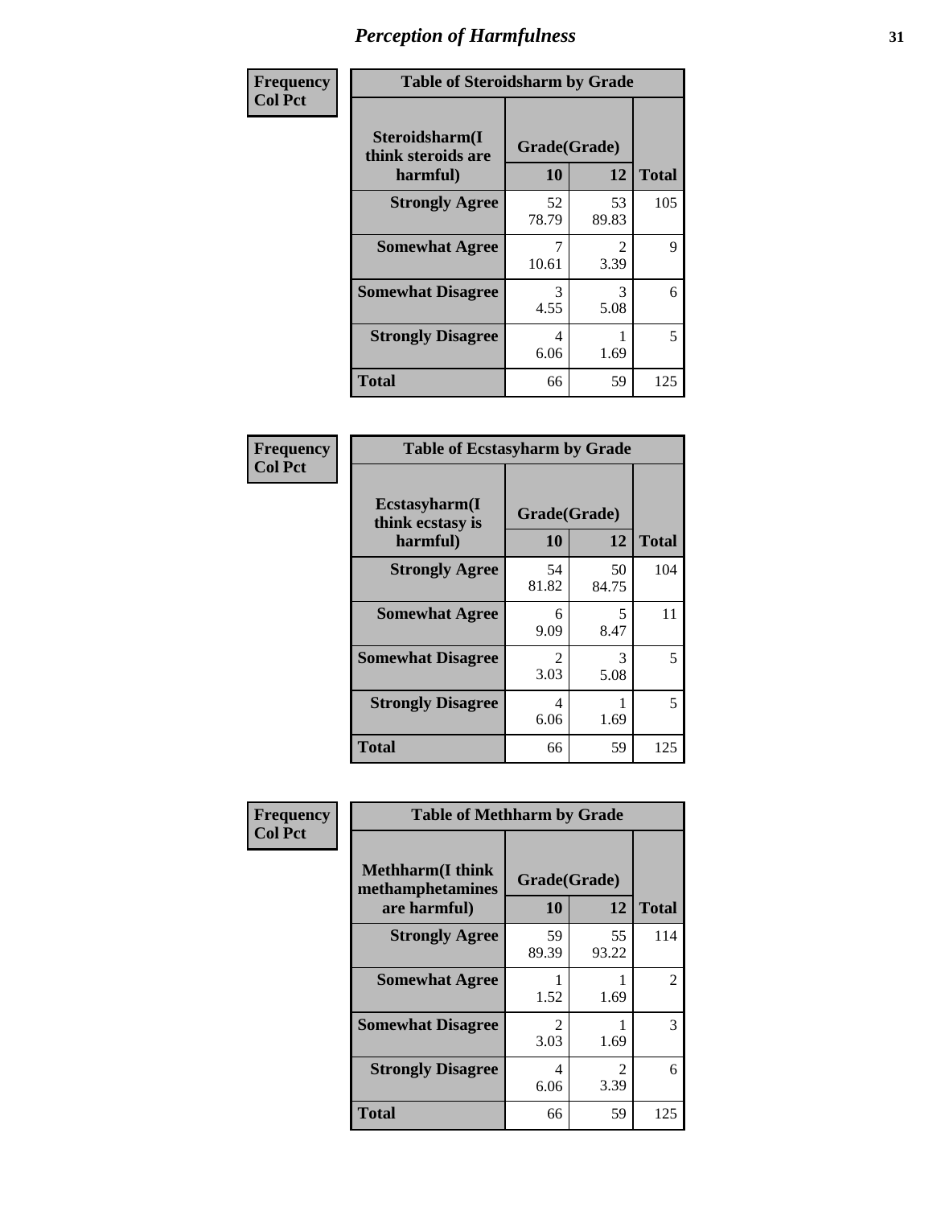# *Perception of Harmfulness*

**Frequency**
**Col Pct**

| **Table of Steroidsharm by Grade** | | | |
|---|---|---|---|
| **Steroidsharm(I think steroids are harmful)** | **Grade(Grade)** | | **Total** |
| | **10** | **12** | |
| **Strongly Agree** | 52<br>78.79 | 53<br>89.83 | 105 |
| **Somewhat Agree** | 7<br>10.61 | 2<br>3.39 | 9 |
| **Somewhat Disagree** | 3<br>4.55 | 3<br>5.08 | 6 |
| **Strongly Disagree** | 4<br>6.06 | 1<br>1.69 | 5 |
| **Total** | 66 | 59 | 125 |

**Frequency**
**Col Pct**

| **Table of Ecstasyharm by Grade** | | | |
|---|---|---|---|
| **Ecstasyharm(I think ecstasy is harmful)** | **Grade(Grade)** | | **Total** |
| | **10** | **12** | |
| **Strongly Agree** | 54<br>81.82 | 50<br>84.75 | 104 |
| **Somewhat Agree** | 6<br>9.09 | 5<br>8.47 | 11 |
| **Somewhat Disagree** | 2<br>3.03 | 3<br>5.08 | 5 |
| **Strongly Disagree** | 4<br>6.06 | 1<br>1.69 | 5 |
| **Total** | 66 | 59 | 125 |

**Frequency**
**Col Pct**

| **Table of Methharm by Grade** | | | |
|---|---|---|---|
| **Methharm(I think methamphetamines are harmful)** | **Grade(Grade)** | | **Total** |
| | **10** | **12** | |
| **Strongly Agree** | 59<br>89.39 | 55<br>93.22 | 114 |
| **Somewhat Agree** | 1<br>1.52 | 1<br>1.69 | 2 |
| **Somewhat Disagree** | 2<br>3.03 | 1<br>1.69 | 3 |
| **Strongly Disagree** | 4<br>6.06 | 2<br>3.39 | 6 |
| **Total** | 66 | 59 | 125 |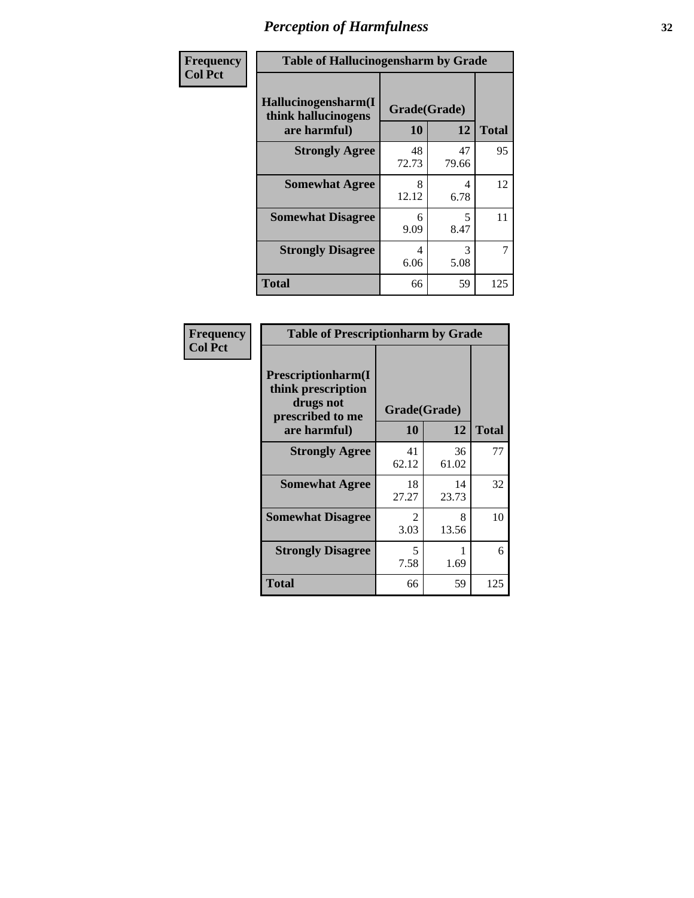# Perception of Harmfulness

**Frequency**
**Col Pct**

**Table of Hallucinogensharm by Grade**

| Hallucinogensharm(I think hallucinogens are harmful) | Grade(Grade) | | Total |
|---|---|---|---|
| | 10 | 12 | |
| **Strongly Agree** | 48<br>72.73 | 47<br>79.66 | 95 |
| **Somewhat Agree** | 8<br>12.12 | 4<br>6.78 | 12 |
| **Somewhat Disagree** | 6<br>9.09 | 5<br>8.47 | 11 |
| **Strongly Disagree** | 4<br>6.06 | 3<br>5.08 | 7 |
| **Total** | 66 | 59 | 125 |

**Frequency**
**Col Pct**

**Table of Prescriptionharm by Grade**

| Prescriptionharm(I think prescription drugs not prescribed to me are harmful) | Grade(Grade) | | Total |
|---|---|---|---|
| | 10 | 12 | |
| **Strongly Agree** | 41<br>62.12 | 36<br>61.02 | 77 |
| **Somewhat Agree** | 18<br>27.27 | 14<br>23.73 | 32 |
| **Somewhat Disagree** | 2<br>3.03 | 8<br>13.56 | 10 |
| **Strongly Disagree** | 5<br>7.58 | 1<br>1.69 | 6 |
| **Total** | 66 | 59 | 125 |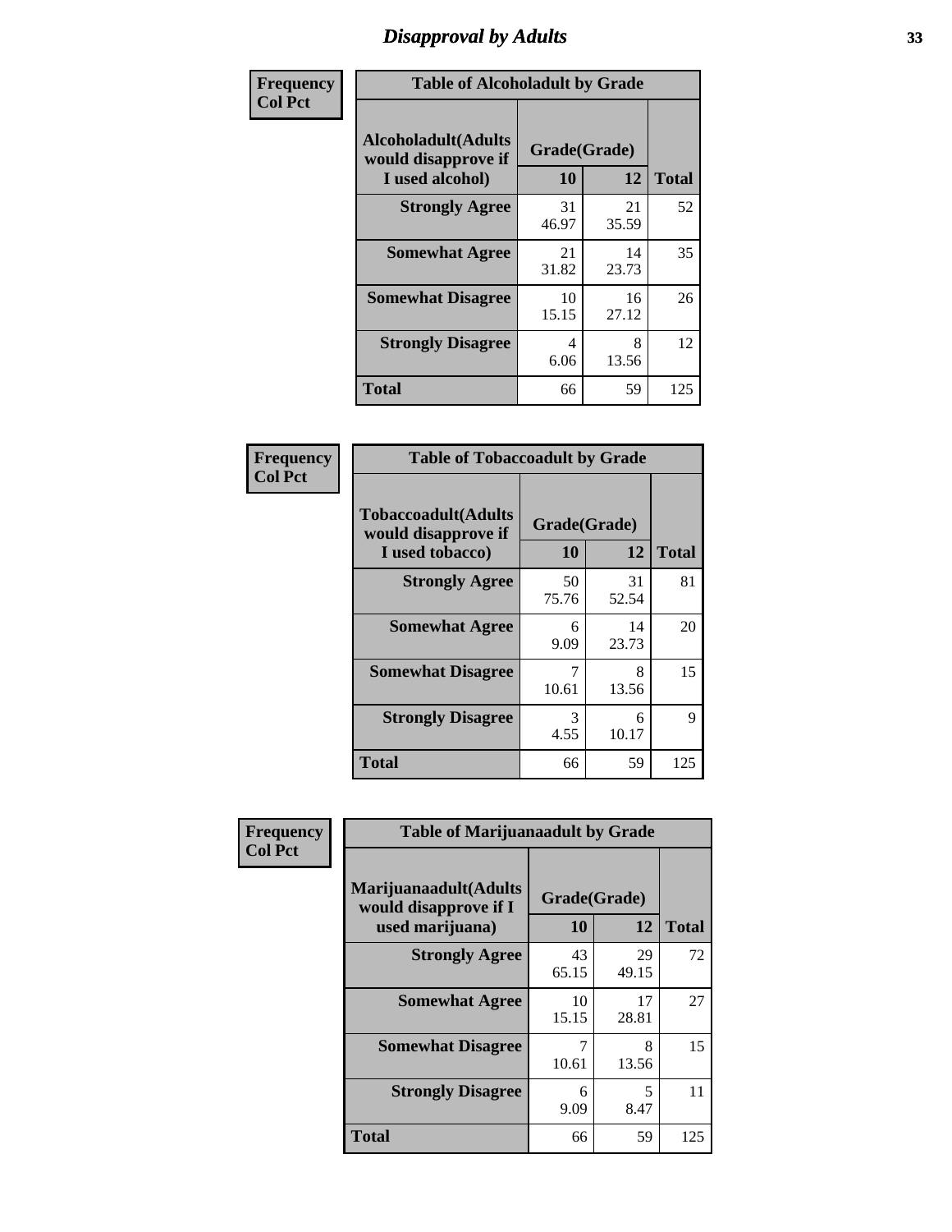# Disapproval by Adults

**Frequency**
**Col Pct**

**Table of Alcoholadult by Grade**

| Alcoholadult(Adults would disapprove if I used alcohol) | Grade(Grade) 10 | 12 | Total |
|---|---|---|---|
| **Strongly Agree** | 31<br>46.97 | 21<br>35.59 | 52 |
| **Somewhat Agree** | 21<br>31.82 | 14<br>23.73 | 35 |
| **Somewhat Disagree** | 10<br>15.15 | 16<br>27.12 | 26 |
| **Strongly Disagree** | 4<br>6.06 | 8<br>13.56 | 12 |
| **Total** | 66 | 59 | 125 |

**Frequency**
**Col Pct**

**Table of Tobaccoadult by Grade**

| Tobaccoadult(Adults would disapprove if I used tobacco) | Grade(Grade) 10 | 12 | Total |
|---|---|---|---|
| **Strongly Agree** | 50<br>75.76 | 31<br>52.54 | 81 |
| **Somewhat Agree** | 6<br>9.09 | 14<br>23.73 | 20 |
| **Somewhat Disagree** | 7<br>10.61 | 8<br>13.56 | 15 |
| **Strongly Disagree** | 3<br>4.55 | 6<br>10.17 | 9 |
| **Total** | 66 | 59 | 125 |

**Frequency**
**Col Pct**

**Table of Marijuanaadult by Grade**

| Marijuanaadult(Adults would disapprove if I used marijuana) | Grade(Grade) 10 | 12 | Total |
|---|---|---|---|
| **Strongly Agree** | 43<br>65.15 | 29<br>49.15 | 72 |
| **Somewhat Agree** | 10<br>15.15 | 17<br>28.81 | 27 |
| **Somewhat Disagree** | 7<br>10.61 | 8<br>13.56 | 15 |
| **Strongly Disagree** | 6<br>9.09 | 5<br>8.47 | 11 |
| **Total** | 66 | 59 | 125 |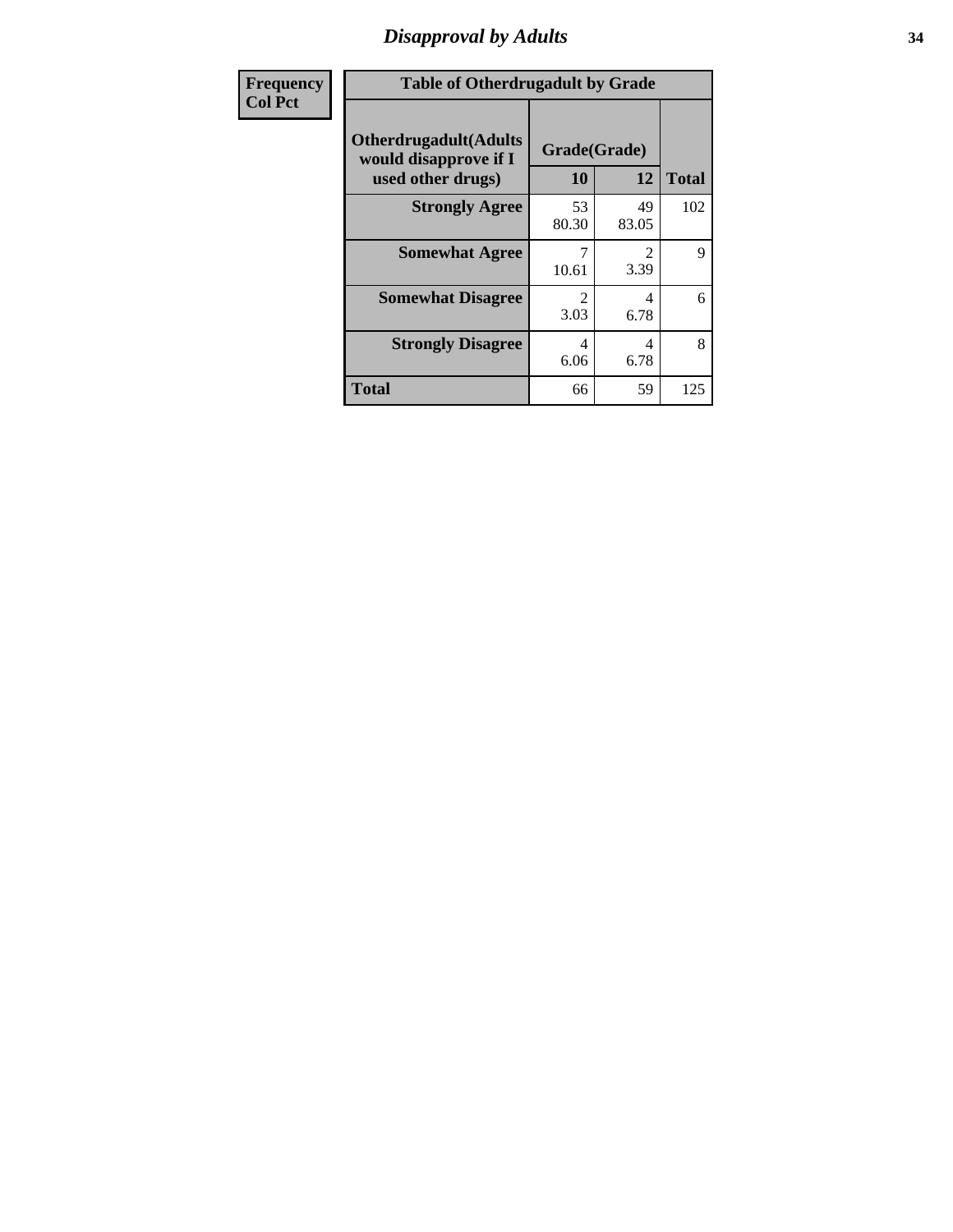# *Disapproval by Adults*

| Frequency<br>Col Pct |
|---|

**Table of Otherdrugadult by Grade**

| Otherdrugadult(Adults would disapprove if I used other drugs) | Grade(Grade) | | |
|---|---|---|---|
| | 10 | 12 | Total |
| Strongly Agree | 53<br>80.30 | 49<br>83.05 | 102 |
| Somewhat Agree | 7<br>10.61 | 2<br>3.39 | 9 |
| Somewhat Disagree | 2<br>3.03 | 4<br>6.78 | 6 |
| Strongly Disagree | 4<br>6.06 | 4<br>6.78 | 8 |
| Total | 66 | 59 | 125 |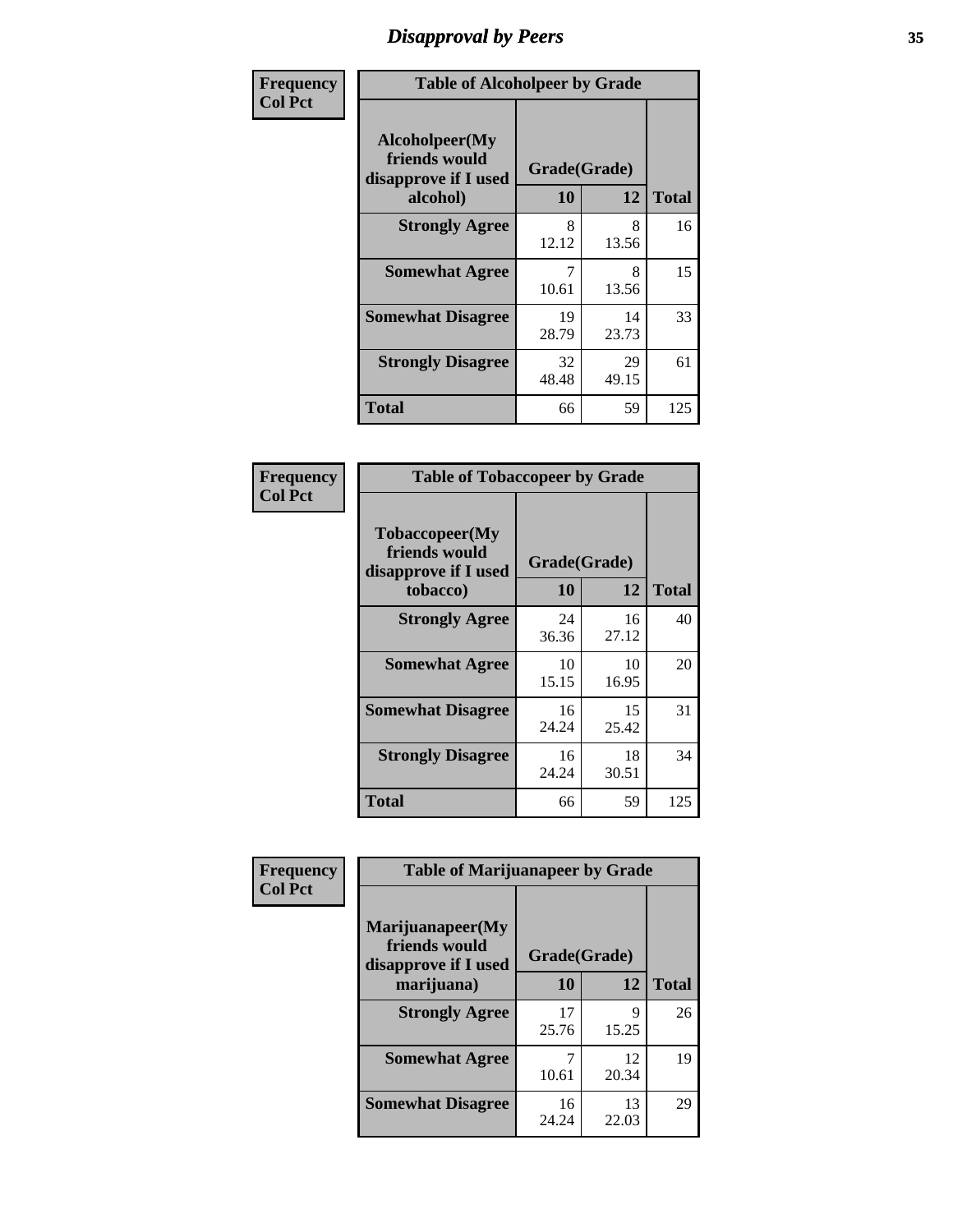# Disapproval by Peers

| Frequency<br>Col Pct | Table of Alcoholpeer by Grade | | |
|---|---|---|---|
| Alcoholpeer(My friends would disapprove if I used alcohol) | Grade(Grade) | | |
| | 10 | 12 | Total |
| Strongly Agree | 8<br>12.12 | 8<br>13.56 | 16 |
| Somewhat Agree | 7<br>10.61 | 8<br>13.56 | 15 |
| Somewhat Disagree | 19<br>28.79 | 14<br>23.73 | 33 |
| Strongly Disagree | 32<br>48.48 | 29<br>49.15 | 61 |
| Total | 66 | 59 | 125 |

| Frequency<br>Col Pct | Table of Tobaccopeer by Grade | | |
|---|---|---|---|
| Tobaccopeer(My friends would disapprove if I used tobacco) | Grade(Grade) | | |
| | 10 | 12 | Total |
| Strongly Agree | 24<br>36.36 | 16<br>27.12 | 40 |
| Somewhat Agree | 10<br>15.15 | 10<br>16.95 | 20 |
| Somewhat Disagree | 16<br>24.24 | 15<br>25.42 | 31 |
| Strongly Disagree | 16<br>24.24 | 18<br>30.51 | 34 |
| Total | 66 | 59 | 125 |

| Frequency<br>Col Pct | Table of Marijuanapeer by Grade | | |
|---|---|---|---|
| Marijuanapeer(My friends would disapprove if I used marijuana) | Grade(Grade) | | |
| | 10 | 12 | Total |
| Strongly Agree | 17<br>25.76 | 9<br>15.25 | 26 |
| Somewhat Agree | 7<br>10.61 | 12<br>20.34 | 19 |
| Somewhat Disagree | 16<br>24.24 | 13<br>22.03 | 29 |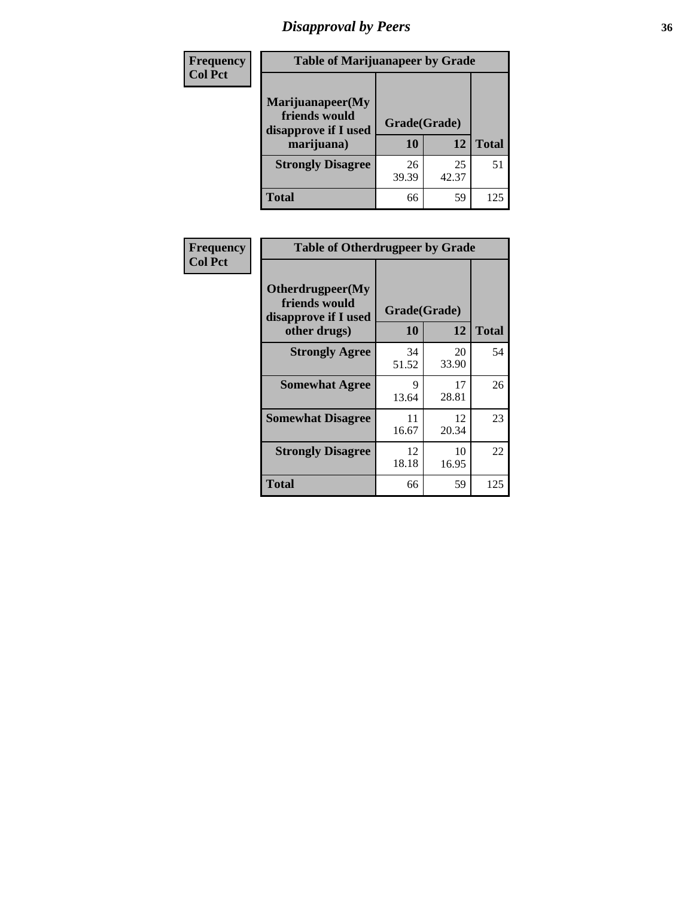# Disapproval by Peers

| Frequency<br>Col Pct | Table of Marijuanapeer by Grade | | |
|---|---|---|---|
| Marijuanapeer(My friends would disapprove if I used marijuana) | Grade(Grade) | | |
| | 10 | 12 | Total |
| Strongly Disagree | 26<br>39.39 | 25<br>42.37 | 51 |
| Total | 66 | 59 | 125 |

| Frequency<br>Col Pct | Table of Otherdrugpeer by Grade | | |
|---|---|---|---|
| Otherdrugpeer(My friends would disapprove if I used other drugs) | Grade(Grade) | | |
| | 10 | 12 | Total |
| Strongly Agree | 34<br>51.52 | 20<br>33.90 | 54 |
| Somewhat Agree | 9<br>13.64 | 17<br>28.81 | 26 |
| Somewhat Disagree | 11<br>16.67 | 12<br>20.34 | 23 |
| Strongly Disagree | 12<br>18.18 | 10<br>16.95 | 22 |
| Total | 66 | 59 | 125 |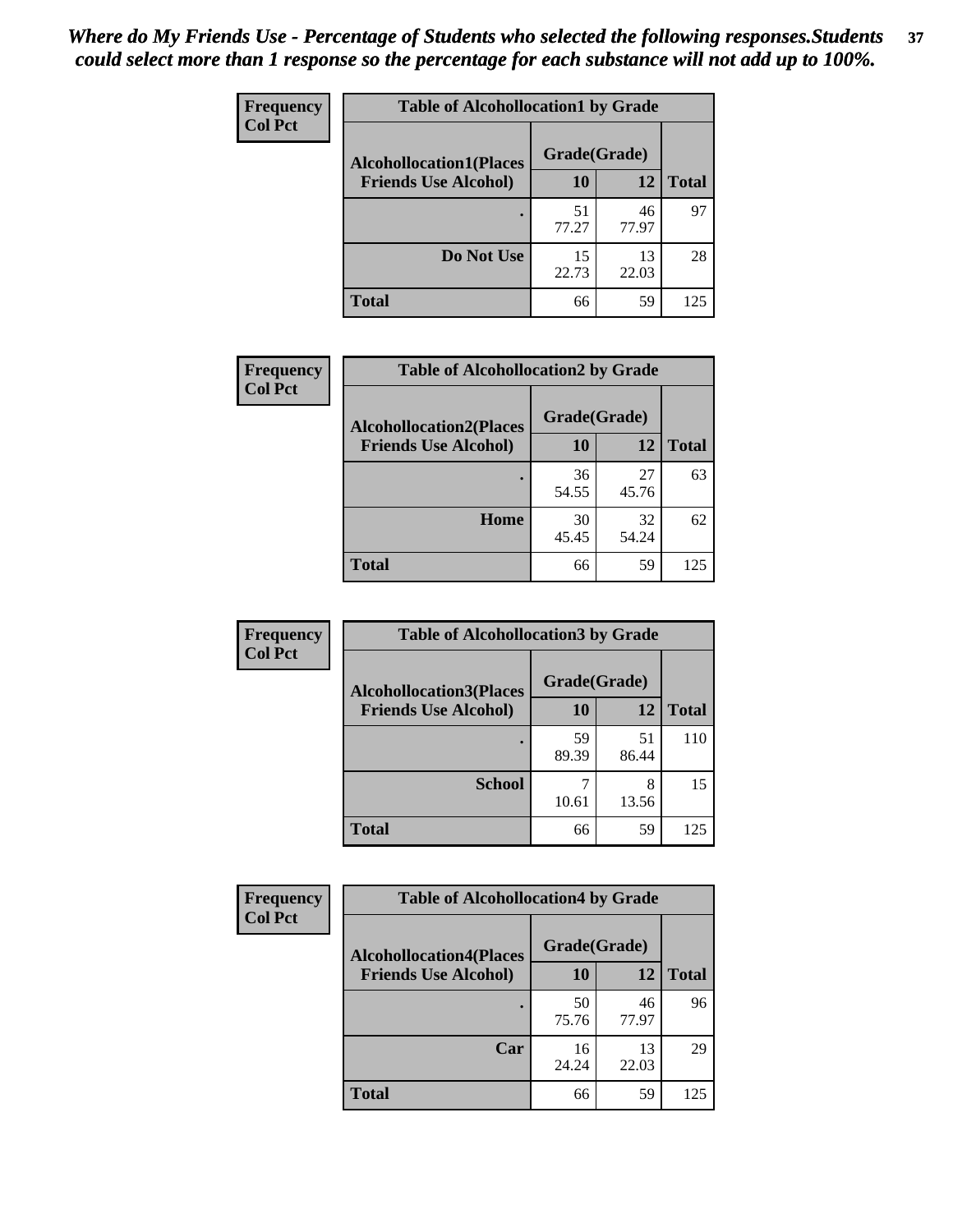*Where do My Friends Use - Percentage of Students who selected the following responses.Students could select more than 1 response so the percentage for each substance will not add up to 100%.*

**Frequency**
**Col Pct**

| Table of Alcohollocation1 by Grade | | | |
|---|---|---|---|
| **Alcohollocation1(Places Friends Use Alcohol)** | **Grade(Grade)** | | **Total** |
| | **10** | **12** | |
| **.** | 51<br>77.27 | 46<br>77.97 | 97 |
| **Do Not Use** | 15<br>22.73 | 13<br>22.03 | 28 |
| **Total** | 66 | 59 | 125 |

**Frequency**
**Col Pct**

| Table of Alcohollocation2 by Grade | | | |
|---|---|---|---|
| **Alcohollocation2(Places Friends Use Alcohol)** | **Grade(Grade)** | | **Total** |
| | **10** | **12** | |
| **.** | 36<br>54.55 | 27<br>45.76 | 63 |
| **Home** | 30<br>45.45 | 32<br>54.24 | 62 |
| **Total** | 66 | 59 | 125 |

**Frequency**
**Col Pct**

| Table of Alcohollocation3 by Grade | | | |
|---|---|---|---|
| **Alcohollocation3(Places Friends Use Alcohol)** | **Grade(Grade)** | | **Total** |
| | **10** | **12** | |
| **.** | 59<br>89.39 | 51<br>86.44 | 110 |
| **School** | 7<br>10.61 | 8<br>13.56 | 15 |
| **Total** | 66 | 59 | 125 |

**Frequency**
**Col Pct**

| Table of Alcohollocation4 by Grade | | | |
|---|---|---|---|
| **Alcohollocation4(Places Friends Use Alcohol)** | **Grade(Grade)** | | **Total** |
| | **10** | **12** | |
| **.** | 50<br>75.76 | 46<br>77.97 | 96 |
| **Car** | 16<br>24.24 | 13<br>22.03 | 29 |
| **Total** | 66 | 59 | 125 |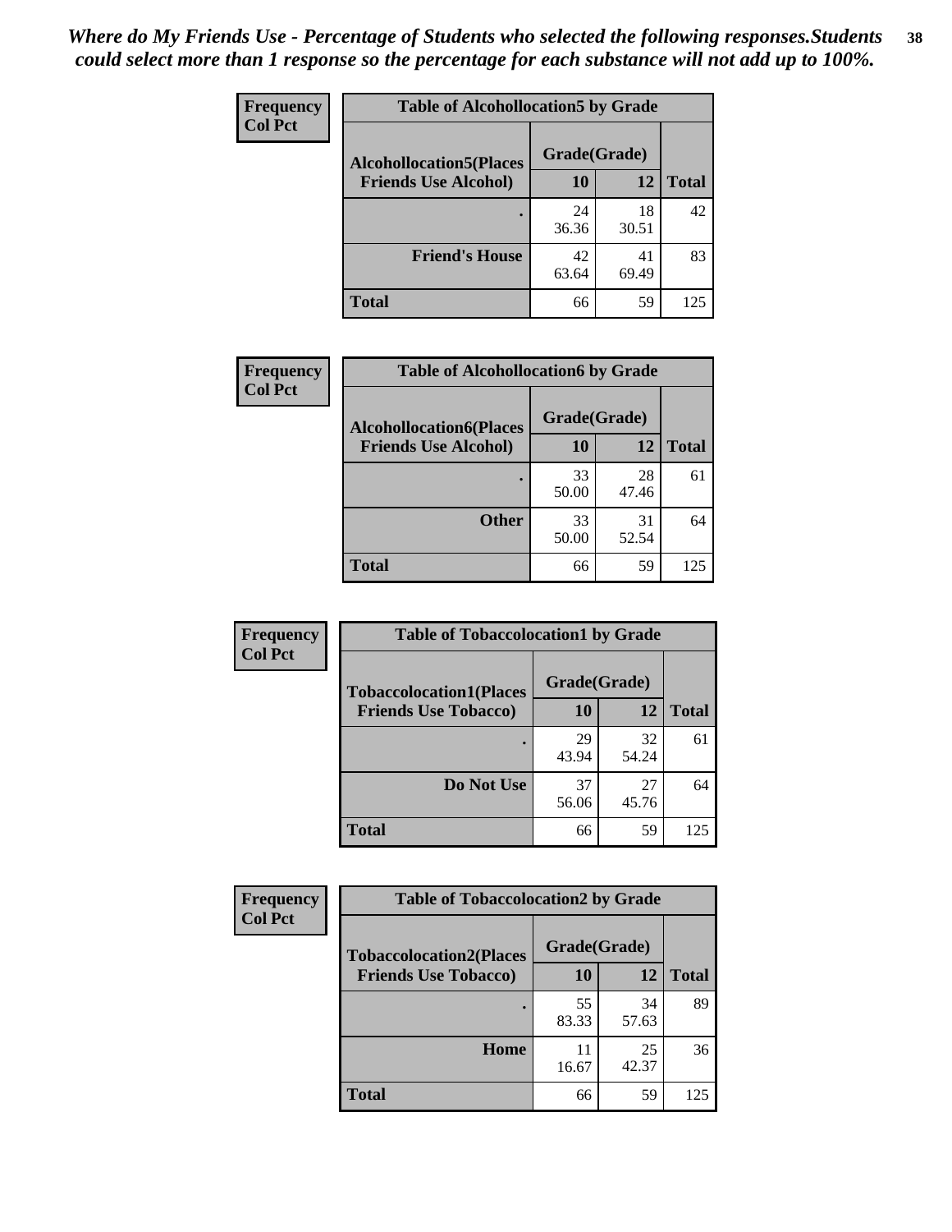*Where do My Friends Use - Percentage of Students who selected the following responses.Students could select more than 1 response so the percentage for each substance will not add up to 100%.*

**Frequency**
**Col Pct**

**Table of Alcohollocation5 by Grade**

| Alcohollocation5(Places Friends Use Alcohol) | Grade(Grade) 10 | 12 | Total |
|---|---|---|---|
| . | 24<br>36.36 | 18<br>30.51 | 42 |
| Friend's House | 42<br>63.64 | 41<br>69.49 | 83 |
| Total | 66 | 59 | 125 |

**Frequency**
**Col Pct**

**Table of Alcohollocation6 by Grade**

| Alcohollocation6(Places Friends Use Alcohol) | Grade(Grade) 10 | 12 | Total |
|---|---|---|---|
| . | 33<br>50.00 | 28<br>47.46 | 61 |
| Other | 33<br>50.00 | 31<br>52.54 | 64 |
| Total | 66 | 59 | 125 |

**Frequency**
**Col Pct**

**Table of Tobaccolocation1 by Grade**

| Tobaccolocation1(Places Friends Use Tobacco) | Grade(Grade) 10 | 12 | Total |
|---|---|---|---|
| . | 29<br>43.94 | 32<br>54.24 | 61 |
| Do Not Use | 37<br>56.06 | 27<br>45.76 | 64 |
| Total | 66 | 59 | 125 |

**Frequency**
**Col Pct**

**Table of Tobaccolocation2 by Grade**

| Tobaccolocation2(Places Friends Use Tobacco) | Grade(Grade) 10 | 12 | Total |
|---|---|---|---|
| . | 55<br>83.33 | 34<br>57.63 | 89 |
| Home | 11<br>16.67 | 25<br>42.37 | 36 |
| Total | 66 | 59 | 125 |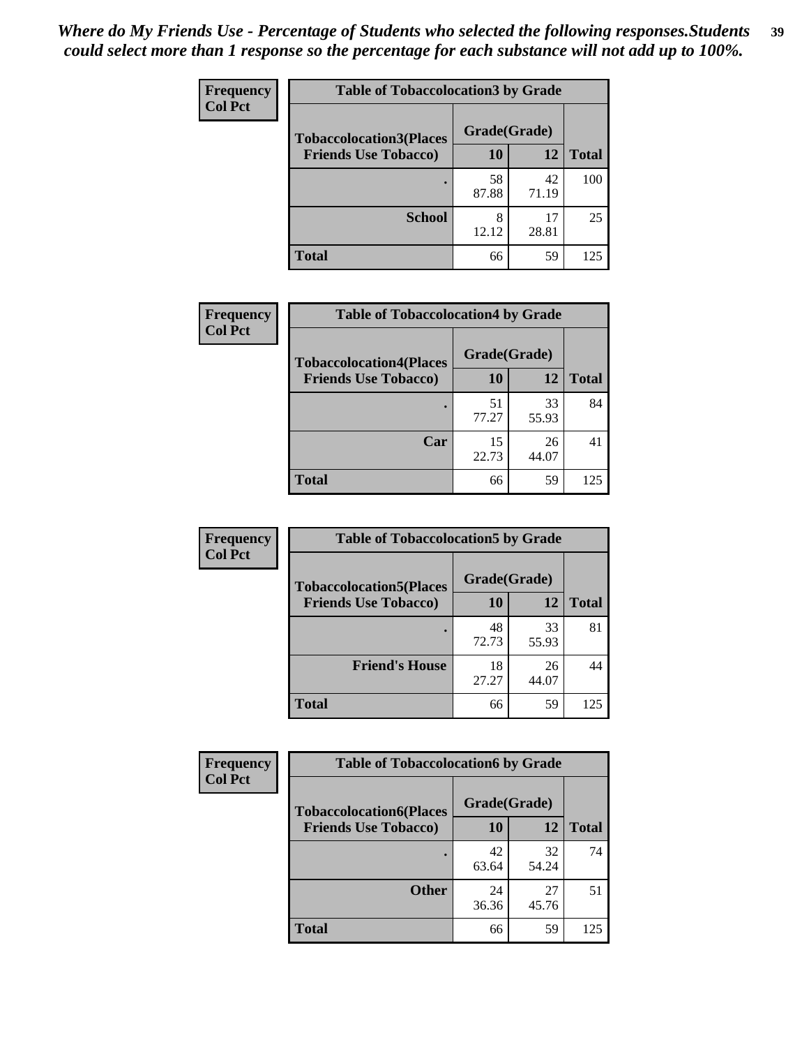*Where do My Friends Use - Percentage of Students who selected the following responses.Students could select more than 1 response so the percentage for each substance will not add up to 100%.*

| Frequency<br>Col Pct | Table of Tobaccolocation3 by Grade | | |
|---|---|---|---|
| Tobaccolocation3(Places Friends Use Tobacco) | Grade(Grade) | | |
| | 10 | 12 | Total |
| . | 58<br>87.88 | 42<br>71.19 | 100 |
| School | 8<br>12.12 | 17<br>28.81 | 25 |
| Total | 66 | 59 | 125 |

| Frequency<br>Col Pct | Table of Tobaccolocation4 by Grade | | |
|---|---|---|---|
| Tobaccolocation4(Places Friends Use Tobacco) | Grade(Grade) | | |
| | 10 | 12 | Total |
| . | 51<br>77.27 | 33<br>55.93 | 84 |
| Car | 15<br>22.73 | 26<br>44.07 | 41 |
| Total | 66 | 59 | 125 |

| Frequency<br>Col Pct | Table of Tobaccolocation5 by Grade | | |
|---|---|---|---|
| Tobaccolocation5(Places Friends Use Tobacco) | Grade(Grade) | | |
| | 10 | 12 | Total |
| . | 48<br>72.73 | 33<br>55.93 | 81 |
| Friend's House | 18<br>27.27 | 26<br>44.07 | 44 |
| Total | 66 | 59 | 125 |

| Frequency<br>Col Pct | Table of Tobaccolocation6 by Grade | | |
|---|---|---|---|
| Tobaccolocation6(Places Friends Use Tobacco) | Grade(Grade) | | |
| | 10 | 12 | Total |
| . | 42<br>63.64 | 32<br>54.24 | 74 |
| Other | 24<br>36.36 | 27<br>45.76 | 51 |
| Total | 66 | 59 | 125 |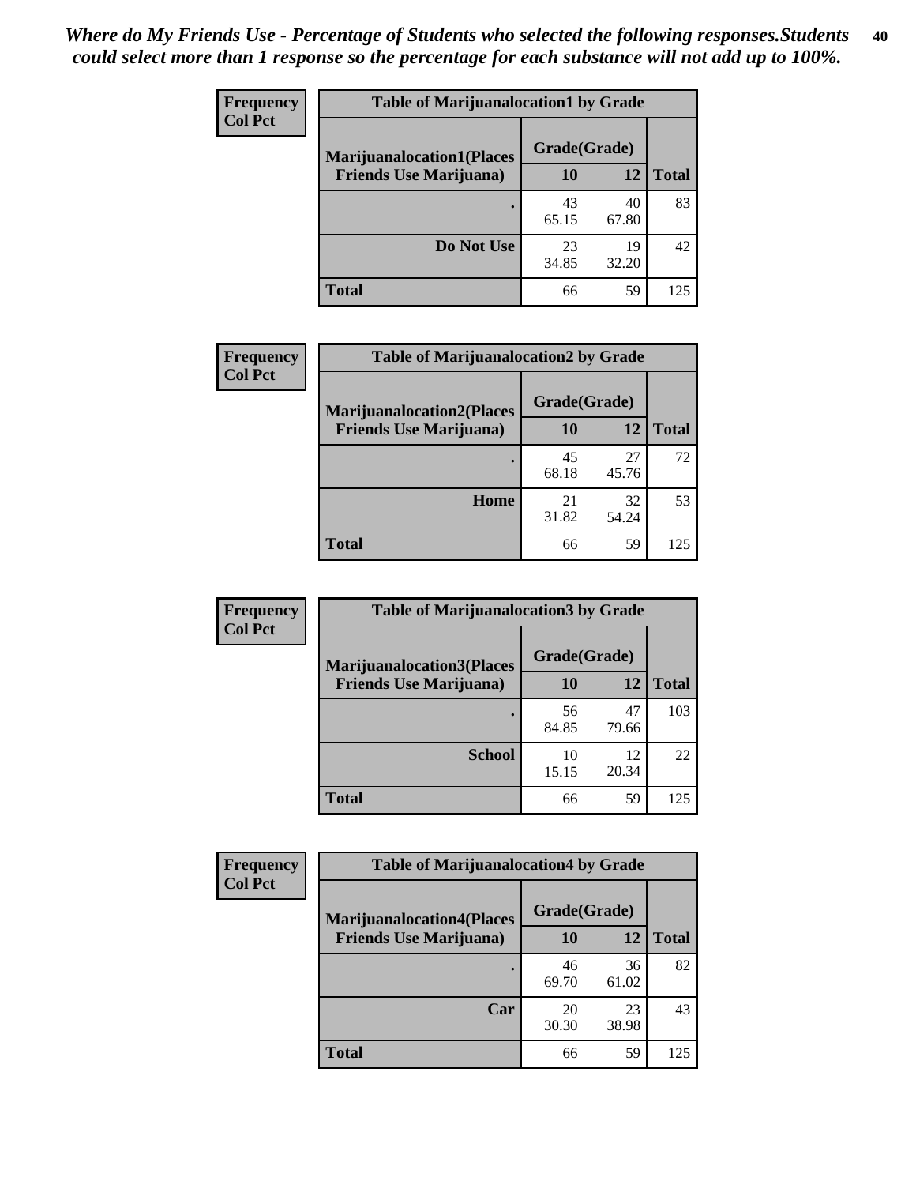*Where do My Friends Use - Percentage of Students who selected the following responses.Students could select more than 1 response so the percentage for each substance will not add up to 100%.*

**Frequency**
**Col Pct**

| Table of Marijuanalocation1 by Grade | | | |
|---|---|---|---|
| **Marijuanalocation1(Places Friends Use Marijuana)** | **Grade(Grade)** | | **Total** |
| | **10** | **12** | |
| **.** | 43<br>65.15 | 40<br>67.80 | 83 |
| **Do Not Use** | 23<br>34.85 | 19<br>32.20 | 42 |
| **Total** | 66 | 59 | 125 |

**Frequency**
**Col Pct**

| Table of Marijuanalocation2 by Grade | | | |
|---|---|---|---|
| **Marijuanalocation2(Places Friends Use Marijuana)** | **Grade(Grade)** | | **Total** |
| | **10** | **12** | |
| **.** | 45<br>68.18 | 27<br>45.76 | 72 |
| **Home** | 21<br>31.82 | 32<br>54.24 | 53 |
| **Total** | 66 | 59 | 125 |

**Frequency**
**Col Pct**

| Table of Marijuanalocation3 by Grade | | | |
|---|---|---|---|
| **Marijuanalocation3(Places Friends Use Marijuana)** | **Grade(Grade)** | | **Total** |
| | **10** | **12** | |
| **.** | 56<br>84.85 | 47<br>79.66 | 103 |
| **School** | 10<br>15.15 | 12<br>20.34 | 22 |
| **Total** | 66 | 59 | 125 |

**Frequency**
**Col Pct**

| Table of Marijuanalocation4 by Grade | | | |
|---|---|---|---|
| **Marijuanalocation4(Places Friends Use Marijuana)** | **Grade(Grade)** | | **Total** |
| | **10** | **12** | |
| **.** | 46<br>69.70 | 36<br>61.02 | 82 |
| **Car** | 20<br>30.30 | 23<br>38.98 | 43 |
| **Total** | 66 | 59 | 125 |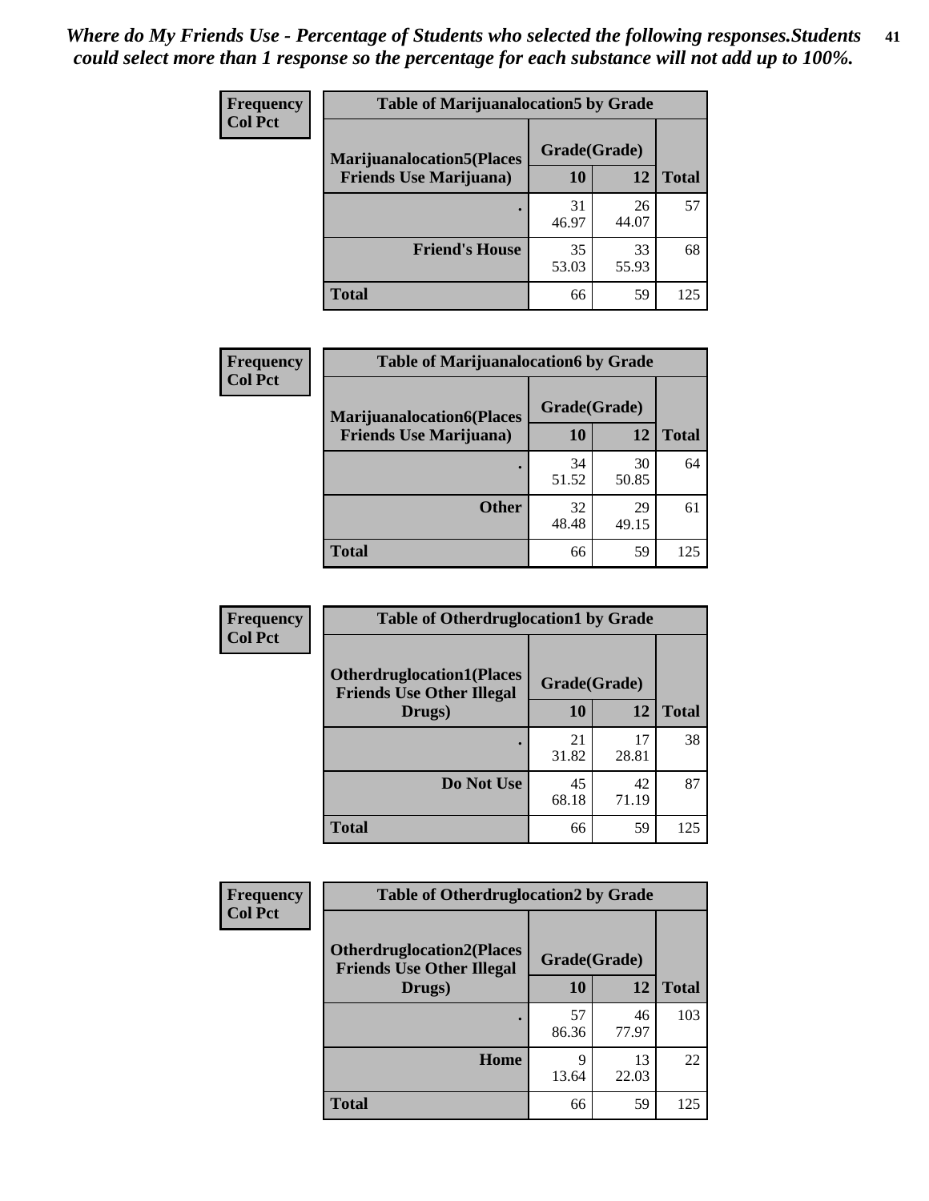*Where do My Friends Use - Percentage of Students who selected the following responses.Students could select more than 1 response so the percentage for each substance will not add up to 100%.*

**Frequency**
**Col Pct**

| Table of Marijuanalocation5 by Grade | | | |
|---|---|---|---|
| **Marijuanalocation5(Places Friends Use Marijuana)** | **Grade(Grade)** | | **Total** |
| | **10** | **12** | |
| . | 31<br>46.97 | 26<br>44.07 | 57 |
| **Friend's House** | 35<br>53.03 | 33<br>55.93 | 68 |
| **Total** | 66 | 59 | 125 |

**Frequency**
**Col Pct**

| Table of Marijuanalocation6 by Grade | | | |
|---|---|---|---|
| **Marijuanalocation6(Places Friends Use Marijuana)** | **Grade(Grade)** | | **Total** |
| | **10** | **12** | |
| . | 34<br>51.52 | 30<br>50.85 | 64 |
| **Other** | 32<br>48.48 | 29<br>49.15 | 61 |
| **Total** | 66 | 59 | 125 |

**Frequency**
**Col Pct**

| Table of Otherdruglocation1 by Grade | | | |
|---|---|---|---|
| **Otherdruglocation1(Places Friends Use Other Illegal Drugs)** | **Grade(Grade)** | | **Total** |
| | **10** | **12** | |
| . | 21<br>31.82 | 17<br>28.81 | 38 |
| **Do Not Use** | 45<br>68.18 | 42<br>71.19 | 87 |
| **Total** | 66 | 59 | 125 |

**Frequency**
**Col Pct**

| Table of Otherdruglocation2 by Grade | | | |
|---|---|---|---|
| **Otherdruglocation2(Places Friends Use Other Illegal Drugs)** | **Grade(Grade)** | | **Total** |
| | **10** | **12** | |
| . | 57<br>86.36 | 46<br>77.97 | 103 |
| **Home** | 9<br>13.64 | 13<br>22.03 | 22 |
| **Total** | 66 | 59 | 125 |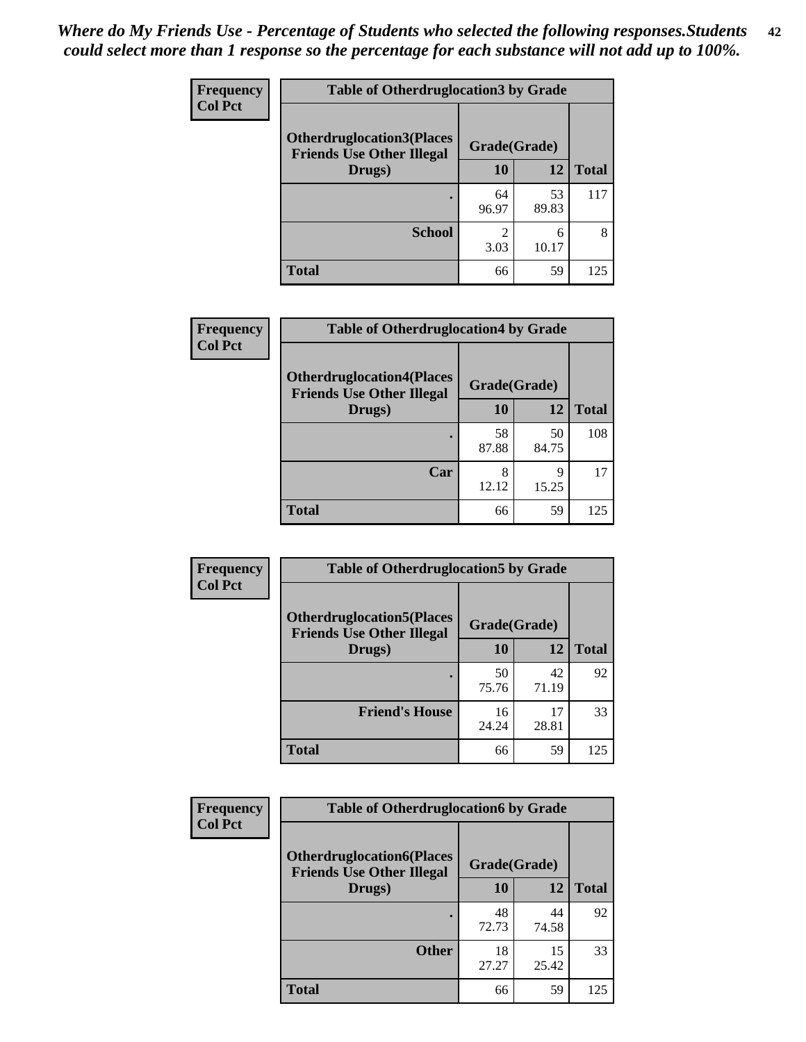*Where do My Friends Use - Percentage of Students who selected the following responses.Students could select more than 1 response so the percentage for each substance will not add up to 100%.*

**Frequency**
**Col Pct**

| Table of Otherdruglocation3 by Grade | | | |
|---|---|---|---|
| **Otherdruglocation3(Places Friends Use Other Illegal Drugs)** | **Grade(Grade)** | | |
| | **10** | **12** | **Total** |
| **.** | 64<br>96.97 | 53<br>89.83 | 117 |
| **School** | 2<br>3.03 | 6<br>10.17 | 8 |
| **Total** | 66 | 59 | 125 |

**Frequency**
**Col Pct**

| Table of Otherdruglocation4 by Grade | | | |
|---|---|---|---|
| **Otherdruglocation4(Places Friends Use Other Illegal Drugs)** | **Grade(Grade)** | | |
| | **10** | **12** | **Total** |
| **.** | 58<br>87.88 | 50<br>84.75 | 108 |
| **Car** | 8<br>12.12 | 9<br>15.25 | 17 |
| **Total** | 66 | 59 | 125 |

**Frequency**
**Col Pct**

| Table of Otherdruglocation5 by Grade | | | |
|---|---|---|---|
| **Otherdruglocation5(Places Friends Use Other Illegal Drugs)** | **Grade(Grade)** | | |
| | **10** | **12** | **Total** |
| **.** | 50<br>75.76 | 42<br>71.19 | 92 |
| **Friend's House** | 16<br>24.24 | 17<br>28.81 | 33 |
| **Total** | 66 | 59 | 125 |

**Frequency**
**Col Pct**

| Table of Otherdruglocation6 by Grade | | | |
|---|---|---|---|
| **Otherdruglocation6(Places Friends Use Other Illegal Drugs)** | **Grade(Grade)** | | |
| | **10** | **12** | **Total** |
| **.** | 48<br>72.73 | 44<br>74.58 | 92 |
| **Other** | 18<br>27.27 | 15<br>25.42 | 33 |
| **Total** | 66 | 59 | 125 |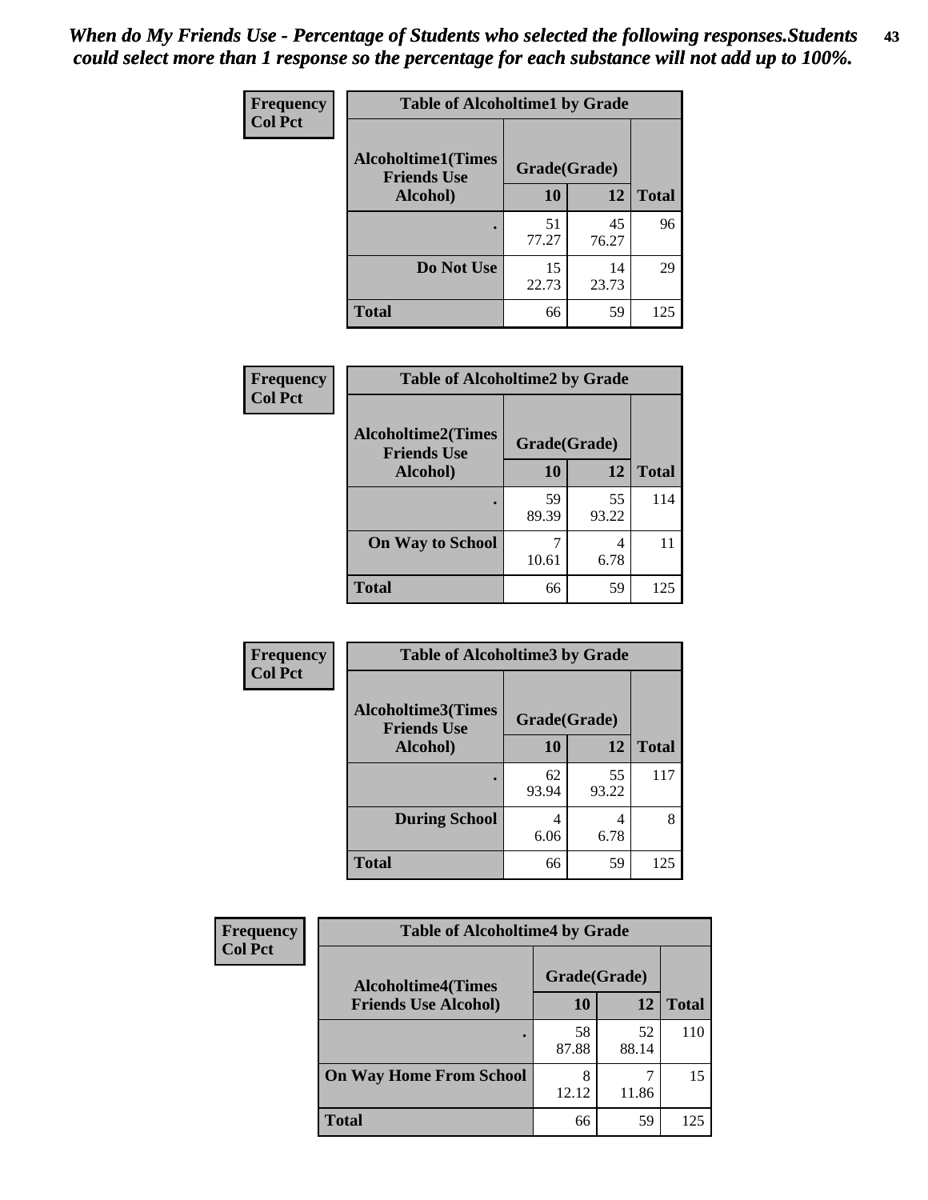*When do My Friends Use - Percentage of Students who selected the following responses.Students could select more than 1 response so the percentage for each substance will not add up to 100%.*

**Frequency**
**Col Pct**

| Table of Alcoholtime1 by Grade | | | |
|---|---|---|---|
| **Alcoholtime1(Times Friends Use Alcohol)** | **Grade(Grade)** | | |
| | **10** | **12** | **Total** |
| **.** | 51<br>77.27 | 45<br>76.27 | 96 |
| **Do Not Use** | 15<br>22.73 | 14<br>23.73 | 29 |
| **Total** | 66 | 59 | 125 |

**Frequency**
**Col Pct**

| Table of Alcoholtime2 by Grade | | | |
|---|---|---|---|
| **Alcoholtime2(Times Friends Use Alcohol)** | **Grade(Grade)** | | |
| | **10** | **12** | **Total** |
| **.** | 59<br>89.39 | 55<br>93.22 | 114 |
| **On Way to School** | 7<br>10.61 | 4<br>6.78 | 11 |
| **Total** | 66 | 59 | 125 |

**Frequency**
**Col Pct**

| Table of Alcoholtime3 by Grade | | | |
|---|---|---|---|
| **Alcoholtime3(Times Friends Use Alcohol)** | **Grade(Grade)** | | |
| | **10** | **12** | **Total** |
| **.** | 62<br>93.94 | 55<br>93.22 | 117 |
| **During School** | 4<br>6.06 | 4<br>6.78 | 8 |
| **Total** | 66 | 59 | 125 |

**Frequency**
**Col Pct**

| Table of Alcoholtime4 by Grade | | | |
|---|---|---|---|
| **Alcoholtime4(Times Friends Use Alcohol)** | **Grade(Grade)** | | |
| | **10** | **12** | **Total** |
| **.** | 58<br>87.88 | 52<br>88.14 | 110 |
| **On Way Home From School** | 8<br>12.12 | 7<br>11.86 | 15 |
| **Total** | 66 | 59 | 125 |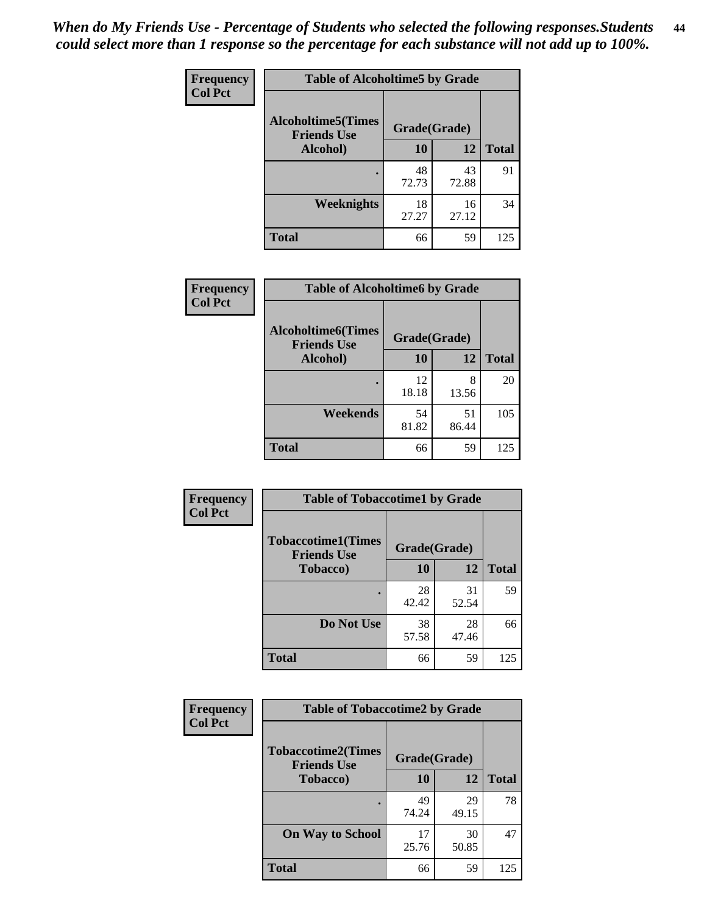*When do My Friends Use - Percentage of Students who selected the following responses.Students could select more than 1 response so the percentage for each substance will not add up to 100%.*

**Frequency**
**Col Pct**

| Table of Alcoholtime5 by Grade | | | |
|---|---|---|---|
| **Alcoholtime5(Times Friends Use Alcohol)** | **Grade(Grade)** | | **Total** |
| | **10** | **12** | |
| **.** | 48<br>72.73 | 43<br>72.88 | 91 |
| **Weeknights** | 18<br>27.27 | 16<br>27.12 | 34 |
| **Total** | 66 | 59 | 125 |

**Frequency**
**Col Pct**

| Table of Alcoholtime6 by Grade | | | |
|---|---|---|---|
| **Alcoholtime6(Times Friends Use Alcohol)** | **Grade(Grade)** | | **Total** |
| | **10** | **12** | |
| **.** | 12<br>18.18 | 8<br>13.56 | 20 |
| **Weekends** | 54<br>81.82 | 51<br>86.44 | 105 |
| **Total** | 66 | 59 | 125 |

**Frequency**
**Col Pct**

| Table of Tobaccotime1 by Grade | | | |
|---|---|---|---|
| **Tobaccotime1(Times Friends Use Tobacco)** | **Grade(Grade)** | | **Total** |
| | **10** | **12** | |
| **.** | 28<br>42.42 | 31<br>52.54 | 59 |
| **Do Not Use** | 38<br>57.58 | 28<br>47.46 | 66 |
| **Total** | 66 | 59 | 125 |

**Frequency**
**Col Pct**

| Table of Tobaccotime2 by Grade | | | |
|---|---|---|---|
| **Tobaccotime2(Times Friends Use Tobacco)** | **Grade(Grade)** | | **Total** |
| | **10** | **12** | |
| **.** | 49<br>74.24 | 29<br>49.15 | 78 |
| **On Way to School** | 17<br>25.76 | 30<br>50.85 | 47 |
| **Total** | 66 | 59 | 125 |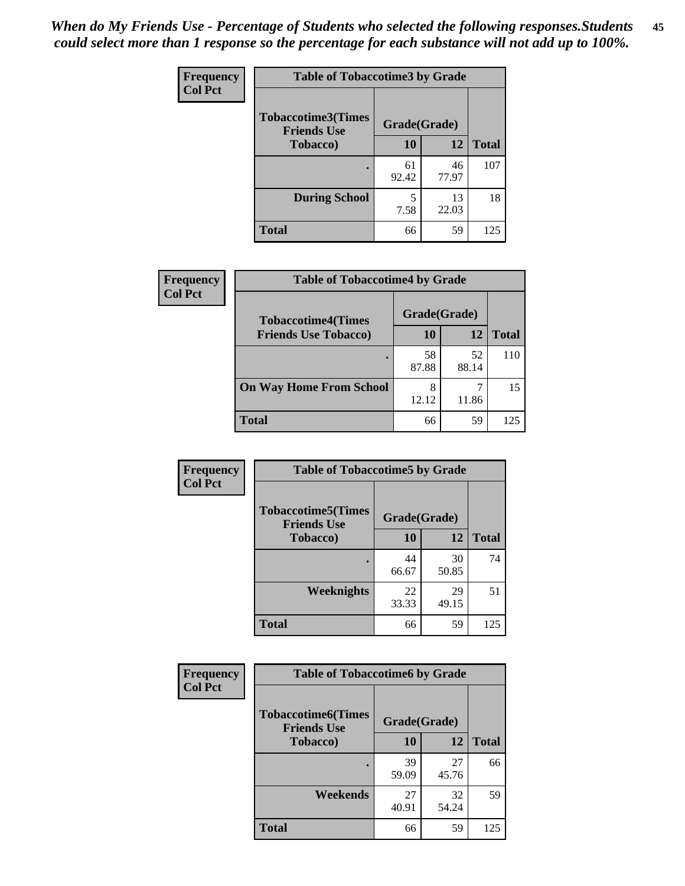*When do My Friends Use - Percentage of Students who selected the following responses.Students could select more than 1 response so the percentage for each substance will not add up to 100%.*

**Table of Tobaccotime3 by Grade**

| Tobaccotime3(Times Friends Use Tobacco) | Grade(Grade) 10 | 12 | Total |
|---|---|---|---|
| . | 61<br>92.42 | 46<br>77.97 | 107 |
| During School | 5<br>7.58 | 13<br>22.03 | 18 |
| Total | 66 | 59 | 125 |

**Table of Tobaccotime4 by Grade**

| Tobaccotime4(Times Friends Use Tobacco) | Grade(Grade) 10 | 12 | Total |
|---|---|---|---|
| . | 58<br>87.88 | 52<br>88.14 | 110 |
| On Way Home From School | 8<br>12.12 | 7<br>11.86 | 15 |
| Total | 66 | 59 | 125 |

**Table of Tobaccotime5 by Grade**

| Tobaccotime5(Times Friends Use Tobacco) | Grade(Grade) 10 | 12 | Total |
|---|---|---|---|
| . | 44<br>66.67 | 30<br>50.85 | 74 |
| Weeknights | 22<br>33.33 | 29<br>49.15 | 51 |
| Total | 66 | 59 | 125 |

**Table of Tobaccotime6 by Grade**

| Tobaccotime6(Times Friends Use Tobacco) | Grade(Grade) 10 | 12 | Total |
|---|---|---|---|
| . | 39<br>59.09 | 27<br>45.76 | 66 |
| Weekends | 27<br>40.91 | 32<br>54.24 | 59 |
| Total | 66 | 59 | 125 |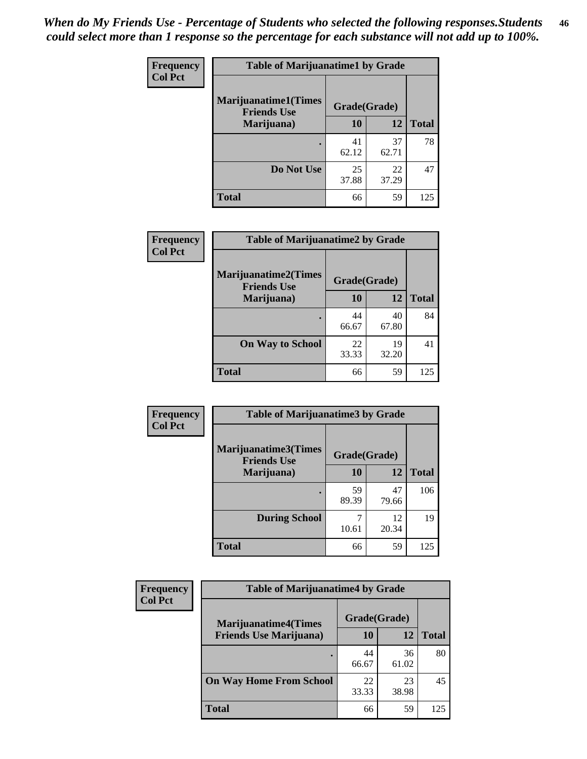*When do My Friends Use - Percentage of Students who selected the following responses.Students could select more than 1 response so the percentage for each substance will not add up to 100%.*

**Frequency**
**Col Pct**

| Table of Marijuanatime1 by Grade | | | |
|---|---|---|---|
| **Marijuanatime1(Times Friends Use Marijuana)** | **Grade(Grade)** | | |
| | **10** | **12** | **Total** |
| **.** | 41<br>62.12 | 37<br>62.71 | 78 |
| **Do Not Use** | 25<br>37.88 | 22<br>37.29 | 47 |
| **Total** | 66 | 59 | 125 |

**Frequency**
**Col Pct**

| Table of Marijuanatime2 by Grade | | | |
|---|---|---|---|
| **Marijuanatime2(Times Friends Use Marijuana)** | **Grade(Grade)** | | |
| | **10** | **12** | **Total** |
| **.** | 44<br>66.67 | 40<br>67.80 | 84 |
| **On Way to School** | 22<br>33.33 | 19<br>32.20 | 41 |
| **Total** | 66 | 59 | 125 |

**Frequency**
**Col Pct**

| Table of Marijuanatime3 by Grade | | | |
|---|---|---|---|
| **Marijuanatime3(Times Friends Use Marijuana)** | **Grade(Grade)** | | |
| | **10** | **12** | **Total** |
| **.** | 59<br>89.39 | 47<br>79.66 | 106 |
| **During School** | 7<br>10.61 | 12<br>20.34 | 19 |
| **Total** | 66 | 59 | 125 |

**Frequency**
**Col Pct**

| Table of Marijuanatime4 by Grade | | | |
|---|---|---|---|
| **Marijuanatime4(Times Friends Use Marijuana)** | **Grade(Grade)** | | |
| | **10** | **12** | **Total** |
| **.** | 44<br>66.67 | 36<br>61.02 | 80 |
| **On Way Home From School** | 22<br>33.33 | 23<br>38.98 | 45 |
| **Total** | 66 | 59 | 125 |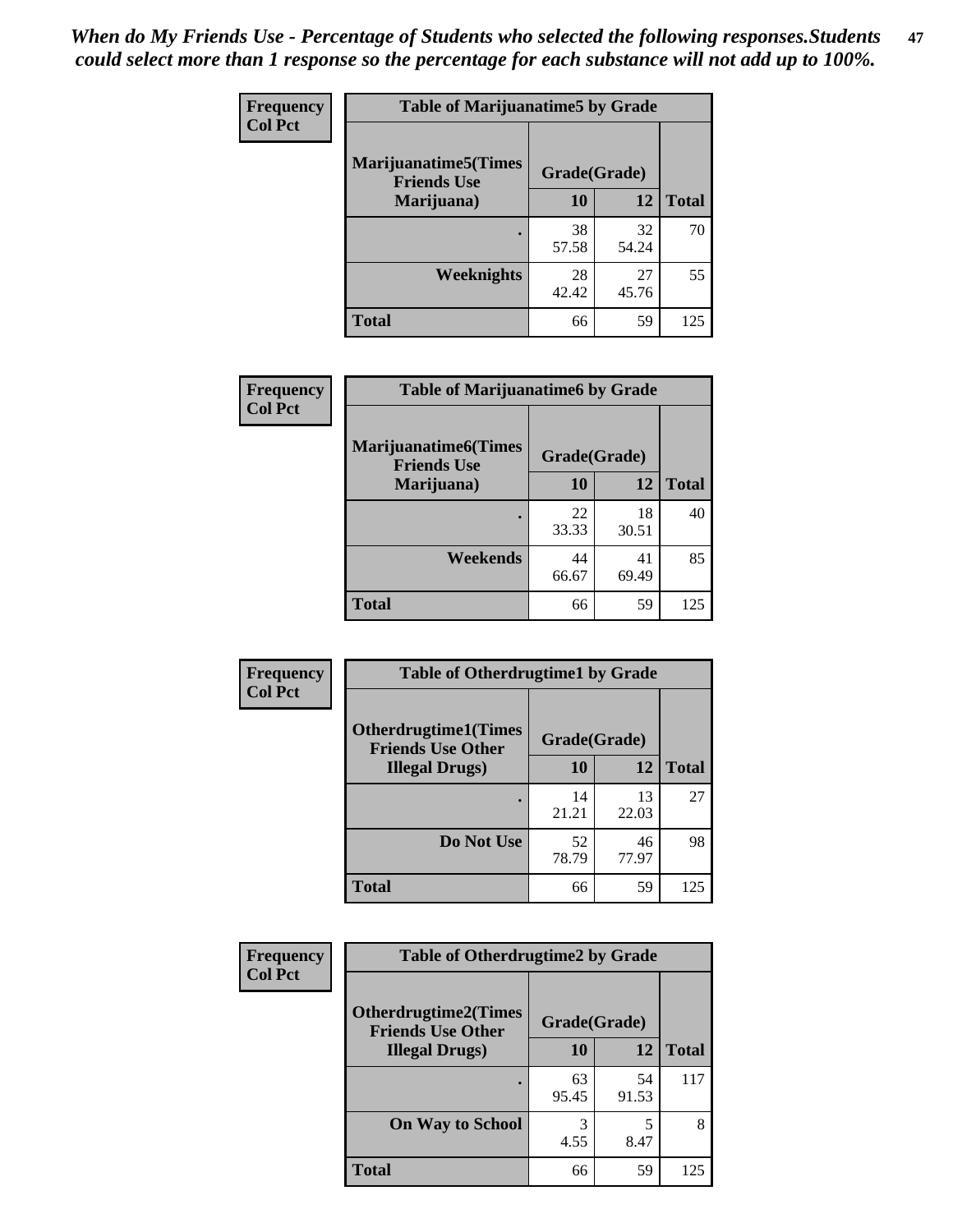*When do My Friends Use - Percentage of Students who selected the following responses.Students could select more than 1 response so the percentage for each substance will not add up to 100%.*

**Frequency**
**Col Pct**

| Table of Marijuanatime5 by Grade | | | |
|---|---|---|---|
| **Marijuanatime5(Times Friends Use Marijuana)** | **Grade(Grade)** | | |
| | **10** | **12** | **Total** |
| **.** | 38<br>57.58 | 32<br>54.24 | 70 |
| **Weeknights** | 28<br>42.42 | 27<br>45.76 | 55 |
| **Total** | 66 | 59 | 125 |

**Frequency**
**Col Pct**

| Table of Marijuanatime6 by Grade | | | |
|---|---|---|---|
| **Marijuanatime6(Times Friends Use Marijuana)** | **Grade(Grade)** | | |
| | **10** | **12** | **Total** |
| **.** | 22<br>33.33 | 18<br>30.51 | 40 |
| **Weekends** | 44<br>66.67 | 41<br>69.49 | 85 |
| **Total** | 66 | 59 | 125 |

**Frequency**
**Col Pct**

| Table of Otherdrugtime1 by Grade | | | |
|---|---|---|---|
| **Otherdrugtime1(Times Friends Use Other Illegal Drugs)** | **Grade(Grade)** | | |
| | **10** | **12** | **Total** |
| **.** | 14<br>21.21 | 13<br>22.03 | 27 |
| **Do Not Use** | 52<br>78.79 | 46<br>77.97 | 98 |
| **Total** | 66 | 59 | 125 |

**Frequency**
**Col Pct**

| Table of Otherdrugtime2 by Grade | | | |
|---|---|---|---|
| **Otherdrugtime2(Times Friends Use Other Illegal Drugs)** | **Grade(Grade)** | | |
| | **10** | **12** | **Total** |
| **.** | 63<br>95.45 | 54<br>91.53 | 117 |
| **On Way to School** | 3<br>4.55 | 5<br>8.47 | 8 |
| **Total** | 66 | 59 | 125 |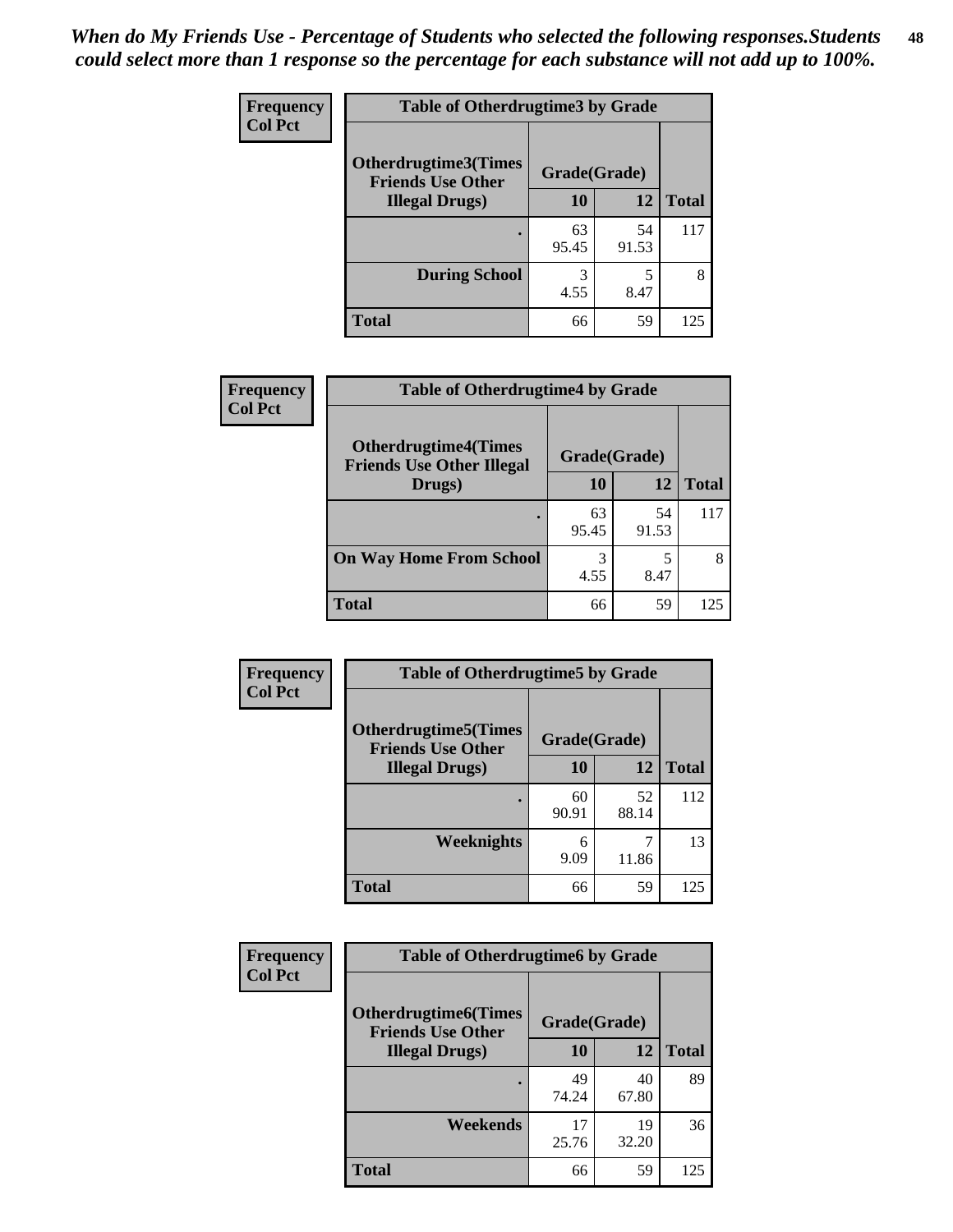*When do My Friends Use - Percentage of Students who selected the following responses.Students could select more than 1 response so the percentage for each substance will not add up to 100%.*

**Frequency**
**Col Pct**

| Table of Otherdrugtime3 by Grade | | | |
|---|---|---|---|
| Otherdrugtime3(Times Friends Use Other Illegal Drugs) | Grade(Grade) | | |
| | 10 | 12 | Total |
| . | 63<br>95.45 | 54<br>91.53 | 117 |
| During School | 3<br>4.55 | 5<br>8.47 | 8 |
| Total | 66 | 59 | 125 |

**Frequency**
**Col Pct**

| Table of Otherdrugtime4 by Grade | | | |
|---|---|---|---|
| Otherdrugtime4(Times Friends Use Other Illegal Drugs) | Grade(Grade) | | |
| | 10 | 12 | Total |
| . | 63<br>95.45 | 54<br>91.53 | 117 |
| On Way Home From School | 3<br>4.55 | 5<br>8.47 | 8 |
| Total | 66 | 59 | 125 |

**Frequency**
**Col Pct**

| Table of Otherdrugtime5 by Grade | | | |
|---|---|---|---|
| Otherdrugtime5(Times Friends Use Other Illegal Drugs) | Grade(Grade) | | |
| | 10 | 12 | Total |
| . | 60<br>90.91 | 52<br>88.14 | 112 |
| Weeknights | 6<br>9.09 | 7<br>11.86 | 13 |
| Total | 66 | 59 | 125 |

**Frequency**
**Col Pct**

| Table of Otherdrugtime6 by Grade | | | |
|---|---|---|---|
| Otherdrugtime6(Times Friends Use Other Illegal Drugs) | Grade(Grade) | | |
| | 10 | 12 | Total |
| . | 49<br>74.24 | 40<br>67.80 | 89 |
| Weekends | 17<br>25.76 | 19<br>32.20 | 36 |
| Total | 66 | 59 | 125 |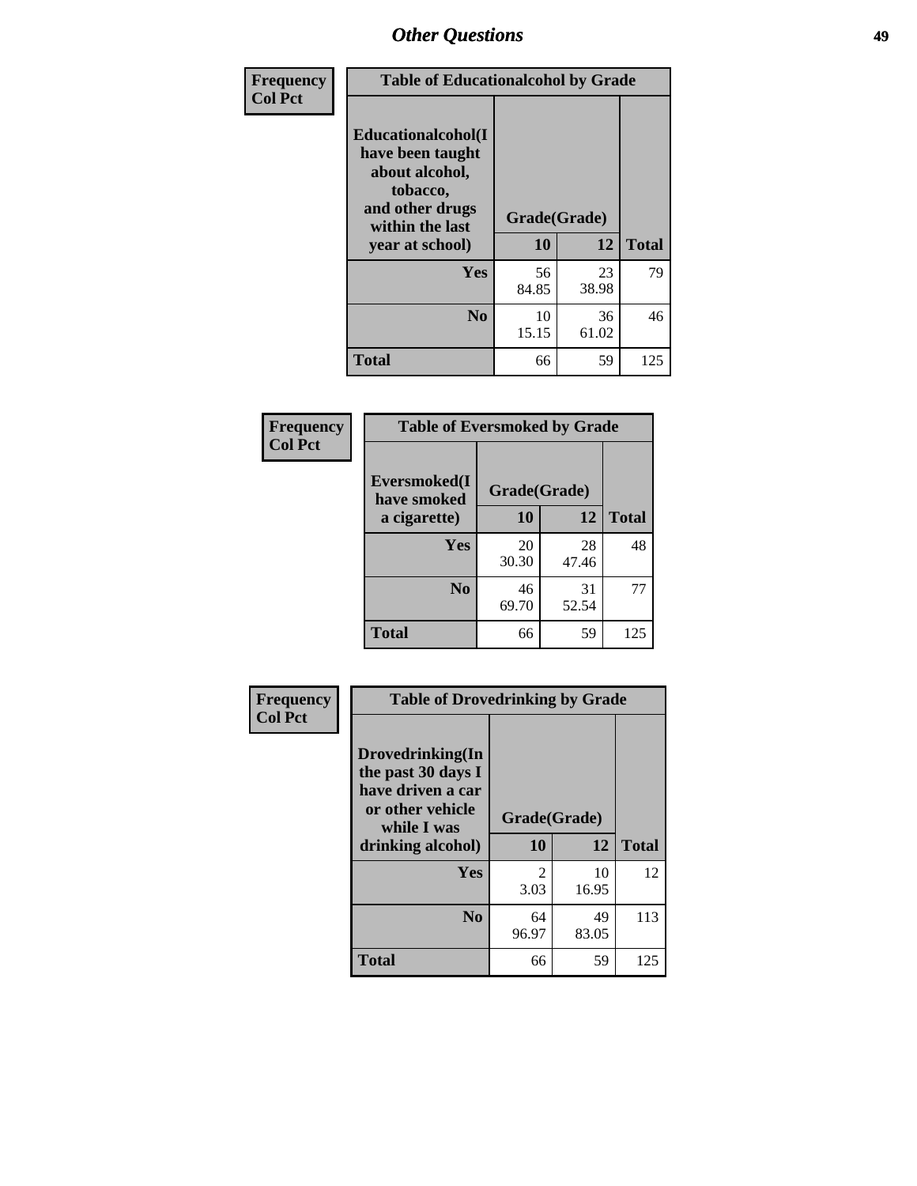## Other Questions

**Frequency / Col Pct**

| Table of Educationalalcohol by Grade | | | |
|---|---|---|---|
| Educationalalcohol(I have been taught about alcohol, tobacco, and other drugs within the last year at school) | Grade(Grade) | | |
| | 10 | 12 | Total |
| Yes | 56<br>84.85 | 23<br>38.98 | 79 |
| No | 10<br>15.15 | 36<br>61.02 | 46 |
| Total | 66 | 59 | 125 |

**Frequency / Col Pct**

| Table of Eversmoked by Grade | | | |
|---|---|---|---|
| Eversmoked(I have smoked a cigarette) | Grade(Grade) | | |
| | 10 | 12 | Total |
| Yes | 20<br>30.30 | 28<br>47.46 | 48 |
| No | 46<br>69.70 | 31<br>52.54 | 77 |
| Total | 66 | 59 | 125 |

**Frequency / Col Pct**

| Table of Drovedrinking by Grade | | | |
|---|---|---|---|
| Drovedrinking(In the past 30 days I have driven a car or other vehicle while I was drinking alcohol) | Grade(Grade) | | |
| | 10 | 12 | Total |
| Yes | 2<br>3.03 | 10<br>16.95 | 12 |
| No | 64<br>96.97 | 49<br>83.05 | 113 |
| Total | 66 | 59 | 125 |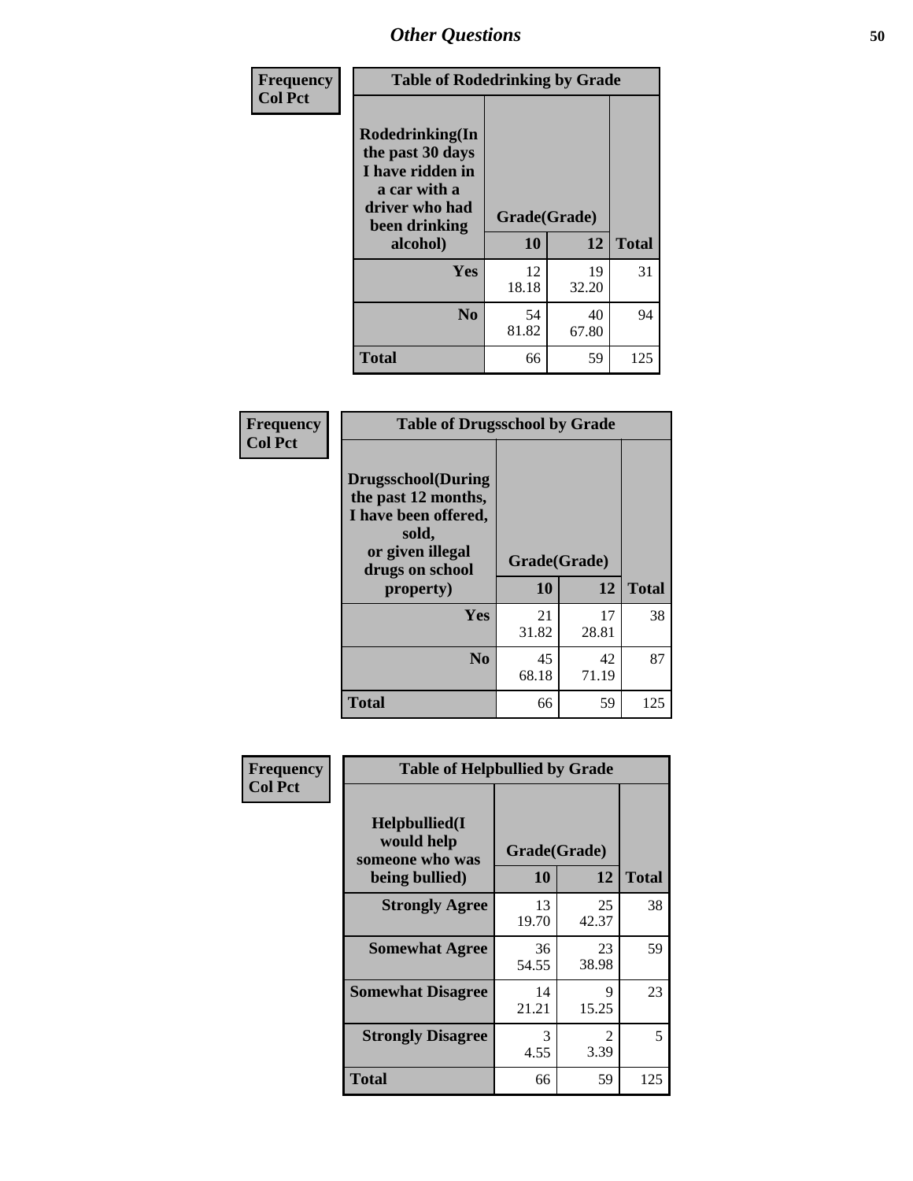## Other Questions

**Frequency**
**Col Pct**

| Table of Rodedrinking by Grade | | | |
|---|---|---|---|
| Rodedrinking(In the past 30 days I have ridden in a car with a driver who had been drinking alcohol) | Grade(Grade) | | |
| | 10 | 12 | Total |
| Yes | 12<br>18.18 | 19<br>32.20 | 31 |
| No | 54<br>81.82 | 40<br>67.80 | 94 |
| Total | 66 | 59 | 125 |

**Frequency**
**Col Pct**

| Table of Drugsschool by Grade | | | |
|---|---|---|---|
| Drugsschool(During the past 12 months, I have been offered, sold, or given illegal drugs on school property) | Grade(Grade) | | |
| | 10 | 12 | Total |
| Yes | 21<br>31.82 | 17<br>28.81 | 38 |
| No | 45<br>68.18 | 42<br>71.19 | 87 |
| Total | 66 | 59 | 125 |

**Frequency**
**Col Pct**

| Table of Helpbullied by Grade | | | |
|---|---|---|---|
| Helpbullied(I would help someone who was being bullied) | Grade(Grade) | | |
| | 10 | 12 | Total |
| Strongly Agree | 13<br>19.70 | 25<br>42.37 | 38 |
| Somewhat Agree | 36<br>54.55 | 23<br>38.98 | 59 |
| Somewhat Disagree | 14<br>21.21 | 9<br>15.25 | 23 |
| Strongly Disagree | 3<br>4.55 | 2<br>3.39 | 5 |
| Total | 66 | 59 | 125 |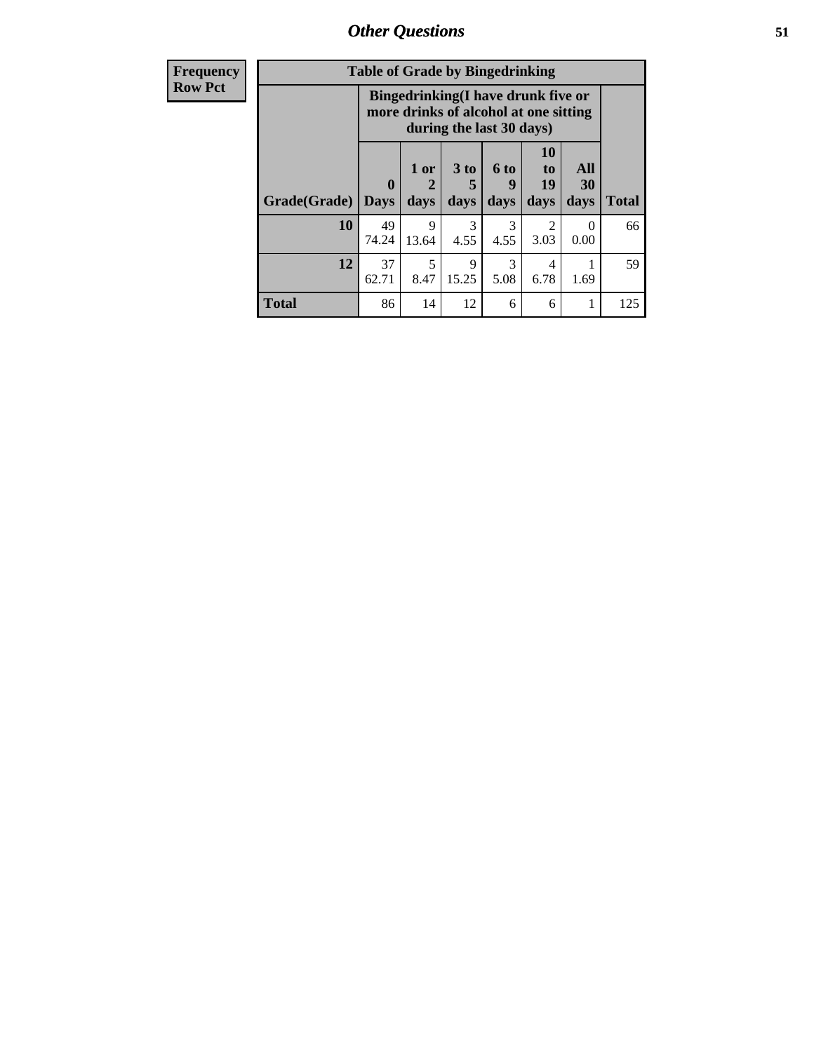## Other Questions

| Frequency Row Pct | Table of Grade by Bingedrinking | | | | | | |
|---|---|---|---|---|---|---|---|
| | Bingedrinking(I have drunk five or more drinks of alcohol at one sitting during the last 30 days) | | | | | | |
| Grade(Grade) | 0 Days | 1 or 2 days | 3 to 5 days | 6 to 9 days | 10 to 19 days | All 30 days | Total |
| 10 | 49 74.24 | 9 13.64 | 3 4.55 | 3 4.55 | 2 3.03 | 0 0.00 | 66 |
| 12 | 37 62.71 | 5 8.47 | 9 15.25 | 3 5.08 | 4 6.78 | 1 1.69 | 59 |
| Total | 86 | 14 | 12 | 6 | 6 | 1 | 125 |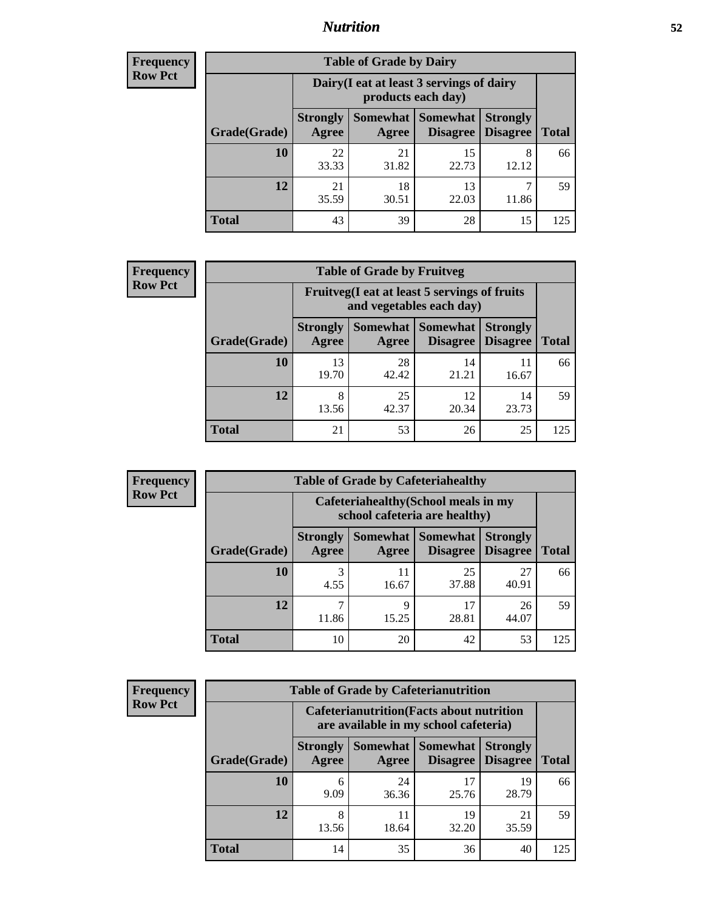**Frequency**
**Row Pct**

| Table of Grade by Dairy | | | | | |
|---|---|---|---|---|---|
| | Dairy(I eat at least 3 servings of dairy products each day) | | | | |
| Grade(Grade) | Strongly Agree | Somewhat Agree | Somewhat Disagree | Strongly Disagree | Total |
| 10 | 22<br>33.33 | 21<br>31.82 | 15<br>22.73 | 8<br>12.12 | 66 |
| 12 | 21<br>35.59 | 18<br>30.51 | 13<br>22.03 | 7<br>11.86 | 59 |
| Total | 43 | 39 | 28 | 15 | 125 |

**Frequency**
**Row Pct**

| Table of Grade by Fruitveg | | | | | |
|---|---|---|---|---|---|
| | Fruitveg(I eat at least 5 servings of fruits and vegetables each day) | | | | |
| Grade(Grade) | Strongly Agree | Somewhat Agree | Somewhat Disagree | Strongly Disagree | Total |
| 10 | 13<br>19.70 | 28<br>42.42 | 14<br>21.21 | 11<br>16.67 | 66 |
| 12 | 8<br>13.56 | 25<br>42.37 | 12<br>20.34 | 14<br>23.73 | 59 |
| Total | 21 | 53 | 26 | 25 | 125 |

**Frequency**
**Row Pct**

| Table of Grade by Cafeteriahealthy | | | | | |
|---|---|---|---|---|---|
| | Cafeteriahealthy(School meals in my school cafeteria are healthy) | | | | |
| Grade(Grade) | Strongly Agree | Somewhat Agree | Somewhat Disagree | Strongly Disagree | Total |
| 10 | 3<br>4.55 | 11<br>16.67 | 25<br>37.88 | 27<br>40.91 | 66 |
| 12 | 7<br>11.86 | 9<br>15.25 | 17<br>28.81 | 26<br>44.07 | 59 |
| Total | 10 | 20 | 42 | 53 | 125 |

**Frequency**
**Row Pct**

| Table of Grade by Cafeterianutrition | | | | | |
|---|---|---|---|---|---|
| | Cafeterianutrition(Facts about nutrition are available in my school cafeteria) | | | | |
| Grade(Grade) | Strongly Agree | Somewhat Agree | Somewhat Disagree | Strongly Disagree | Total |
| 10 | 6<br>9.09 | 24<br>36.36 | 17<br>25.76 | 19<br>28.79 | 66 |
| 12 | 8<br>13.56 | 11<br>18.64 | 19<br>32.20 | 21<br>35.59 | 59 |
| Total | 14 | 35 | 36 | 40 | 125 |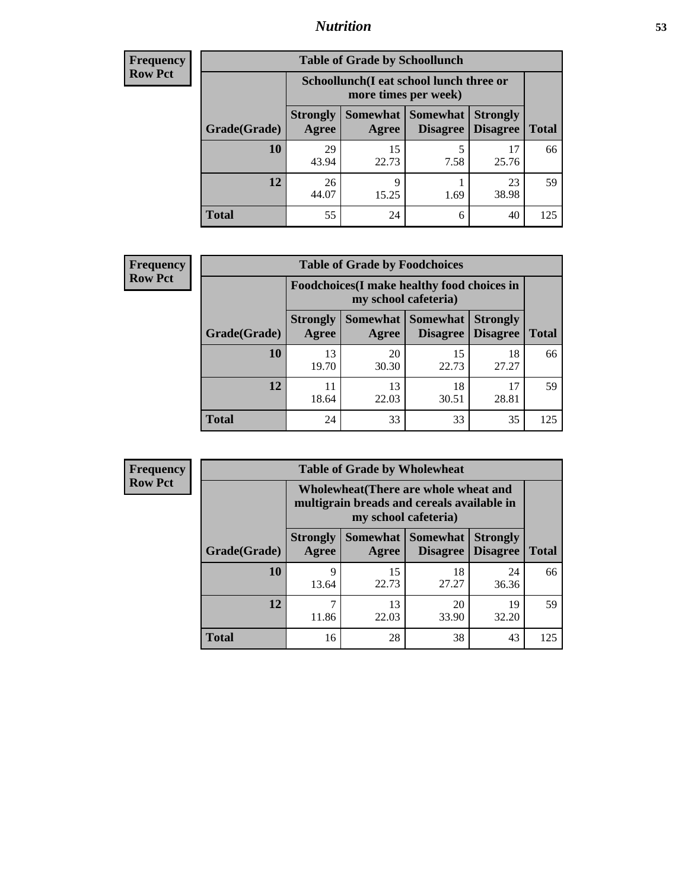| Frequency |
|---|
| Row Pct |

**Table of Grade by Schoollunch**

| Grade(Grade) | Schoollunch(I eat school lunch three or more times per week) | | | | Total |
|---|---|---|---|---|---|
| | Strongly Agree | Somewhat Agree | Somewhat Disagree | Strongly Disagree | |
| **10** | 29<br>43.94 | 15<br>22.73 | 5<br>7.58 | 17<br>25.76 | 66 |
| **12** | 26<br>44.07 | 9<br>15.25 | 1<br>1.69 | 23<br>38.98 | 59 |
| **Total** | 55 | 24 | 6 | 40 | 125 |

| Frequency |
|---|
| Row Pct |

**Table of Grade by Foodchoices**

| Grade(Grade) | Foodchoices(I make healthy food choices in my school cafeteria) | | | | Total |
|---|---|---|---|---|---|
| | Strongly Agree | Somewhat Agree | Somewhat Disagree | Strongly Disagree | |
| **10** | 13<br>19.70 | 20<br>30.30 | 15<br>22.73 | 18<br>27.27 | 66 |
| **12** | 11<br>18.64 | 13<br>22.03 | 18<br>30.51 | 17<br>28.81 | 59 |
| **Total** | 24 | 33 | 33 | 35 | 125 |

| Frequency |
|---|
| Row Pct |

**Table of Grade by Wholewheat**

| Grade(Grade) | Wholewheat(There are whole wheat and multigrain breads and cereals available in my school cafeteria) | | | | Total |
|---|---|---|---|---|---|
| | Strongly Agree | Somewhat Agree | Somewhat Disagree | Strongly Disagree | |
| **10** | 9<br>13.64 | 15<br>22.73 | 18<br>27.27 | 24<br>36.36 | 66 |
| **12** | 7<br>11.86 | 13<br>22.03 | 20<br>33.90 | 19<br>32.20 | 59 |
| **Total** | 16 | 28 | 38 | 43 | 125 |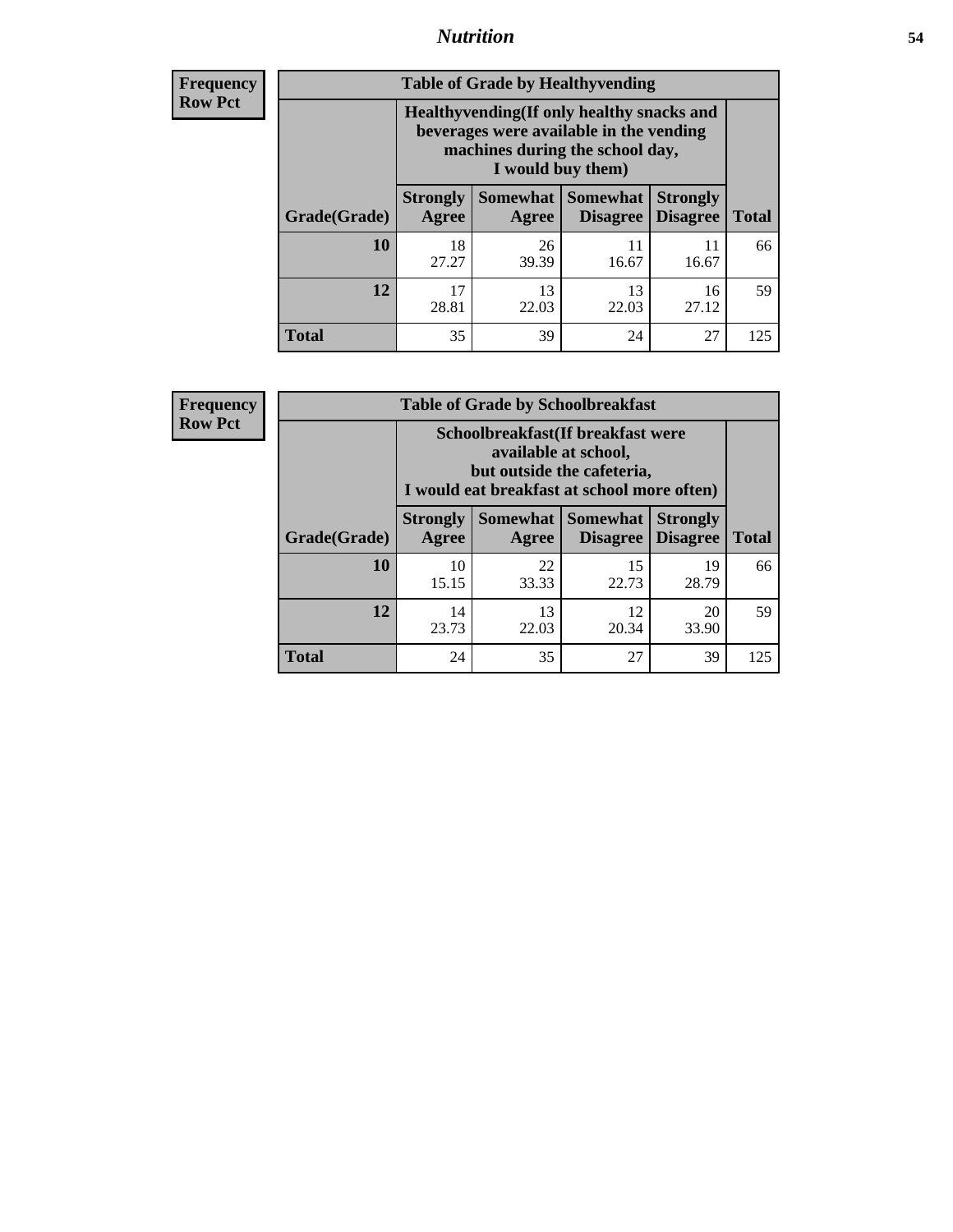| Frequency |
|---|
| Row Pct |

**Table of Grade by Healthyvending**

| Grade(Grade) | Healthyvending(If only healthy snacks and beverages were available in the vending machines during the school day, I would buy them) | | | | Total |
|---|---|---|---|---|---|
| | Strongly Agree | Somewhat Agree | Somewhat Disagree | Strongly Disagree | |
| 10 | 18<br>27.27 | 26<br>39.39 | 11<br>16.67 | 11<br>16.67 | 66 |
| 12 | 17<br>28.81 | 13<br>22.03 | 13<br>22.03 | 16<br>27.12 | 59 |
| Total | 35 | 39 | 24 | 27 | 125 |

| Frequency |
|---|
| Row Pct |

**Table of Grade by Schoolbreakfast**

| Grade(Grade) | Schoolbreakfast(If breakfast were available at school, but outside the cafeteria, I would eat breakfast at school more often) | | | | Total |
|---|---|---|---|---|---|
| | Strongly Agree | Somewhat Agree | Somewhat Disagree | Strongly Disagree | |
| 10 | 10<br>15.15 | 22<br>33.33 | 15<br>22.73 | 19<br>28.79 | 66 |
| 12 | 14<br>23.73 | 13<br>22.03 | 12<br>20.34 | 20<br>33.90 | 59 |
| Total | 24 | 35 | 27 | 39 | 125 |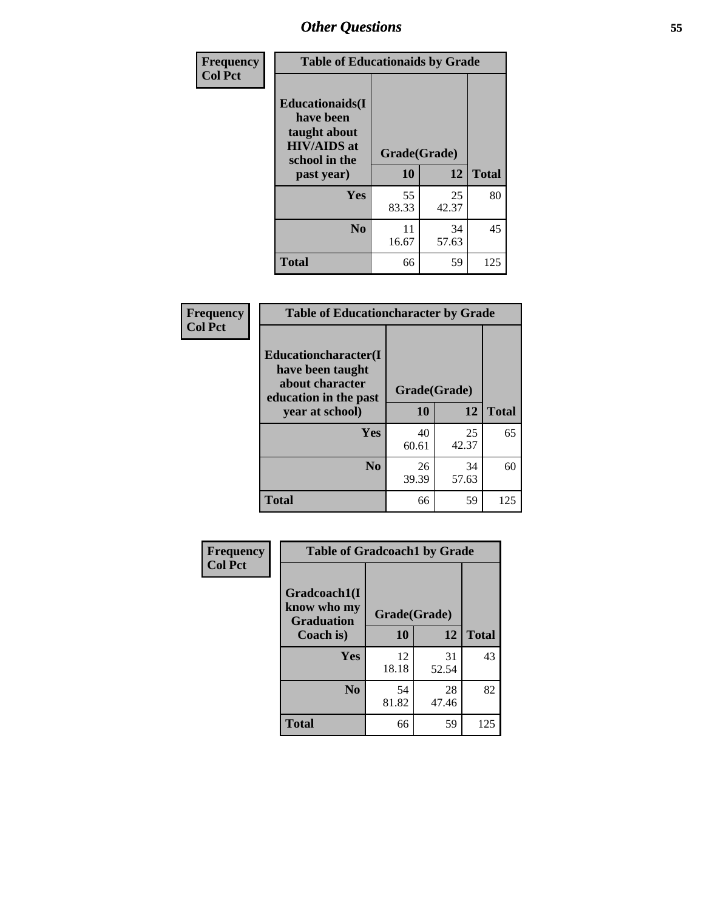## Other Questions

Frequency
Col Pct

**Table of Educationaids by Grade**

| Educationaids(I have been taught about HIV/AIDS at school in the past year) | Grade(Grade) | | Total |
|---|---|---|---|
| | 10 | 12 | |
| Yes | 55<br>83.33 | 25<br>42.37 | 80 |
| No | 11<br>16.67 | 34<br>57.63 | 45 |
| Total | 66 | 59 | 125 |

Frequency
Col Pct

**Table of Educationcharacter by Grade**

| Educationcharacter(I have been taught about character education in the past year at school) | Grade(Grade) | | Total |
|---|---|---|---|
| | 10 | 12 | |
| Yes | 40<br>60.61 | 25<br>42.37 | 65 |
| No | 26<br>39.39 | 34<br>57.63 | 60 |
| Total | 66 | 59 | 125 |

Frequency
Col Pct

**Table of Gradcoach1 by Grade**

| Gradcoach1(I know who my Graduation Coach is) | Grade(Grade) | | Total |
|---|---|---|---|
| | 10 | 12 | |
| Yes | 12<br>18.18 | 31<br>52.54 | 43 |
| No | 54<br>81.82 | 28<br>47.46 | 82 |
| Total | 66 | 59 | 125 |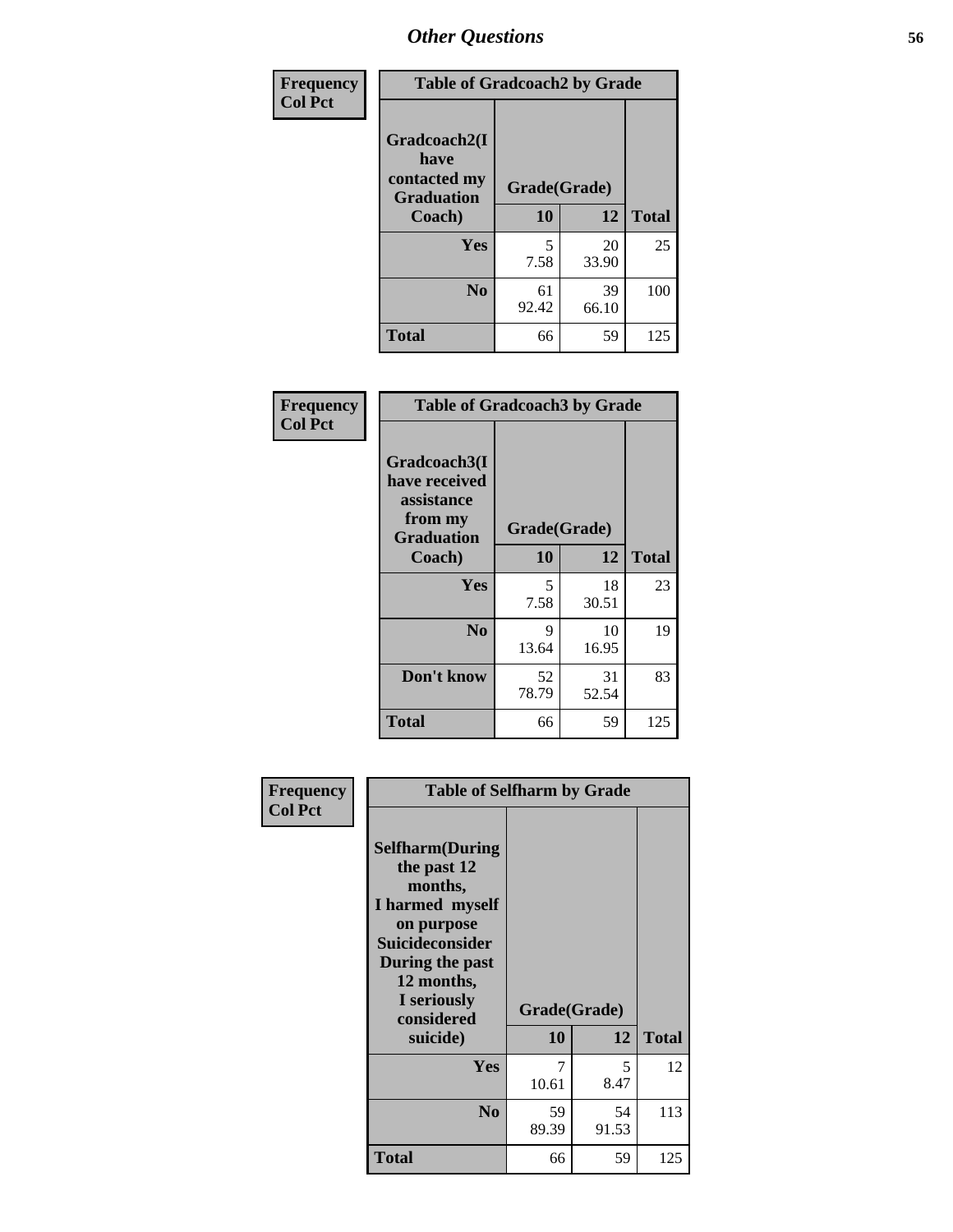# Other Questions

**Frequency**
**Col Pct**

| Table of Gradcoach2 by Grade | | | |
|---|---|---|---|
| Gradcoach2(I have contacted my Graduation Coach) | Grade(Grade) | | |
| | 10 | 12 | Total |
| Yes | 5<br>7.58 | 20<br>33.90 | 25 |
| No | 61<br>92.42 | 39<br>66.10 | 100 |
| Total | 66 | 59 | 125 |

**Frequency**
**Col Pct**

| Table of Gradcoach3 by Grade | | | |
|---|---|---|---|
| Gradcoach3(I have received assistance from my Graduation Coach) | Grade(Grade) | | |
| | 10 | 12 | Total |
| Yes | 5<br>7.58 | 18<br>30.51 | 23 |
| No | 9<br>13.64 | 10<br>16.95 | 19 |
| Don't know | 52<br>78.79 | 31<br>52.54 | 83 |
| Total | 66 | 59 | 125 |

**Frequency**
**Col Pct**

| Table of Selfharm by Grade | | | |
|---|---|---|---|
| Selfharm(During the past 12 months, I harmed myself on purpose Suicideconsider During the past 12 months, I seriously considered suicide) | Grade(Grade) | | |
| | 10 | 12 | Total |
| Yes | 7<br>10.61 | 5<br>8.47 | 12 |
| No | 59<br>89.39 | 54<br>91.53 | 113 |
| Total | 66 | 59 | 125 |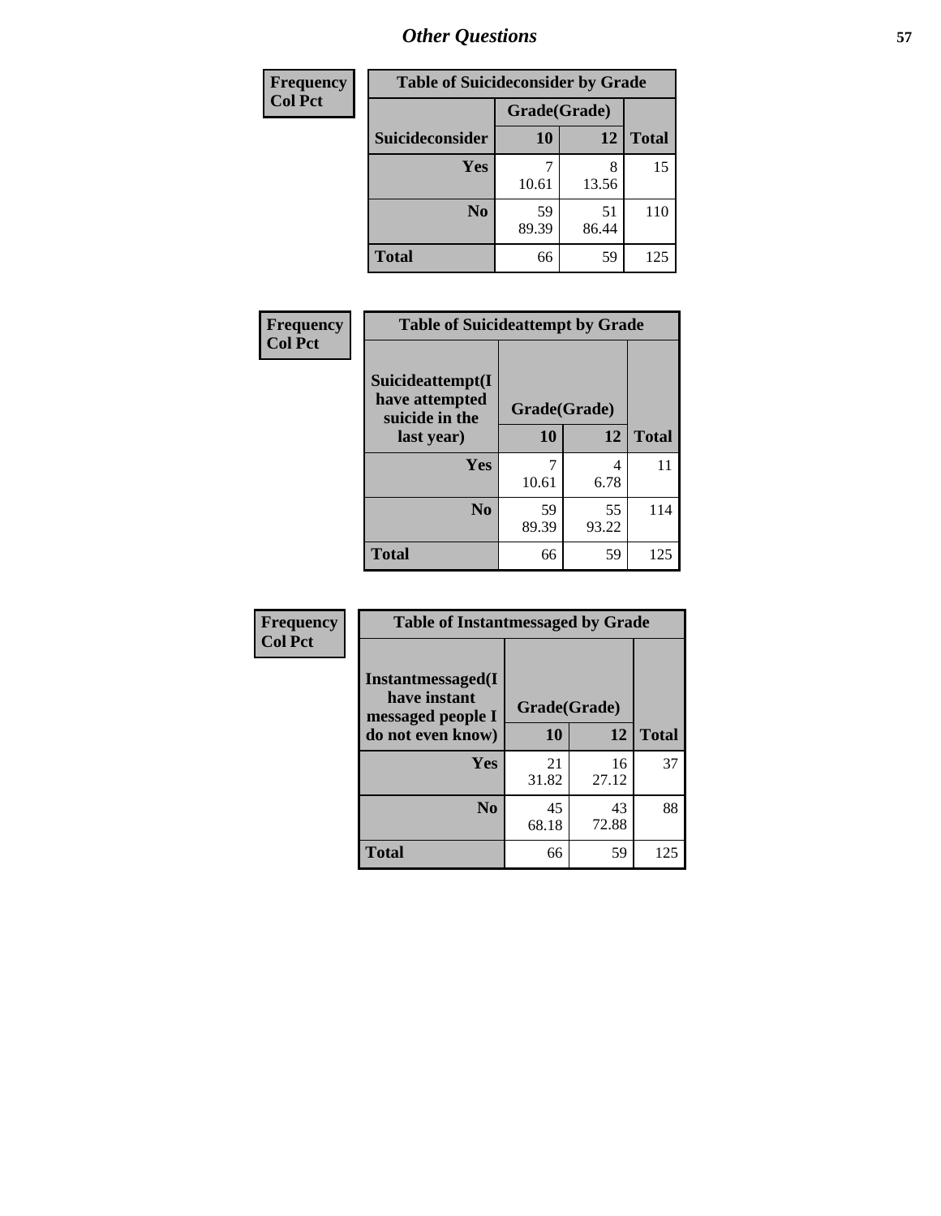## Other Questions

| Frequency<br>Col Pct | Table of Suicideconsider by Grade | | |
|---|---|---|---|
| | Grade(Grade) | | |
| Suicideconsider | 10 | 12 | Total |
| Yes | 7<br>10.61 | 8<br>13.56 | 15 |
| No | 59<br>89.39 | 51<br>86.44 | 110 |
| Total | 66 | 59 | 125 |

| Frequency<br>Col Pct | Table of Suicideattempt by Grade | | |
|---|---|---|---|
| Suicideattempt(I have attempted suicide in the last year) | Grade(Grade) | | |
| | 10 | 12 | Total |
| Yes | 7<br>10.61 | 4<br>6.78 | 11 |
| No | 59<br>89.39 | 55<br>93.22 | 114 |
| Total | 66 | 59 | 125 |

| Frequency<br>Col Pct | Table of Instantmessaged by Grade | | |
|---|---|---|---|
| Instantmessaged(I have instant messaged people I do not even know) | Grade(Grade) | | |
| | 10 | 12 | Total |
| Yes | 21<br>31.82 | 16<br>27.12 | 37 |
| No | 45<br>68.18 | 43<br>72.88 | 88 |
| Total | 66 | 59 | 125 |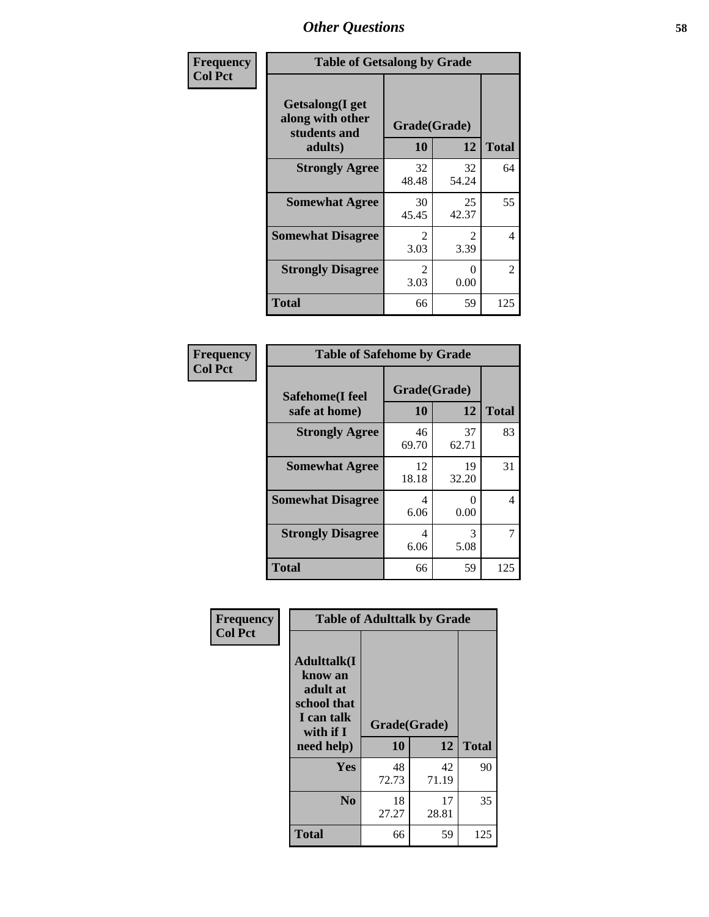## Other Questions

**Frequency / Col Pct**

| Getsalong(I get along with other students and adults) | Grade(Grade) 10 | Grade(Grade) 12 | Total |
|---|---|---|---|
| **Strongly Agree** | 32<br>48.48 | 32<br>54.24 | 64 |
| **Somewhat Agree** | 30<br>45.45 | 25<br>42.37 | 55 |
| **Somewhat Disagree** | 2<br>3.03 | 2<br>3.39 | 4 |
| **Strongly Disagree** | 2<br>3.03 | 0<br>0.00 | 2 |
| **Total** | 66 | 59 | 125 |

Table of Getsalong by Grade

**Frequency / Col Pct**

| Safehome(I feel safe at home) | Grade(Grade) 10 | Grade(Grade) 12 | Total |
|---|---|---|---|
| **Strongly Agree** | 46<br>69.70 | 37<br>62.71 | 83 |
| **Somewhat Agree** | 12<br>18.18 | 19<br>32.20 | 31 |
| **Somewhat Disagree** | 4<br>6.06 | 0<br>0.00 | 4 |
| **Strongly Disagree** | 4<br>6.06 | 3<br>5.08 | 7 |
| **Total** | 66 | 59 | 125 |

Table of Safehome by Grade

**Frequency / Col Pct**

| Adulttalk(I know an adult at school that I can talk with if I need help) | Grade(Grade) 10 | Grade(Grade) 12 | Total |
|---|---|---|---|
| **Yes** | 48<br>72.73 | 42<br>71.19 | 90 |
| **No** | 18<br>27.27 | 17<br>28.81 | 35 |
| **Total** | 66 | 59 | 125 |

Table of Adulttalk by Grade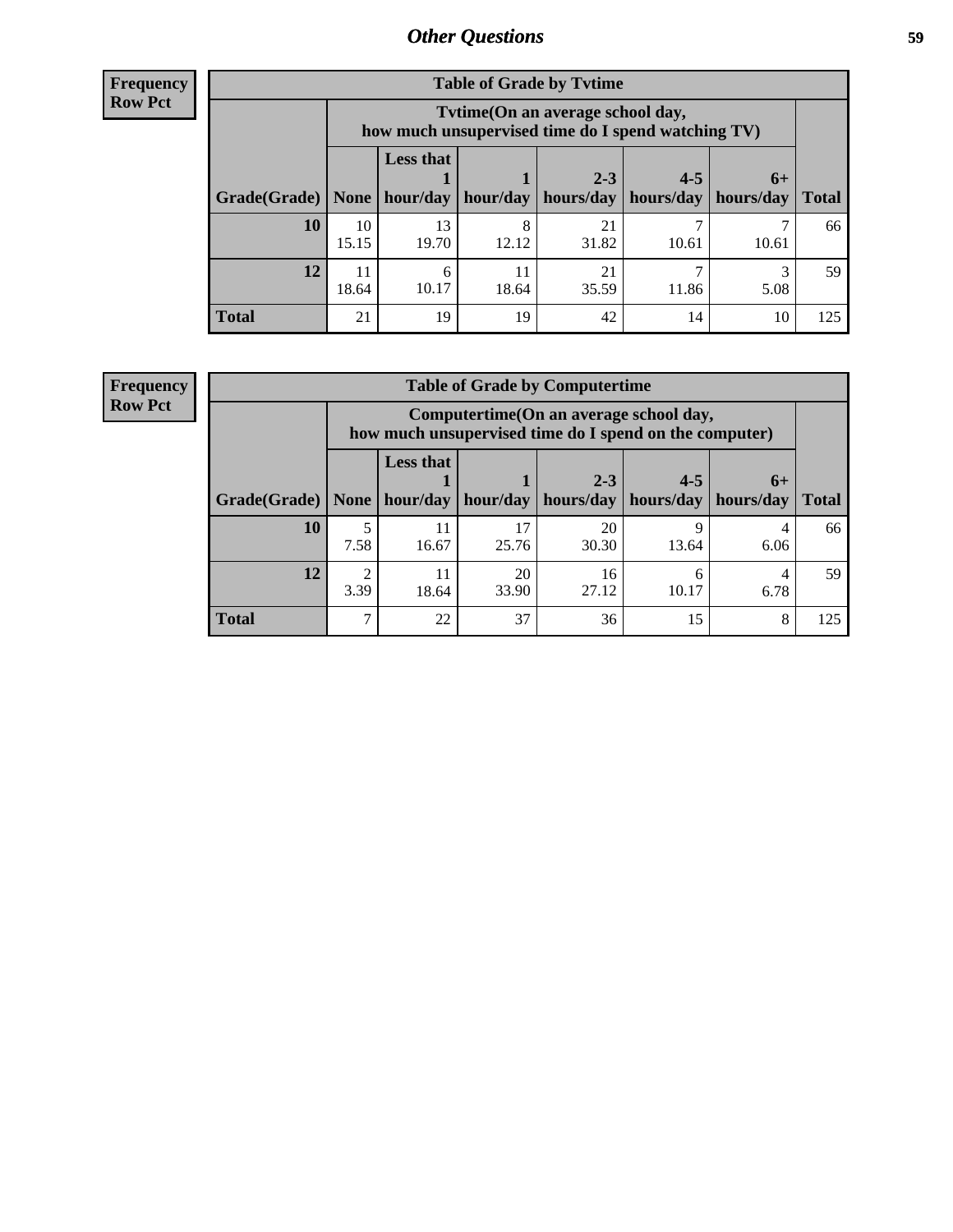## Other Questions

**Frequency**
**Row Pct**

| Table of Grade by Tvtime | | | | | | | |
|---|---|---|---|---|---|---|---|
| | Tvtime(On an average school day, how much unsupervised time do I spend watching TV) | | | | | | |
| Grade(Grade) | None | Less that 1 hour/day | 1 hour/day | 2-3 hours/day | 4-5 hours/day | 6+ hours/day | Total |
| **10** | 10<br>15.15 | 13<br>19.70 | 8<br>12.12 | 21<br>31.82 | 7<br>10.61 | 7<br>10.61 | 66 |
| **12** | 11<br>18.64 | 6<br>10.17 | 11<br>18.64 | 21<br>35.59 | 7<br>11.86 | 3<br>5.08 | 59 |
| **Total** | 21 | 19 | 19 | 42 | 14 | 10 | 125 |

**Frequency**
**Row Pct**

| Table of Grade by Computertime | | | | | | | |
|---|---|---|---|---|---|---|---|
| | Computertime(On an average school day, how much unsupervised time do I spend on the computer) | | | | | | |
| Grade(Grade) | None | Less that 1 hour/day | 1 hour/day | 2-3 hours/day | 4-5 hours/day | 6+ hours/day | Total |
| **10** | 5<br>7.58 | 11<br>16.67 | 17<br>25.76 | 20<br>30.30 | 9<br>13.64 | 4<br>6.06 | 66 |
| **12** | 2<br>3.39 | 11<br>18.64 | 20<br>33.90 | 16<br>27.12 | 6<br>10.17 | 4<br>6.78 | 59 |
| **Total** | 7 | 22 | 37 | 36 | 15 | 8 | 125 |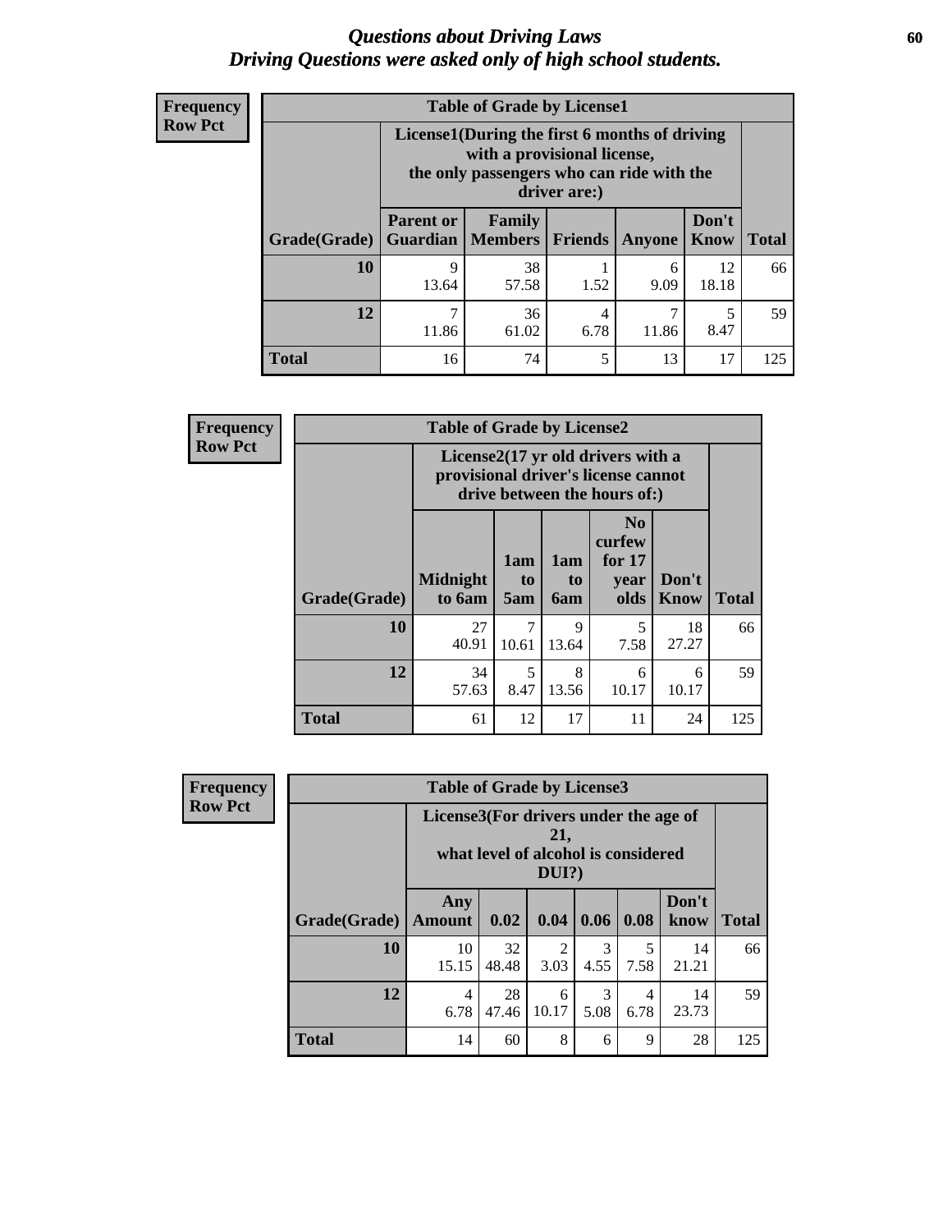# *Questions about Driving Laws*
# *Driving Questions were asked only of high school students.*

**Frequency**
**Row Pct**

**Table of Grade by License1**

| Grade(Grade) | License1(During the first 6 months of driving with a provisional license, the only passengers who can ride with the driver are:) | | | | | Total |
|---|---|---|---|---|---|---|
| | Parent or Guardian | Family Members | Friends | Anyone | Don't Know | |
| 10 | 9<br>13.64 | 38<br>57.58 | 1<br>1.52 | 6<br>9.09 | 12<br>18.18 | 66 |
| 12 | 7<br>11.86 | 36<br>61.02 | 4<br>6.78 | 7<br>11.86 | 5<br>8.47 | 59 |
| Total | 16 | 74 | 5 | 13 | 17 | 125 |

**Frequency**
**Row Pct**

**Table of Grade by License2**

| Grade(Grade) | License2(17 yr old drivers with a provisional driver's license cannot drive between the hours of:) | | | | | Total |
|---|---|---|---|---|---|---|
| | Midnight to 6am | 1am to 5am | 1am to 6am | No curfew for 17 year olds | Don't Know | |
| 10 | 27<br>40.91 | 7<br>10.61 | 9<br>13.64 | 5<br>7.58 | 18<br>27.27 | 66 |
| 12 | 34<br>57.63 | 5<br>8.47 | 8<br>13.56 | 6<br>10.17 | 6<br>10.17 | 59 |
| Total | 61 | 12 | 17 | 11 | 24 | 125 |

**Frequency**
**Row Pct**

**Table of Grade by License3**

| Grade(Grade) | License3(For drivers under the age of 21, what level of alcohol is considered DUI?) | | | | | | Total |
|---|---|---|---|---|---|---|---|
| | Any Amount | 0.02 | 0.04 | 0.06 | 0.08 | Don't know | |
| 10 | 10<br>15.15 | 32<br>48.48 | 2<br>3.03 | 3<br>4.55 | 5<br>7.58 | 14<br>21.21 | 66 |
| 12 | 4<br>6.78 | 28<br>47.46 | 6<br>10.17 | 3<br>5.08 | 4<br>6.78 | 14<br>23.73 | 59 |
| Total | 14 | 60 | 8 | 6 | 9 | 28 | 125 |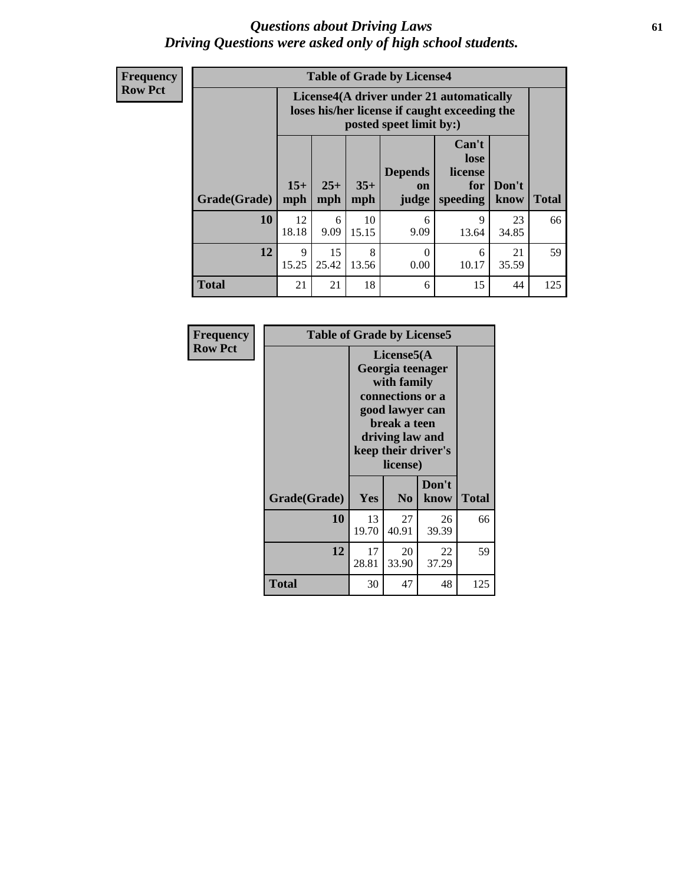# *Questions about Driving Laws*
# *Driving Questions were asked only of high school students.*

**Frequency**
**Row Pct**

| Table of Grade by License4 | | | | | | | |
|---|---|---|---|---|---|---|---|
| | License4(A driver under 21 automatically loses his/her license if caught exceeding the posted speet limit by:) | | | | | | |
| Grade(Grade) | 15+ mph | 25+ mph | 35+ mph | Depends on judge | Can't lose license for speeding | Don't know | Total |
| **10** | 12<br>18.18 | 6<br>9.09 | 10<br>15.15 | 6<br>9.09 | 9<br>13.64 | 23<br>34.85 | 66 |
| **12** | 9<br>15.25 | 15<br>25.42 | 8<br>13.56 | 0<br>0.00 | 6<br>10.17 | 21<br>35.59 | 59 |
| **Total** | 21 | 21 | 18 | 6 | 15 | 44 | 125 |

**Frequency**
**Row Pct**

| Table of Grade by License5 | | | | |
|---|---|---|---|---|
| | License5(A Georgia teenager with family connections or a good lawyer can break a teen driving law and keep their driver's license) | | | |
| Grade(Grade) | Yes | No | Don't know | Total |
| **10** | 13<br>19.70 | 27<br>40.91 | 26<br>39.39 | 66 |
| **12** | 17<br>28.81 | 20<br>33.90 | 22<br>37.29 | 59 |
| **Total** | 30 | 47 | 48 | 125 |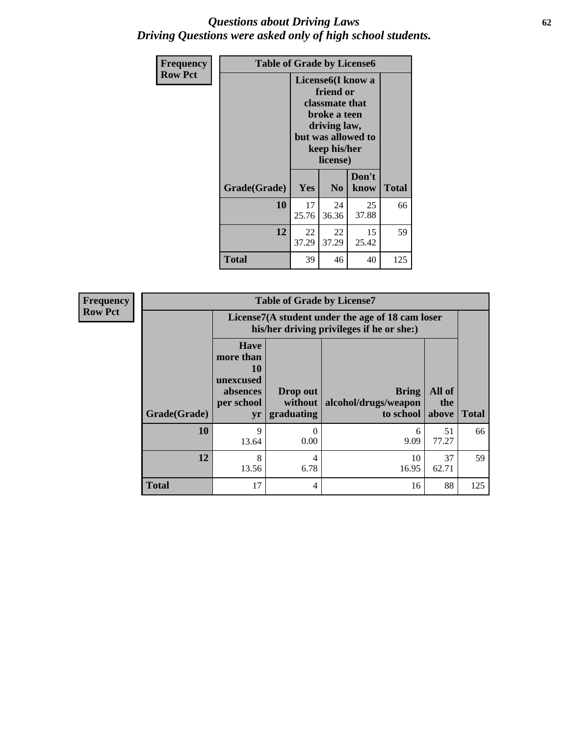# *Questions about Driving Laws*
# *Driving Questions were asked only of high school students.*

**Frequency**
**Row Pct**

| Table of Grade by License6 | | | | |
|---|---|---|---|---|
| | License6(I know a friend or classmate that broke a teen driving law, but was allowed to keep his/her license) | | | |
| **Grade(Grade)** | **Yes** | **No** | **Don't know** | **Total** |
| **10** | 17<br>25.76 | 24<br>36.36 | 25<br>37.88 | 66 |
| **12** | 22<br>37.29 | 22<br>37.29 | 15<br>25.42 | 59 |
| **Total** | 39 | 46 | 40 | 125 |

**Frequency**
**Row Pct**

| Table of Grade by License7 | | | | | |
|---|---|---|---|---|---|
| | License7(A student under the age of 18 cam loser his/her driving privileges if he or she:) | | | | |
| **Grade(Grade)** | **Have more than 10 unexcused absences per school yr** | **Drop out without graduating** | **Bring alcohol/drugs/weapon to school** | **All of the above** | **Total** |
| **10** | 9<br>13.64 | 0<br>0.00 | 6<br>9.09 | 51<br>77.27 | 66 |
| **12** | 8<br>13.56 | 4<br>6.78 | 10<br>16.95 | 37<br>62.71 | 59 |
| **Total** | 17 | 4 | 16 | 88 | 125 |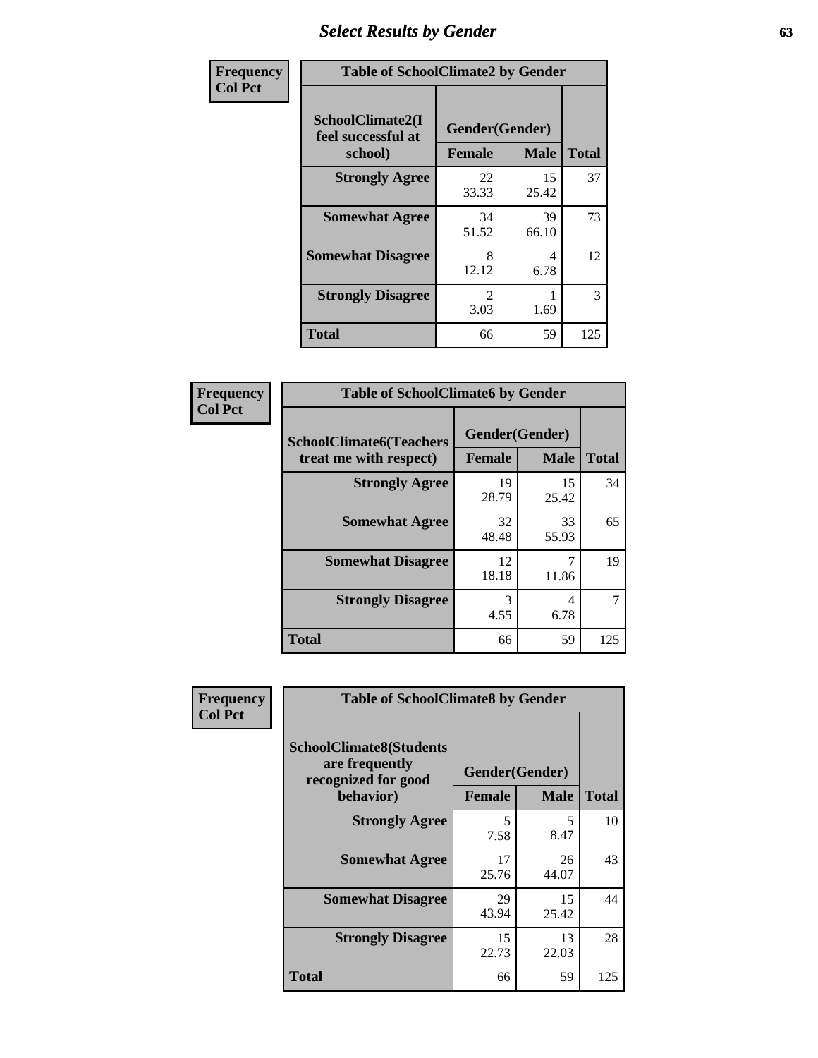# Select Results by Gender

**Frequency / Col Pct**

| Table of SchoolClimate2 by Gender | | | |
|---|---|---|---|
| SchoolClimate2(I feel successful at school) | Gender(Gender) | | |
| | Female | Male | Total |
| Strongly Agree | 22<br>33.33 | 15<br>25.42 | 37 |
| Somewhat Agree | 34<br>51.52 | 39<br>66.10 | 73 |
| Somewhat Disagree | 8<br>12.12 | 4<br>6.78 | 12 |
| Strongly Disagree | 2<br>3.03 | 1<br>1.69 | 3 |
| Total | 66 | 59 | 125 |

**Frequency / Col Pct**

| Table of SchoolClimate6 by Gender | | | |
|---|---|---|---|
| SchoolClimate6(Teachers treat me with respect) | Gender(Gender) | | |
| | Female | Male | Total |
| Strongly Agree | 19<br>28.79 | 15<br>25.42 | 34 |
| Somewhat Agree | 32<br>48.48 | 33<br>55.93 | 65 |
| Somewhat Disagree | 12<br>18.18 | 7<br>11.86 | 19 |
| Strongly Disagree | 3<br>4.55 | 4<br>6.78 | 7 |
| Total | 66 | 59 | 125 |

**Frequency / Col Pct**

| Table of SchoolClimate8 by Gender | | | |
|---|---|---|---|
| SchoolClimate8(Students are frequently recognized for good behavior) | Gender(Gender) | | |
| | Female | Male | Total |
| Strongly Agree | 5<br>7.58 | 5<br>8.47 | 10 |
| Somewhat Agree | 17<br>25.76 | 26<br>44.07 | 43 |
| Somewhat Disagree | 29<br>43.94 | 15<br>25.42 | 44 |
| Strongly Disagree | 15<br>22.73 | 13<br>22.03 | 28 |
| Total | 66 | 59 | 125 |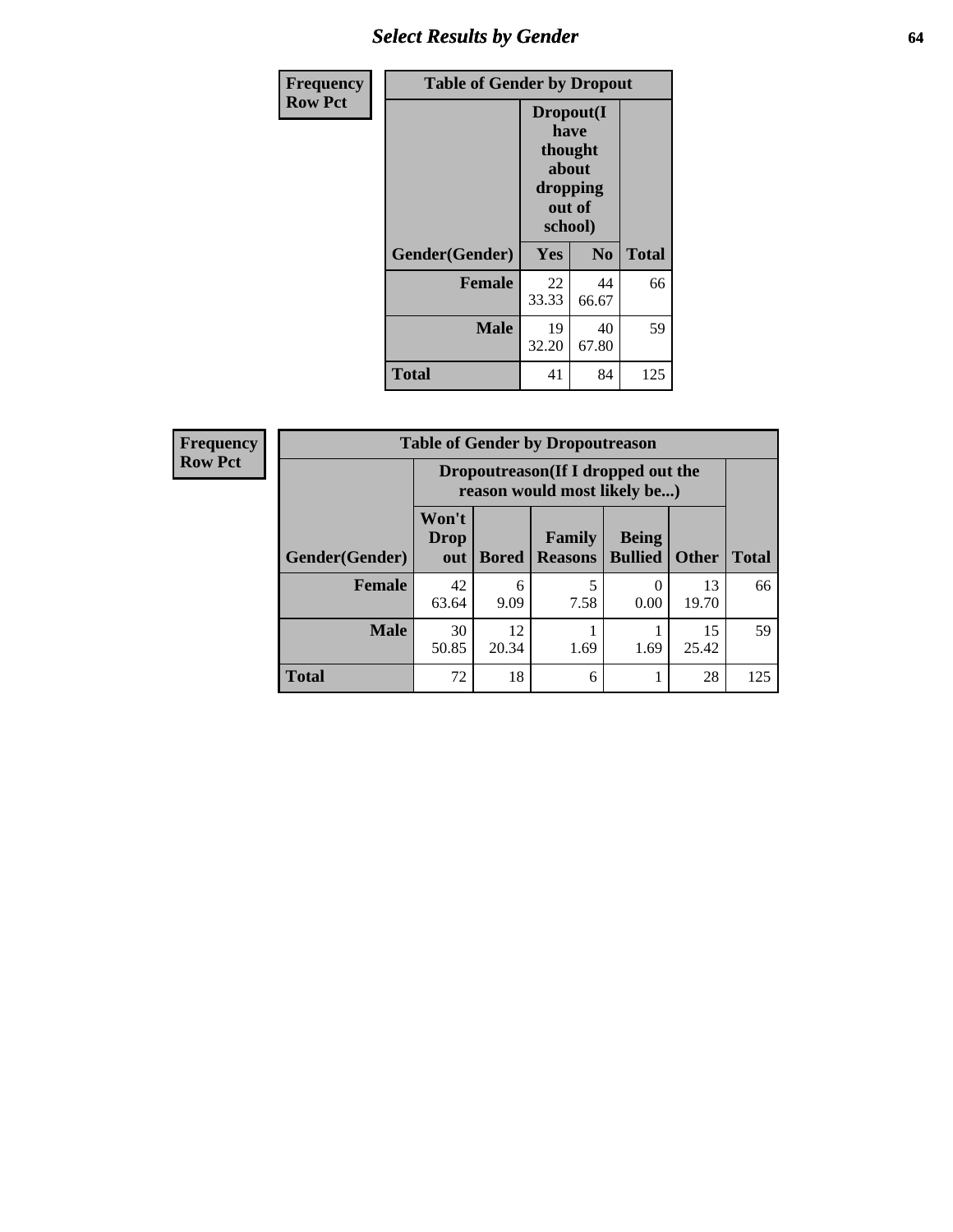## Select Results by Gender

**Frequency / Row Pct**

| Table of Gender by Dropout | | | |
|---|---|---|---|
| | Dropout(I have thought about dropping out of school) | | |
| Gender(Gender) | Yes | No | Total |
| **Female** | 22<br>33.33 | 44<br>66.67 | 66 |
| **Male** | 19<br>32.20 | 40<br>67.80 | 59 |
| **Total** | 41 | 84 | 125 |

**Frequency / Row Pct**

| Table of Gender by Dropoutreason | | | | | | |
|---|---|---|---|---|---|---|
| | Dropoutreason(If I dropped out the reason would most likely be...) | | | | | |
| Gender(Gender) | Won't Drop out | Bored | Family Reasons | Being Bullied | Other | Total |
| **Female** | 42<br>63.64 | 6<br>9.09 | 5<br>7.58 | 0<br>0.00 | 13<br>19.70 | 66 |
| **Male** | 30<br>50.85 | 12<br>20.34 | 1<br>1.69 | 1<br>1.69 | 15<br>25.42 | 59 |
| **Total** | 72 | 18 | 6 | 1 | 28 | 125 |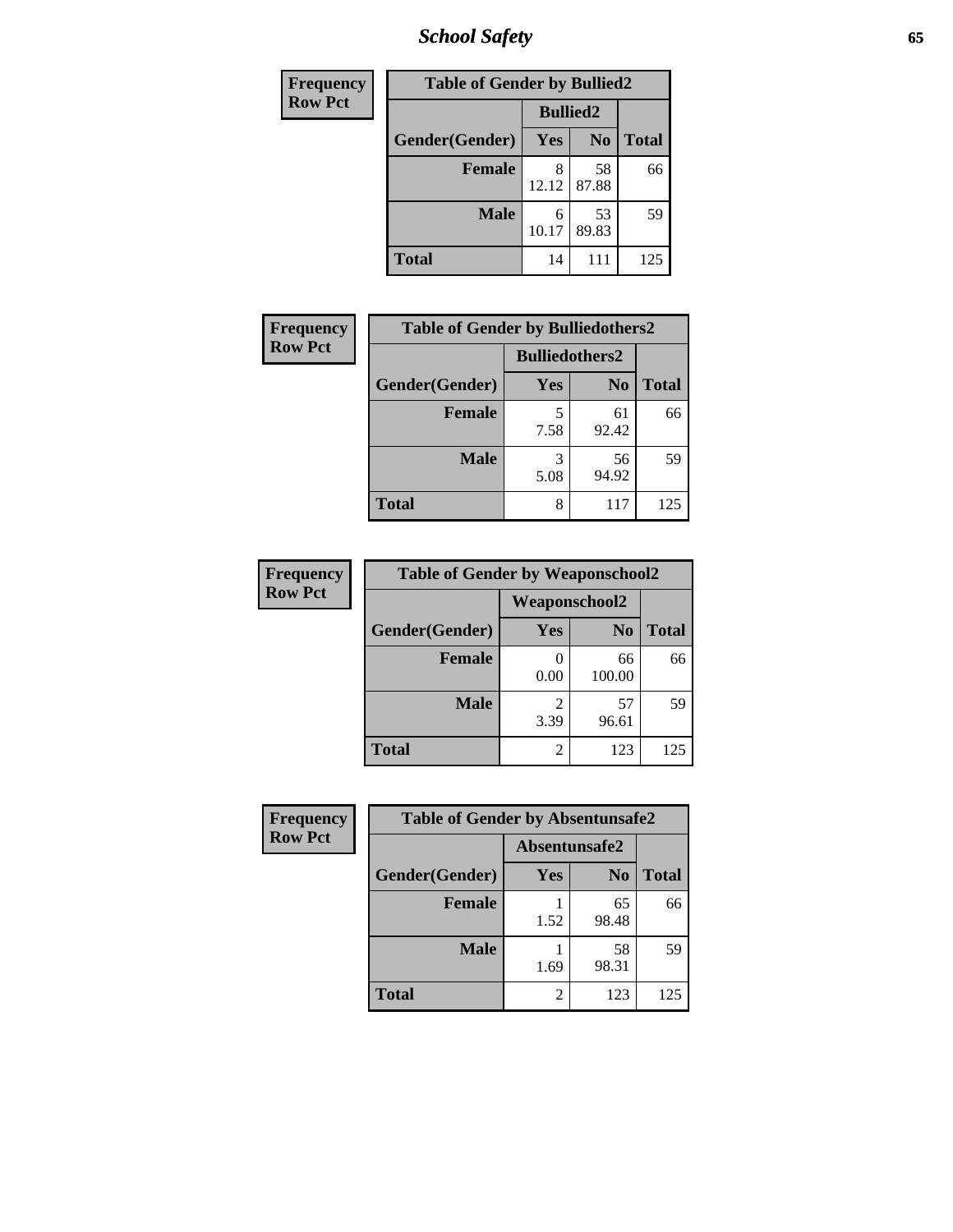| Frequency Row Pct | | | |
|---|---|---|---|
| **Table of Gender by Bullied2** | | | |
| | **Bullied2** | | |
| **Gender(Gender)** | **Yes** | **No** | **Total** |
| **Female** | 8<br>12.12 | 58<br>87.88 | 66 |
| **Male** | 6<br>10.17 | 53<br>89.83 | 59 |
| **Total** | 14 | 111 | 125 |

| Frequency Row Pct | | | |
|---|---|---|---|
| **Table of Gender by Bulliedothers2** | | | |
| | **Bulliedothers2** | | |
| **Gender(Gender)** | **Yes** | **No** | **Total** |
| **Female** | 5<br>7.58 | 61<br>92.42 | 66 |
| **Male** | 3<br>5.08 | 56<br>94.92 | 59 |
| **Total** | 8 | 117 | 125 |

| Frequency Row Pct | | | |
|---|---|---|---|
| **Table of Gender by Weaponschool2** | | | |
| | **Weaponschool2** | | |
| **Gender(Gender)** | **Yes** | **No** | **Total** |
| **Female** | 0<br>0.00 | 66<br>100.00 | 66 |
| **Male** | 2<br>3.39 | 57<br>96.61 | 59 |
| **Total** | 2 | 123 | 125 |

| Frequency Row Pct | | | |
|---|---|---|---|
| **Table of Gender by Absentunsafe2** | | | |
| | **Absentunsafe2** | | |
| **Gender(Gender)** | **Yes** | **No** | **Total** |
| **Female** | 1<br>1.52 | 65<br>98.48 | 66 |
| **Male** | 1<br>1.69 | 58<br>98.31 | 59 |
| **Total** | 2 | 123 | 125 |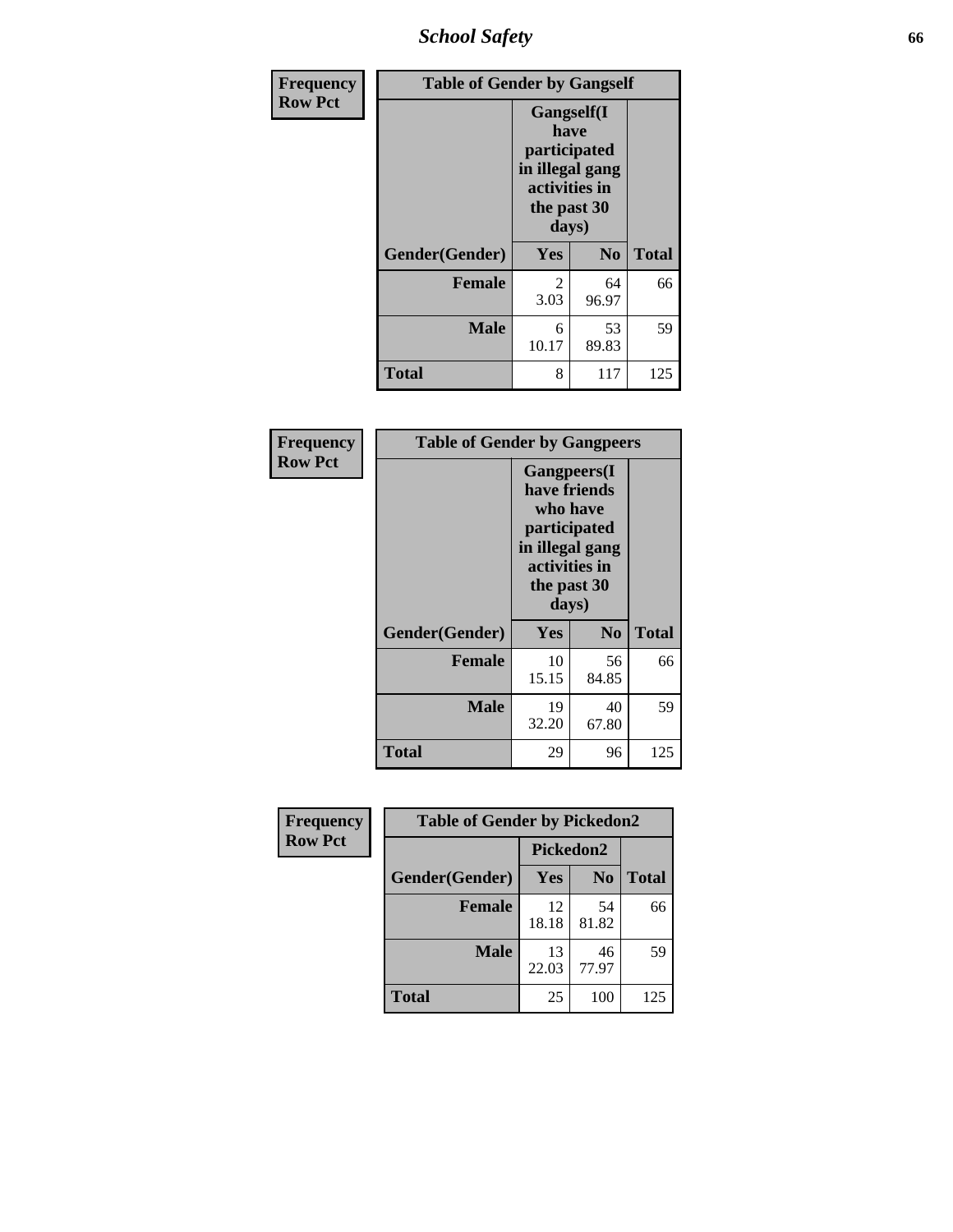**Frequency**
**Row Pct**

| Table of Gender by Gangself | | | |
|---|---|---|---|
| | Gangself(I have participated in illegal gang activities in the past 30 days) | | |
| Gender(Gender) | Yes | No | Total |
| Female | 2<br>3.03 | 64<br>96.97 | 66 |
| Male | 6<br>10.17 | 53<br>89.83 | 59 |
| Total | 8 | 117 | 125 |

**Frequency**
**Row Pct**

| Table of Gender by Gangpeers | | | |
|---|---|---|---|
| | Gangpeers(I have friends who have participated in illegal gang activities in the past 30 days) | | |
| Gender(Gender) | Yes | No | Total |
| Female | 10<br>15.15 | 56<br>84.85 | 66 |
| Male | 19<br>32.20 | 40<br>67.80 | 59 |
| Total | 29 | 96 | 125 |

**Frequency**
**Row Pct**

| Table of Gender by Pickedon2 | | | |
|---|---|---|---|
| | Pickedon2 | | |
| Gender(Gender) | Yes | No | Total |
| Female | 12<br>18.18 | 54<br>81.82 | 66 |
| Male | 13<br>22.03 | 46<br>77.97 | 59 |
| Total | 25 | 100 | 125 |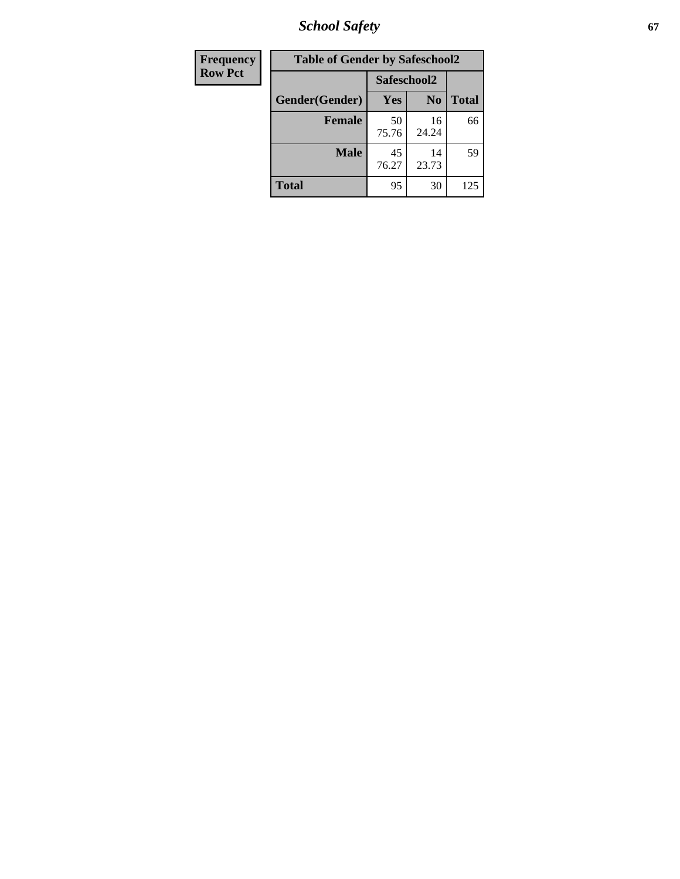| Frequency Row Pct |
|---|

| Table of Gender by Safeschool2 | | | |
|---|---|---|---|
| | Safeschool2 | | |
| Gender(Gender) | Yes | No | Total |
| Female | 50<br>75.76 | 16<br>24.24 | 66 |
| Male | 45<br>76.27 | 14<br>23.73 | 59 |
| Total | 95 | 30 | 125 |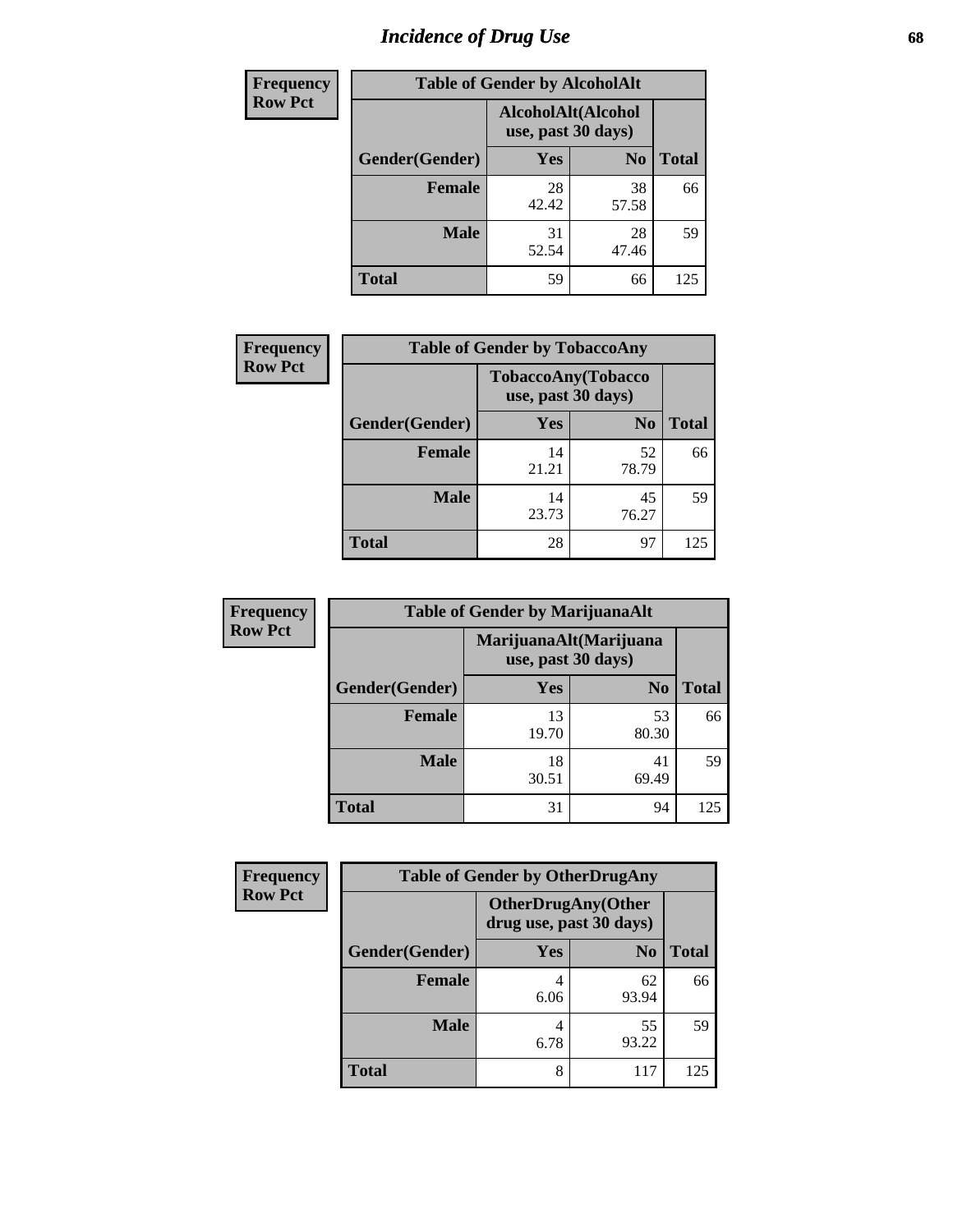# Incidence of Drug Use

**Frequency**
**Row Pct**

| Table of Gender by AlcoholAlt | | | |
|---|---|---|---|
| | AlcoholAlt(Alcohol use, past 30 days) | | |
| Gender(Gender) | Yes | No | Total |
| Female | 28<br>42.42 | 38<br>57.58 | 66 |
| Male | 31<br>52.54 | 28<br>47.46 | 59 |
| Total | 59 | 66 | 125 |

**Frequency**
**Row Pct**

| Table of Gender by TobaccoAny | | | |
|---|---|---|---|
| | TobaccoAny(Tobacco use, past 30 days) | | |
| Gender(Gender) | Yes | No | Total |
| Female | 14<br>21.21 | 52<br>78.79 | 66 |
| Male | 14<br>23.73 | 45<br>76.27 | 59 |
| Total | 28 | 97 | 125 |

**Frequency**
**Row Pct**

| Table of Gender by MarijuanaAlt | | | |
|---|---|---|---|
| | MarijuanaAlt(Marijuana use, past 30 days) | | |
| Gender(Gender) | Yes | No | Total |
| Female | 13<br>19.70 | 53<br>80.30 | 66 |
| Male | 18<br>30.51 | 41<br>69.49 | 59 |
| Total | 31 | 94 | 125 |

**Frequency**
**Row Pct**

| Table of Gender by OtherDrugAny | | | |
|---|---|---|---|
| | OtherDrugAny(Other drug use, past 30 days) | | |
| Gender(Gender) | Yes | No | Total |
| Female | 4<br>6.06 | 62<br>93.94 | 66 |
| Male | 4<br>6.78 | 55<br>93.22 | 59 |
| Total | 8 | 117 | 125 |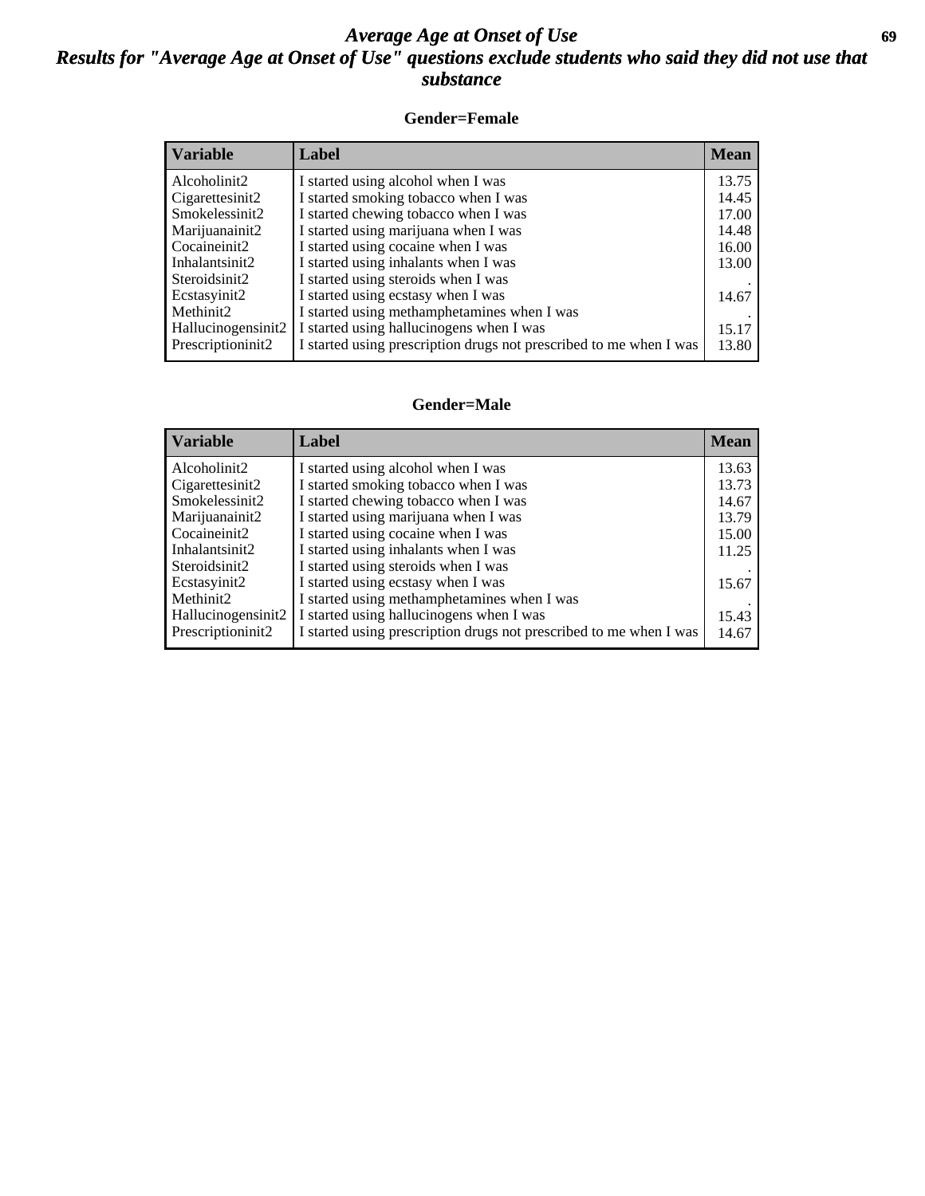# Average Age at Onset of Use

## Results for "Average Age at Onset of Use" questions exclude students who said they did not use that substance

### Gender=Female

| Variable | Label | Mean |
|---|---|---|
| Alcoholinit2 | I started using alcohol when I was | 13.75 |
| Cigarettesinit2 | I started smoking tobacco when I was | 14.45 |
| Smokelessinit2 | I started chewing tobacco when I was | 17.00 |
| Marijuanainit2 | I started using marijuana when I was | 14.48 |
| Cocaineinit2 | I started using cocaine when I was | 16.00 |
| Inhalantsinit2 | I started using inhalants when I was | 13.00 |
| Steroidsinit2 | I started using steroids when I was | . |
| Ecstasyinit2 | I started using ecstasy when I was | 14.67 |
| Methinit2 | I started using methamphetamines when I was | . |
| Hallucinogensinit2 | I started using hallucinogens when I was | 15.17 |
| Prescriptioninit2 | I started using prescription drugs not prescribed to me when I was | 13.80 |

### Gender=Male

| Variable | Label | Mean |
|---|---|---|
| Alcoholinit2 | I started using alcohol when I was | 13.63 |
| Cigarettesinit2 | I started smoking tobacco when I was | 13.73 |
| Smokelessinit2 | I started chewing tobacco when I was | 14.67 |
| Marijuanainit2 | I started using marijuana when I was | 13.79 |
| Cocaineinit2 | I started using cocaine when I was | 15.00 |
| Inhalantsinit2 | I started using inhalants when I was | 11.25 |
| Steroidsinit2 | I started using steroids when I was | . |
| Ecstasyinit2 | I started using ecstasy when I was | 15.67 |
| Methinit2 | I started using methamphetamines when I was | . |
| Hallucinogensinit2 | I started using hallucinogens when I was | 15.43 |
| Prescriptioninit2 | I started using prescription drugs not prescribed to me when I was | 14.67 |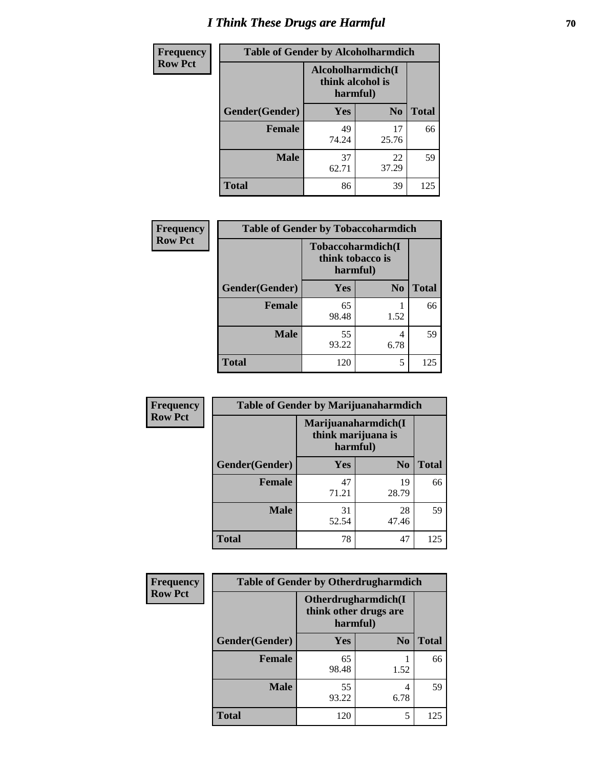# I Think These Drugs are Harmful

| Frequency Row Pct | Table of Gender by Alcoholharmdich | | |
|---|---|---|---|
| | Alcoholharmdich(I think alcohol is harmful) | | |
| Gender(Gender) | Yes | No | Total |
| Female | 49<br>74.24 | 17<br>25.76 | 66 |
| Male | 37<br>62.71 | 22<br>37.29 | 59 |
| Total | 86 | 39 | 125 |

| Frequency Row Pct | Table of Gender by Tobaccoharmdich | | |
|---|---|---|---|
| | Tobaccoharmdich(I think tobacco is harmful) | | |
| Gender(Gender) | Yes | No | Total |
| Female | 65<br>98.48 | 1<br>1.52 | 66 |
| Male | 55<br>93.22 | 4<br>6.78 | 59 |
| Total | 120 | 5 | 125 |

| Frequency Row Pct | Table of Gender by Marijuanaharmdich | | |
|---|---|---|---|
| | Marijuanaharmdich(I think marijuana is harmful) | | |
| Gender(Gender) | Yes | No | Total |
| Female | 47<br>71.21 | 19<br>28.79 | 66 |
| Male | 31<br>52.54 | 28<br>47.46 | 59 |
| Total | 78 | 47 | 125 |

| Frequency Row Pct | Table of Gender by Otherdrugharmdich | | |
|---|---|---|---|
| | Otherdrugharmdich(I think other drugs are harmful) | | |
| Gender(Gender) | Yes | No | Total |
| Female | 65<br>98.48 | 1<br>1.52 | 66 |
| Male | 55<br>93.22 | 4<br>6.78 | 59 |
| Total | 120 | 5 | 125 |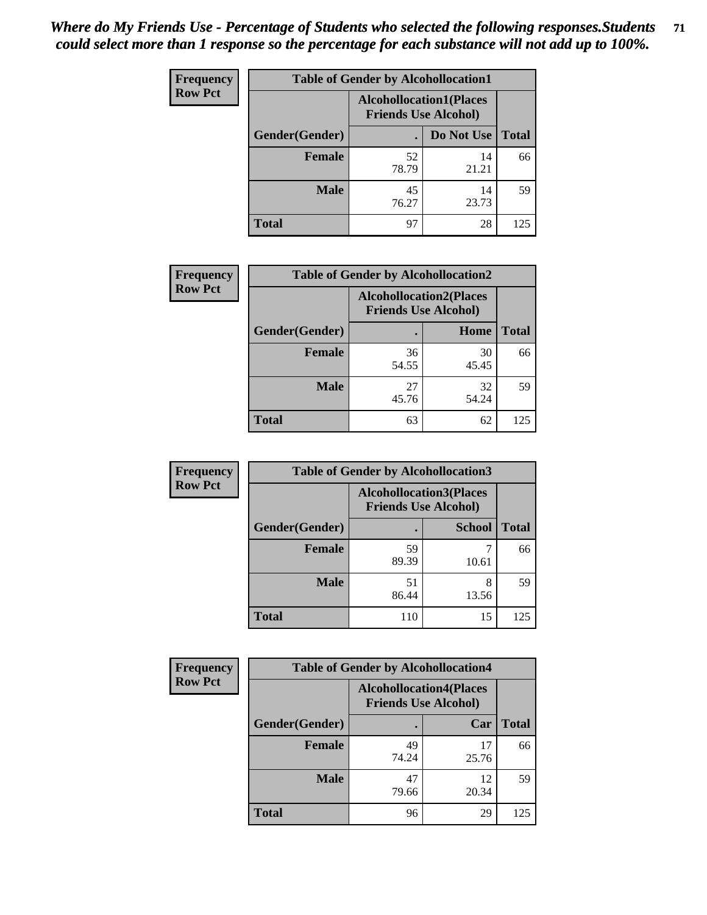*Where do My Friends Use - Percentage of Students who selected the following responses.Students could select more than 1 response so the percentage for each substance will not add up to 100%.*

**Frequency Row Pct**

| Table of Gender by Alcohollocation1 | | | |
|---|---|---|---|
| | Alcohollocation1(Places Friends Use Alcohol) | | |
| Gender(Gender) | . | Do Not Use | Total |
| Female | 52<br>78.79 | 14<br>21.21 | 66 |
| Male | 45<br>76.27 | 14<br>23.73 | 59 |
| Total | 97 | 28 | 125 |

**Frequency Row Pct**

| Table of Gender by Alcohollocation2 | | | |
|---|---|---|---|
| | Alcohollocation2(Places Friends Use Alcohol) | | |
| Gender(Gender) | . | Home | Total |
| Female | 36<br>54.55 | 30<br>45.45 | 66 |
| Male | 27<br>45.76 | 32<br>54.24 | 59 |
| Total | 63 | 62 | 125 |

**Frequency Row Pct**

| Table of Gender by Alcohollocation3 | | | |
|---|---|---|---|
| | Alcohollocation3(Places Friends Use Alcohol) | | |
| Gender(Gender) | . | School | Total |
| Female | 59<br>89.39 | 7<br>10.61 | 66 |
| Male | 51<br>86.44 | 8<br>13.56 | 59 |
| Total | 110 | 15 | 125 |

**Frequency Row Pct**

| Table of Gender by Alcohollocation4 | | | |
|---|---|---|---|
| | Alcohollocation4(Places Friends Use Alcohol) | | |
| Gender(Gender) | . | Car | Total |
| Female | 49<br>74.24 | 17<br>25.76 | 66 |
| Male | 47<br>79.66 | 12<br>20.34 | 59 |
| Total | 96 | 29 | 125 |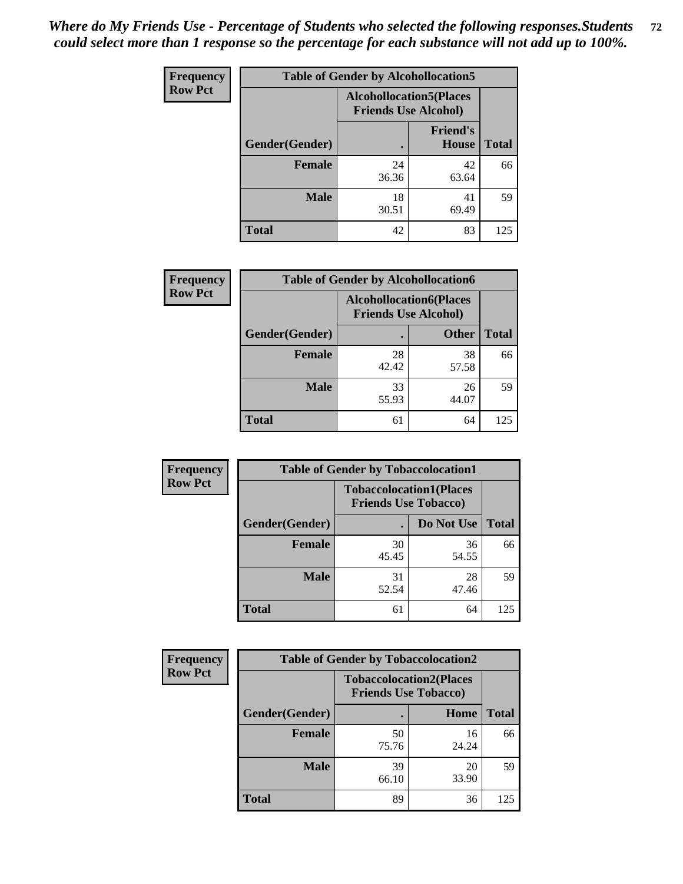*Where do My Friends Use - Percentage of Students who selected the following responses.Students could select more than 1 response so the percentage for each substance will not add up to 100%.*

**Frequency**
**Row Pct**

| Table of Gender by Alcohollocation5 | | | |
|---|---|---|---|
| | Alcohollocation5(Places Friends Use Alcohol) | | |
| Gender(Gender) | . | Friend's House | Total |
| **Female** | 24<br>36.36 | 42<br>63.64 | 66 |
| **Male** | 18<br>30.51 | 41<br>69.49 | 59 |
| **Total** | 42 | 83 | 125 |

**Frequency**
**Row Pct**

| Table of Gender by Alcohollocation6 | | | |
|---|---|---|---|
| | Alcohollocation6(Places Friends Use Alcohol) | | |
| Gender(Gender) | . | Other | Total |
| **Female** | 28<br>42.42 | 38<br>57.58 | 66 |
| **Male** | 33<br>55.93 | 26<br>44.07 | 59 |
| **Total** | 61 | 64 | 125 |

**Frequency**
**Row Pct**

| Table of Gender by Tobaccolocation1 | | | |
|---|---|---|---|
| | Tobaccolocation1(Places Friends Use Tobacco) | | |
| Gender(Gender) | . | Do Not Use | Total |
| **Female** | 30<br>45.45 | 36<br>54.55 | 66 |
| **Male** | 31<br>52.54 | 28<br>47.46 | 59 |
| **Total** | 61 | 64 | 125 |

**Frequency**
**Row Pct**

| Table of Gender by Tobaccolocation2 | | | |
|---|---|---|---|
| | Tobaccolocation2(Places Friends Use Tobacco) | | |
| Gender(Gender) | . | Home | Total |
| **Female** | 50<br>75.76 | 16<br>24.24 | 66 |
| **Male** | 39<br>66.10 | 20<br>33.90 | 59 |
| **Total** | 89 | 36 | 125 |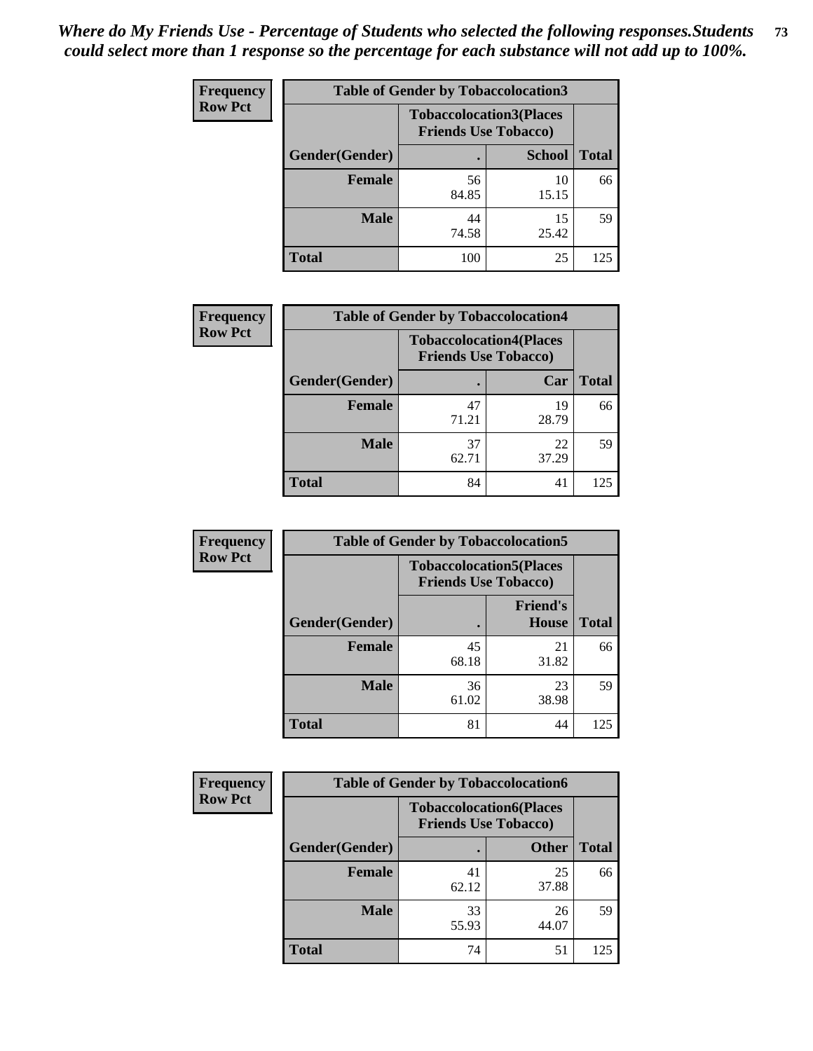*Where do My Friends Use - Percentage of Students who selected the following responses.Students could select more than 1 response so the percentage for each substance will not add up to 100%.*

**Frequency Row Pct**

| Table of Gender by Tobaccolocation3 | | | |
|---|---|---|---|
| | Tobaccolocation3(Places Friends Use Tobacco) | | |
| Gender(Gender) | . | School | Total |
| Female | 56<br>84.85 | 10<br>15.15 | 66 |
| Male | 44<br>74.58 | 15<br>25.42 | 59 |
| Total | 100 | 25 | 125 |

**Frequency Row Pct**

| Table of Gender by Tobaccolocation4 | | | |
|---|---|---|---|
| | Tobaccolocation4(Places Friends Use Tobacco) | | |
| Gender(Gender) | . | Car | Total |
| Female | 47<br>71.21 | 19<br>28.79 | 66 |
| Male | 37<br>62.71 | 22<br>37.29 | 59 |
| Total | 84 | 41 | 125 |

**Frequency Row Pct**

| Table of Gender by Tobaccolocation5 | | | |
|---|---|---|---|
| | Tobaccolocation5(Places Friends Use Tobacco) | | |
| Gender(Gender) | . | Friend's House | Total |
| Female | 45<br>68.18 | 21<br>31.82 | 66 |
| Male | 36<br>61.02 | 23<br>38.98 | 59 |
| Total | 81 | 44 | 125 |

**Frequency Row Pct**

| Table of Gender by Tobaccolocation6 | | | |
|---|---|---|---|
| | Tobaccolocation6(Places Friends Use Tobacco) | | |
| Gender(Gender) | . | Other | Total |
| Female | 41<br>62.12 | 25<br>37.88 | 66 |
| Male | 33<br>55.93 | 26<br>44.07 | 59 |
| Total | 74 | 51 | 125 |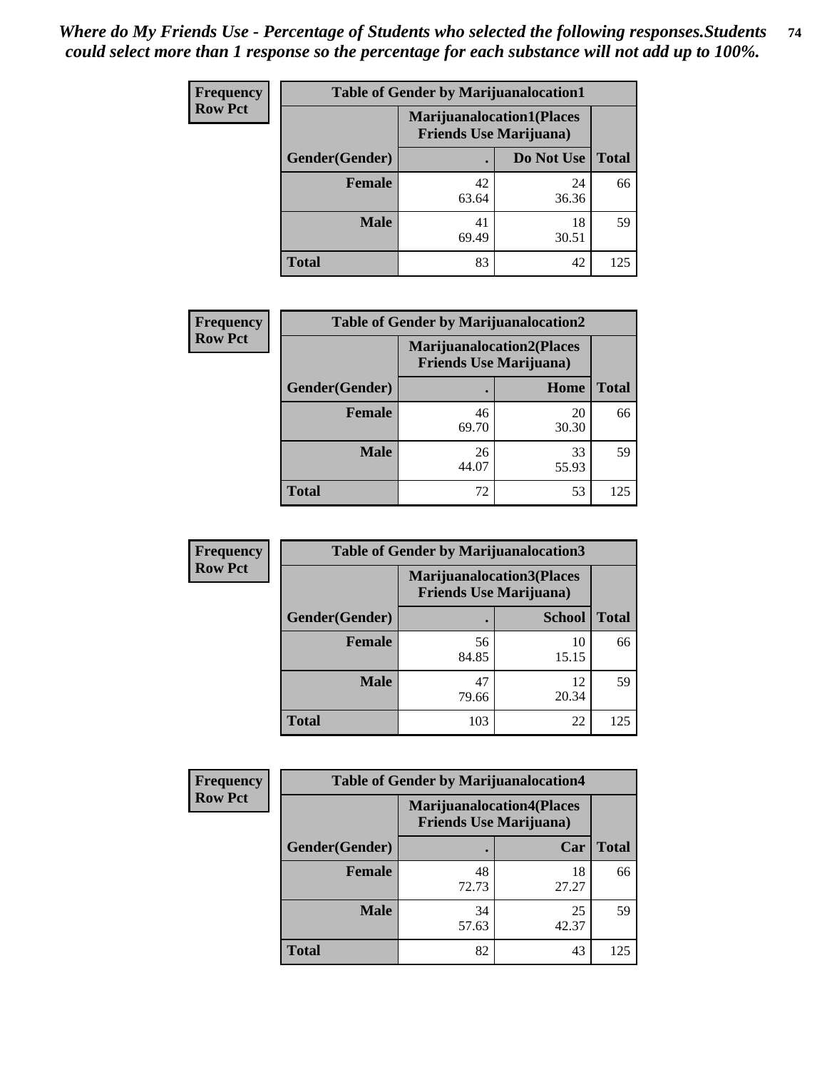*Where do My Friends Use - Percentage of Students who selected the following responses.Students could select more than 1 response so the percentage for each substance will not add up to 100%.*

**Frequency**
**Row Pct**

| Table of Gender by Marijuanalocation1 | | | |
|---|---|---|---|
| | Marijuanalocation1(Places Friends Use Marijuana) | | |
| Gender(Gender) | . | Do Not Use | Total |
| Female | 42<br>63.64 | 24<br>36.36 | 66 |
| Male | 41<br>69.49 | 18<br>30.51 | 59 |
| Total | 83 | 42 | 125 |

**Frequency**
**Row Pct**

| Table of Gender by Marijuanalocation2 | | | |
|---|---|---|---|
| | Marijuanalocation2(Places Friends Use Marijuana) | | |
| Gender(Gender) | . | Home | Total |
| Female | 46<br>69.70 | 20<br>30.30 | 66 |
| Male | 26<br>44.07 | 33<br>55.93 | 59 |
| Total | 72 | 53 | 125 |

**Frequency**
**Row Pct**

| Table of Gender by Marijuanalocation3 | | | |
|---|---|---|---|
| | Marijuanalocation3(Places Friends Use Marijuana) | | |
| Gender(Gender) | . | School | Total |
| Female | 56<br>84.85 | 10<br>15.15 | 66 |
| Male | 47<br>79.66 | 12<br>20.34 | 59 |
| Total | 103 | 22 | 125 |

**Frequency**
**Row Pct**

| Table of Gender by Marijuanalocation4 | | | |
|---|---|---|---|
| | Marijuanalocation4(Places Friends Use Marijuana) | | |
| Gender(Gender) | . | Car | Total |
| Female | 48<br>72.73 | 18<br>27.27 | 66 |
| Male | 34<br>57.63 | 25<br>42.37 | 59 |
| Total | 82 | 43 | 125 |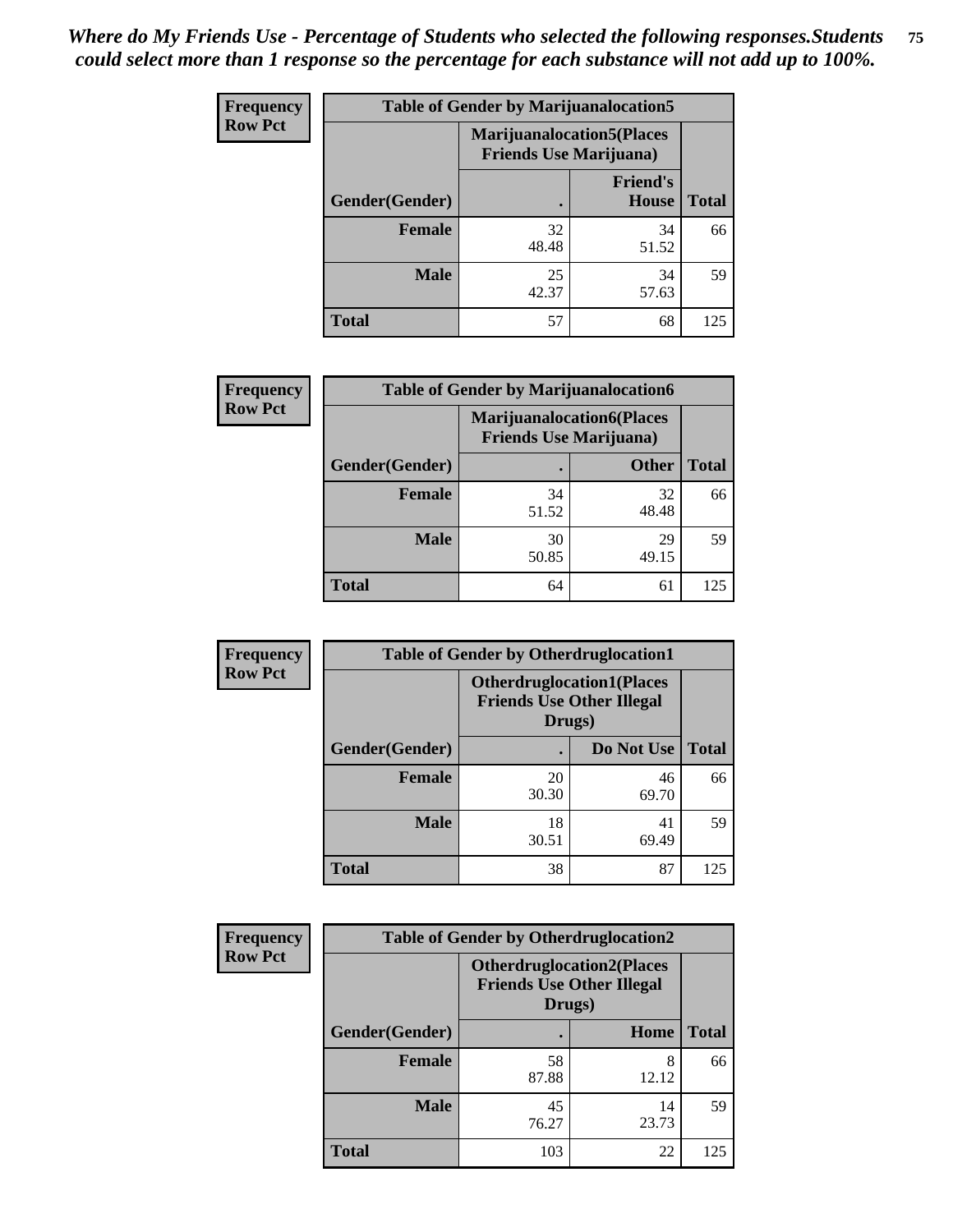*Where do My Friends Use - Percentage of Students who selected the following responses.Students could select more than 1 response so the percentage for each substance will not add up to 100%.*

**Frequency / Row Pct**

| Table of Gender by Marijuanalocation5 | | | |
|---|---|---|---|
| | Marijuanalocation5(Places Friends Use Marijuana) | | |
| Gender(Gender) | . | Friend's House | Total |
| **Female** | 32<br>48.48 | 34<br>51.52 | 66 |
| **Male** | 25<br>42.37 | 34<br>57.63 | 59 |
| **Total** | 57 | 68 | 125 |

**Frequency / Row Pct**

| Table of Gender by Marijuanalocation6 | | | |
|---|---|---|---|
| | Marijuanalocation6(Places Friends Use Marijuana) | | |
| Gender(Gender) | . | Other | Total |
| **Female** | 34<br>51.52 | 32<br>48.48 | 66 |
| **Male** | 30<br>50.85 | 29<br>49.15 | 59 |
| **Total** | 64 | 61 | 125 |

**Frequency / Row Pct**

| Table of Gender by Otherdruglocation1 | | | |
|---|---|---|---|
| | Otherdruglocation1(Places Friends Use Other Illegal Drugs) | | |
| Gender(Gender) | . | Do Not Use | Total |
| **Female** | 20<br>30.30 | 46<br>69.70 | 66 |
| **Male** | 18<br>30.51 | 41<br>69.49 | 59 |
| **Total** | 38 | 87 | 125 |

**Frequency / Row Pct**

| Table of Gender by Otherdruglocation2 | | | |
|---|---|---|---|
| | Otherdruglocation2(Places Friends Use Other Illegal Drugs) | | |
| Gender(Gender) | . | Home | Total |
| **Female** | 58<br>87.88 | 8<br>12.12 | 66 |
| **Male** | 45<br>76.27 | 14<br>23.73 | 59 |
| **Total** | 103 | 22 | 125 |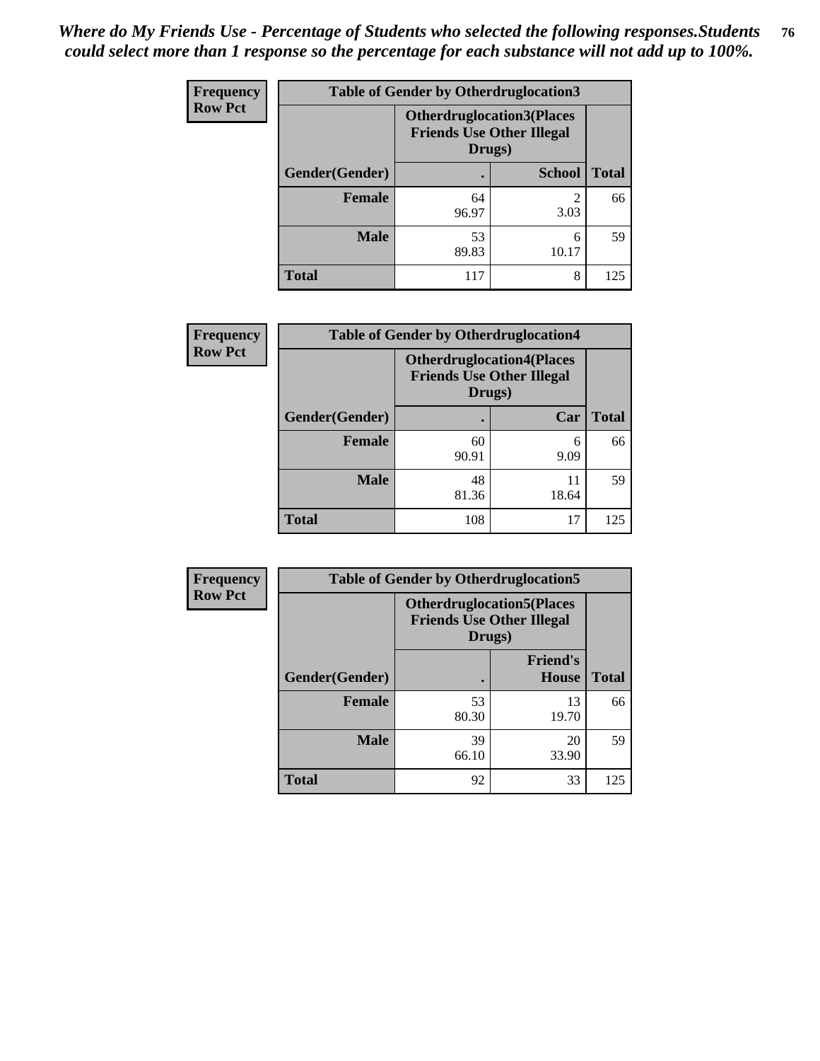*Where do My Friends Use - Percentage of Students who selected the following responses.Students could select more than 1 response so the percentage for each substance will not add up to 100%.*

**Frequency Row Pct**

| Table of Gender by Otherdruglocation3 | | | |
|---|---|---|---|
| | Otherdruglocation3(Places Friends Use Other Illegal Drugs) | | |
| Gender(Gender) | . | School | Total |
| Female | 64<br>96.97 | 2<br>3.03 | 66 |
| Male | 53<br>89.83 | 6<br>10.17 | 59 |
| Total | 117 | 8 | 125 |

**Frequency Row Pct**

| Table of Gender by Otherdruglocation4 | | | |
|---|---|---|---|
| | Otherdruglocation4(Places Friends Use Other Illegal Drugs) | | |
| Gender(Gender) | . | Car | Total |
| Female | 60<br>90.91 | 6<br>9.09 | 66 |
| Male | 48<br>81.36 | 11<br>18.64 | 59 |
| Total | 108 | 17 | 125 |

**Frequency Row Pct**

| Table of Gender by Otherdruglocation5 | | | |
|---|---|---|---|
| | Otherdruglocation5(Places Friends Use Other Illegal Drugs) | | |
| Gender(Gender) | . | Friend's House | Total |
| Female | 53<br>80.30 | 13<br>19.70 | 66 |
| Male | 39<br>66.10 | 20<br>33.90 | 59 |
| Total | 92 | 33 | 125 |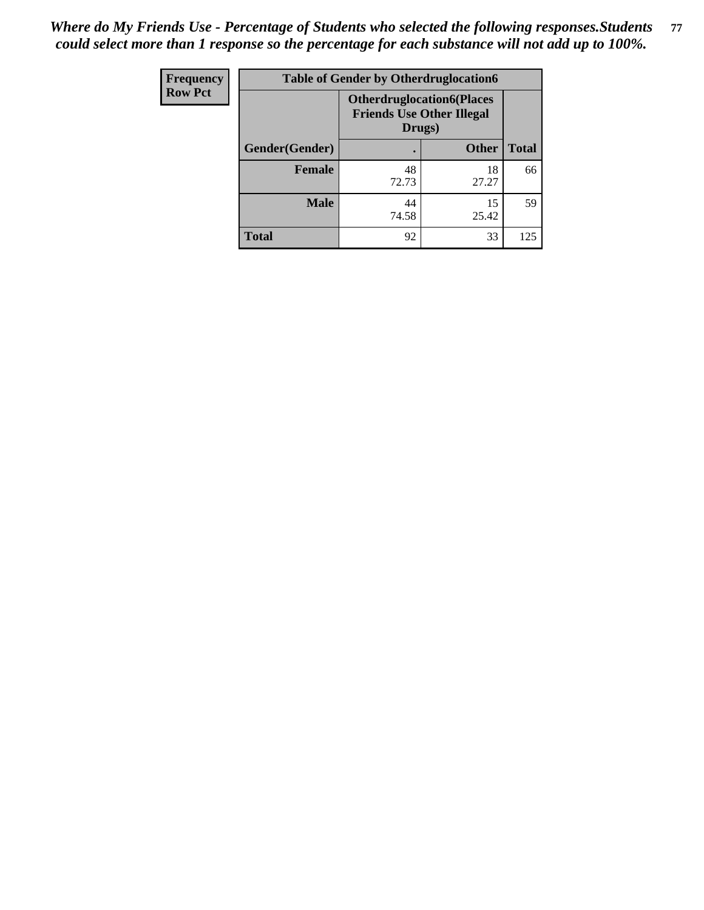*Where do My Friends Use - Percentage of Students who selected the following responses.Students could select more than 1 response so the percentage for each substance will not add up to 100%.*

| Frequency<br>Row Pct | Table of Gender by Otherdruglocation6 | | |
|---|---|---|---|
| | **Otherdruglocation6(Places Friends Use Other Illegal Drugs)** | | |
| **Gender(Gender)** | **.** | **Other** | **Total** |
| **Female** | 48<br>72.73 | 18<br>27.27 | 66 |
| **Male** | 44<br>74.58 | 15<br>25.42 | 59 |
| **Total** | 92 | 33 | 125 |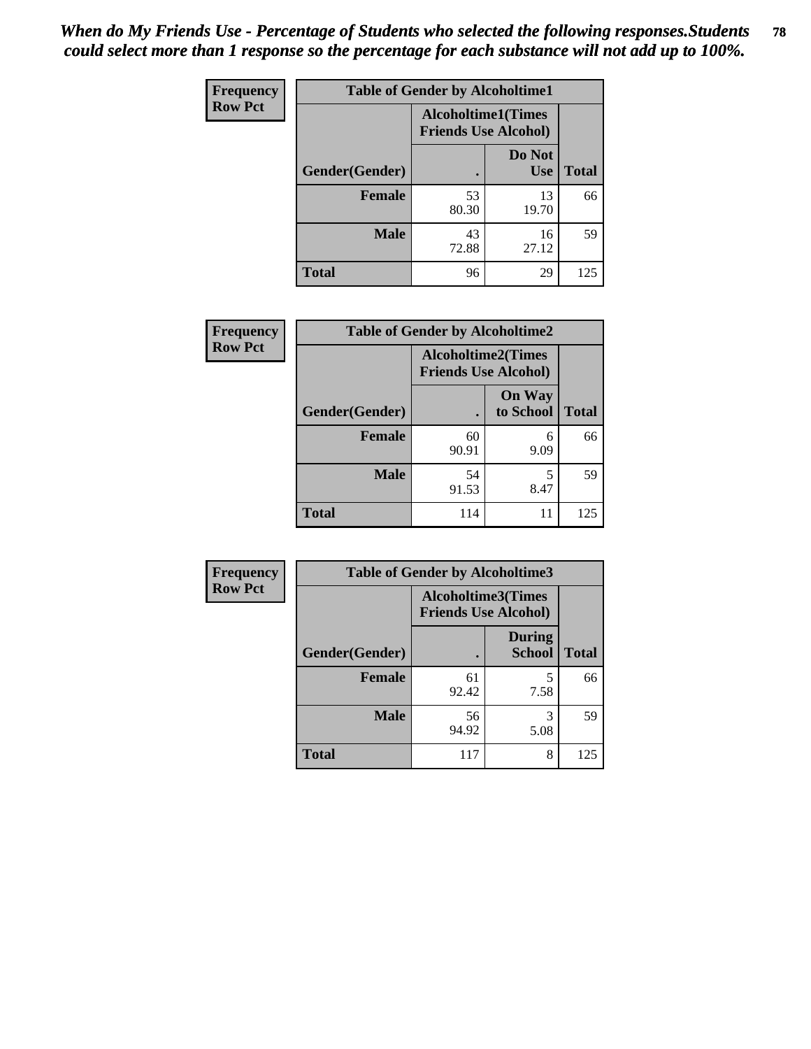*When do My Friends Use - Percentage of Students who selected the following responses.Students could select more than 1 response so the percentage for each substance will not add up to 100%.*

**Frequency**
**Row Pct**

| Table of Gender by Alcoholtime1 | | | |
|---|---|---|---|
| | Alcoholtime1(Times Friends Use Alcohol) | | |
| Gender(Gender) | . | Do Not Use | Total |
| **Female** | 53<br>80.30 | 13<br>19.70 | 66 |
| **Male** | 43<br>72.88 | 16<br>27.12 | 59 |
| **Total** | 96 | 29 | 125 |

**Frequency**
**Row Pct**

| Table of Gender by Alcoholtime2 | | | |
|---|---|---|---|
| | Alcoholtime2(Times Friends Use Alcohol) | | |
| Gender(Gender) | . | On Way to School | Total |
| **Female** | 60<br>90.91 | 6<br>9.09 | 66 |
| **Male** | 54<br>91.53 | 5<br>8.47 | 59 |
| **Total** | 114 | 11 | 125 |

**Frequency**
**Row Pct**

| Table of Gender by Alcoholtime3 | | | |
|---|---|---|---|
| | Alcoholtime3(Times Friends Use Alcohol) | | |
| Gender(Gender) | . | During School | Total |
| **Female** | 61<br>92.42 | 5<br>7.58 | 66 |
| **Male** | 56<br>94.92 | 3<br>5.08 | 59 |
| **Total** | 117 | 8 | 125 |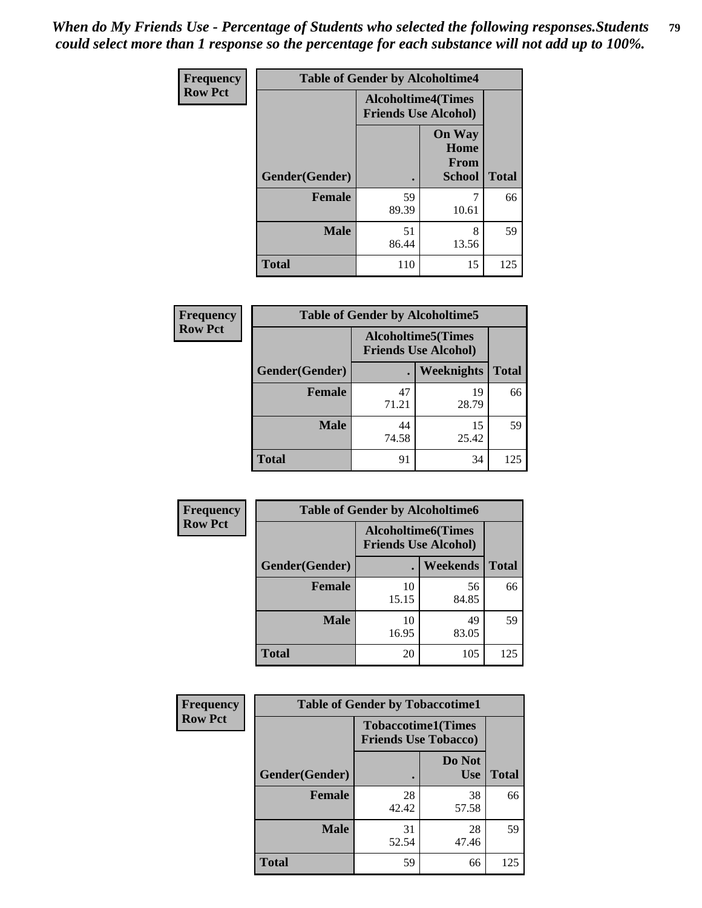*When do My Friends Use - Percentage of Students who selected the following responses.Students could select more than 1 response so the percentage for each substance will not add up to 100%.*

**Frequency**
**Row Pct**

| Table of Gender by Alcoholtime4 | | | |
|---|---|---|---|
| | Alcoholtime4(Times Friends Use Alcohol) | | |
| Gender(Gender) | . | On Way Home From School | Total |
| **Female** | 59<br>89.39 | 7<br>10.61 | 66 |
| **Male** | 51<br>86.44 | 8<br>13.56 | 59 |
| **Total** | 110 | 15 | 125 |

**Frequency**
**Row Pct**

| Table of Gender by Alcoholtime5 | | | |
|---|---|---|---|
| | Alcoholtime5(Times Friends Use Alcohol) | | |
| Gender(Gender) | . | Weeknights | Total |
| **Female** | 47<br>71.21 | 19<br>28.79 | 66 |
| **Male** | 44<br>74.58 | 15<br>25.42 | 59 |
| **Total** | 91 | 34 | 125 |

**Frequency**
**Row Pct**

| Table of Gender by Alcoholtime6 | | | |
|---|---|---|---|
| | Alcoholtime6(Times Friends Use Alcohol) | | |
| Gender(Gender) | . | Weekends | Total |
| **Female** | 10<br>15.15 | 56<br>84.85 | 66 |
| **Male** | 10<br>16.95 | 49<br>83.05 | 59 |
| **Total** | 20 | 105 | 125 |

**Frequency**
**Row Pct**

| Table of Gender by Tobaccotime1 | | | |
|---|---|---|---|
| | Tobaccotime1(Times Friends Use Tobacco) | | |
| Gender(Gender) | . | Do Not Use | Total |
| **Female** | 28<br>42.42 | 38<br>57.58 | 66 |
| **Male** | 31<br>52.54 | 28<br>47.46 | 59 |
| **Total** | 59 | 66 | 125 |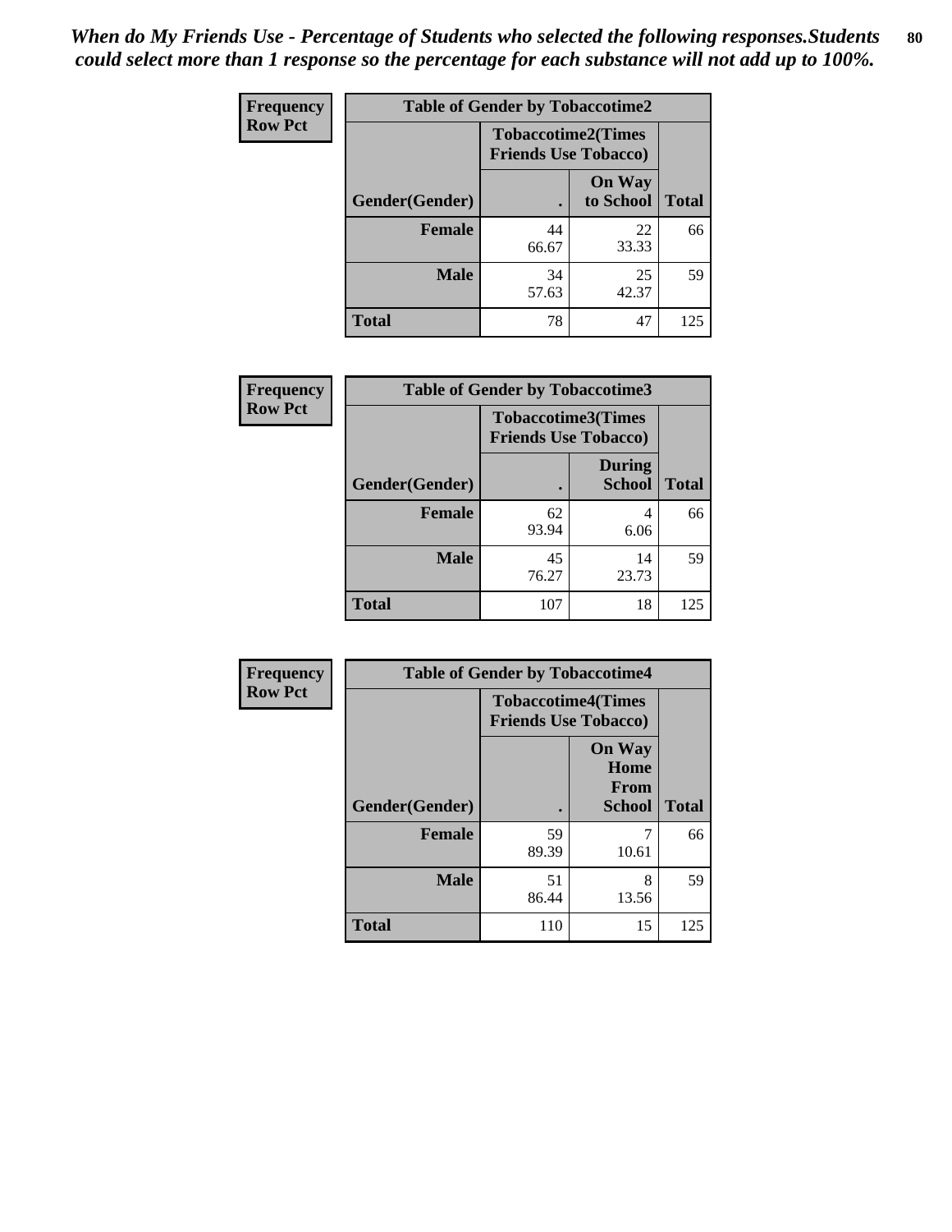*When do My Friends Use - Percentage of Students who selected the following responses.Students could select more than 1 response so the percentage for each substance will not add up to 100%.*

**Frequency Row Pct**

| Table of Gender by Tobaccotime2 | | | |
|---|---|---|---|
| | Tobaccotime2(Times Friends Use Tobacco) | | |
| Gender(Gender) | . | On Way to School | Total |
| **Female** | 44<br>66.67 | 22<br>33.33 | 66 |
| **Male** | 34<br>57.63 | 25<br>42.37 | 59 |
| **Total** | 78 | 47 | 125 |

**Frequency Row Pct**

| Table of Gender by Tobaccotime3 | | | |
|---|---|---|---|
| | Tobaccotime3(Times Friends Use Tobacco) | | |
| Gender(Gender) | . | During School | Total |
| **Female** | 62<br>93.94 | 4<br>6.06 | 66 |
| **Male** | 45<br>76.27 | 14<br>23.73 | 59 |
| **Total** | 107 | 18 | 125 |

**Frequency Row Pct**

| Table of Gender by Tobaccotime4 | | | |
|---|---|---|---|
| | Tobaccotime4(Times Friends Use Tobacco) | | |
| Gender(Gender) | . | On Way Home From School | Total |
| **Female** | 59<br>89.39 | 7<br>10.61 | 66 |
| **Male** | 51<br>86.44 | 8<br>13.56 | 59 |
| **Total** | 110 | 15 | 125 |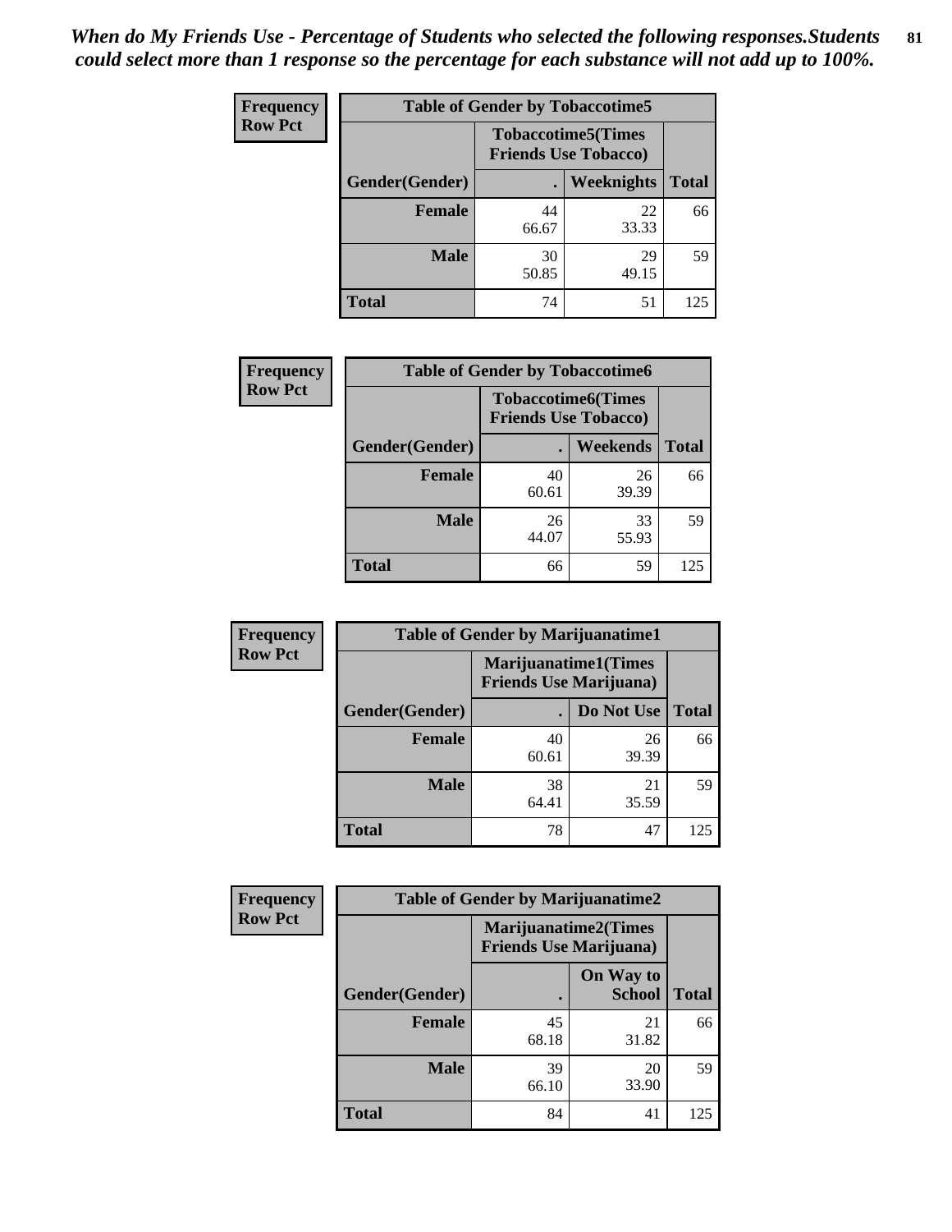*When do My Friends Use - Percentage of Students who selected the following responses.Students could select more than 1 response so the percentage for each substance will not add up to 100%.*

**Frequency / Row Pct**

| Table of Gender by Tobaccotime5 | | | |
|---|---|---|---|
| | Tobaccotime5(Times Friends Use Tobacco) | | |
| Gender(Gender) | . | Weeknights | Total |
| **Female** | 44<br>66.67 | 22<br>33.33 | 66 |
| **Male** | 30<br>50.85 | 29<br>49.15 | 59 |
| **Total** | 74 | 51 | 125 |

**Frequency / Row Pct**

| Table of Gender by Tobaccotime6 | | | |
|---|---|---|---|
| | Tobaccotime6(Times Friends Use Tobacco) | | |
| Gender(Gender) | . | Weekends | Total |
| **Female** | 40<br>60.61 | 26<br>39.39 | 66 |
| **Male** | 26<br>44.07 | 33<br>55.93 | 59 |
| **Total** | 66 | 59 | 125 |

**Frequency / Row Pct**

| Table of Gender by Marijuanatime1 | | | |
|---|---|---|---|
| | Marijuanatime1(Times Friends Use Marijuana) | | |
| Gender(Gender) | . | Do Not Use | Total |
| **Female** | 40<br>60.61 | 26<br>39.39 | 66 |
| **Male** | 38<br>64.41 | 21<br>35.59 | 59 |
| **Total** | 78 | 47 | 125 |

**Frequency / Row Pct**

| Table of Gender by Marijuanatime2 | | | |
|---|---|---|---|
| | Marijuanatime2(Times Friends Use Marijuana) | | |
| Gender(Gender) | . | On Way to School | Total |
| **Female** | 45<br>68.18 | 21<br>31.82 | 66 |
| **Male** | 39<br>66.10 | 20<br>33.90 | 59 |
| **Total** | 84 | 41 | 125 |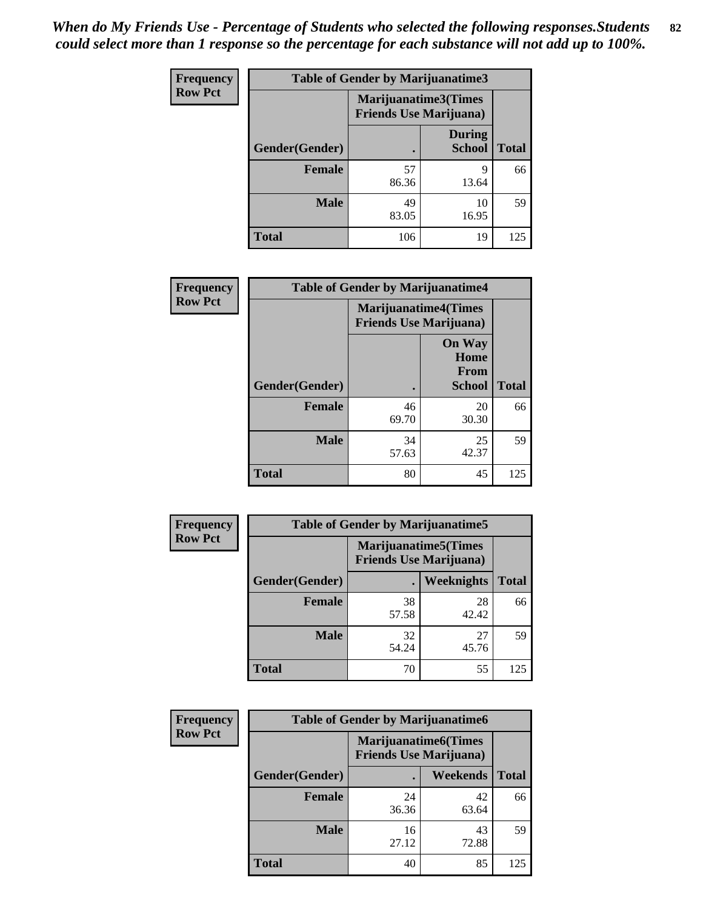*When do My Friends Use - Percentage of Students who selected the following responses.Students could select more than 1 response so the percentage for each substance will not add up to 100%.*

**Frequency**
**Row Pct**

| Table of Gender by Marijuanatime3 | | | |
|---|---|---|---|
| | Marijuanatime3(Times Friends Use Marijuana) | | |
| Gender(Gender) | . | During School | Total |
| **Female** | 57<br>86.36 | 9<br>13.64 | 66 |
| **Male** | 49<br>83.05 | 10<br>16.95 | 59 |
| **Total** | 106 | 19 | 125 |

**Frequency**
**Row Pct**

| Table of Gender by Marijuanatime4 | | | |
|---|---|---|---|
| | Marijuanatime4(Times Friends Use Marijuana) | | |
| Gender(Gender) | . | On Way Home From School | Total |
| **Female** | 46<br>69.70 | 20<br>30.30 | 66 |
| **Male** | 34<br>57.63 | 25<br>42.37 | 59 |
| **Total** | 80 | 45 | 125 |

**Frequency**
**Row Pct**

| Table of Gender by Marijuanatime5 | | | |
|---|---|---|---|
| | Marijuanatime5(Times Friends Use Marijuana) | | |
| Gender(Gender) | . | Weeknights | Total |
| **Female** | 38<br>57.58 | 28<br>42.42 | 66 |
| **Male** | 32<br>54.24 | 27<br>45.76 | 59 |
| **Total** | 70 | 55 | 125 |

**Frequency**
**Row Pct**

| Table of Gender by Marijuanatime6 | | | |
|---|---|---|---|
| | Marijuanatime6(Times Friends Use Marijuana) | | |
| Gender(Gender) | . | Weekends | Total |
| **Female** | 24<br>36.36 | 42<br>63.64 | 66 |
| **Male** | 16<br>27.12 | 43<br>72.88 | 59 |
| **Total** | 40 | 85 | 125 |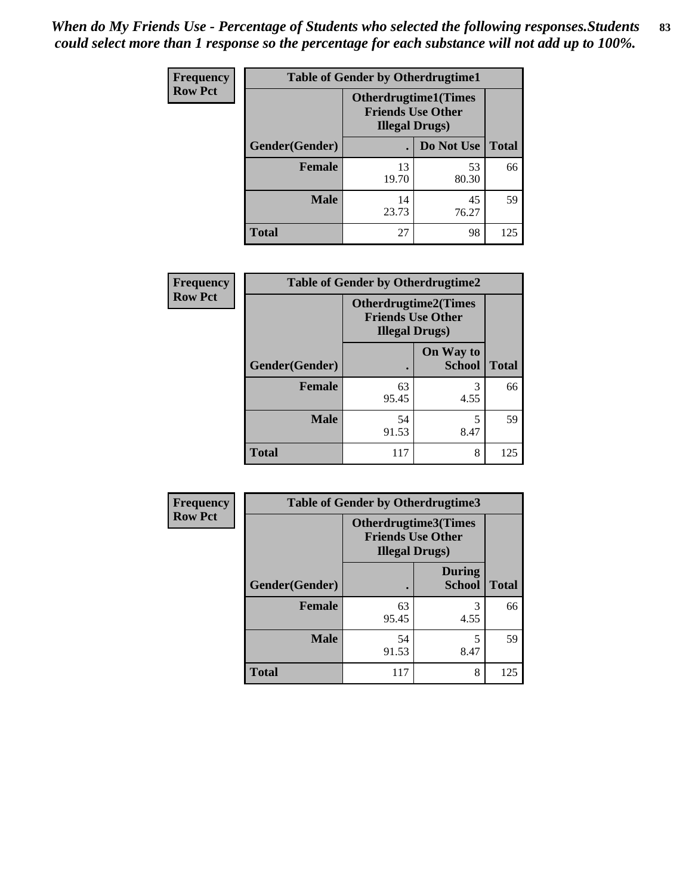*When do My Friends Use - Percentage of Students who selected the following responses.Students could select more than 1 response so the percentage for each substance will not add up to 100%.*

**Frequency**
**Row Pct**

| Table of Gender by Otherdrugtime1 | | | |
|---|---|---|---|
| | Otherdrugtime1(Times Friends Use Other Illegal Drugs) | | |
| Gender(Gender) | . | Do Not Use | Total |
| **Female** | 13<br>19.70 | 53<br>80.30 | 66 |
| **Male** | 14<br>23.73 | 45<br>76.27 | 59 |
| **Total** | 27 | 98 | 125 |

**Frequency**
**Row Pct**

| Table of Gender by Otherdrugtime2 | | | |
|---|---|---|---|
| | Otherdrugtime2(Times Friends Use Other Illegal Drugs) | | |
| Gender(Gender) | . | On Way to School | Total |
| **Female** | 63<br>95.45 | 3<br>4.55 | 66 |
| **Male** | 54<br>91.53 | 5<br>8.47 | 59 |
| **Total** | 117 | 8 | 125 |

**Frequency**
**Row Pct**

| Table of Gender by Otherdrugtime3 | | | |
|---|---|---|---|
| | Otherdrugtime3(Times Friends Use Other Illegal Drugs) | | |
| Gender(Gender) | . | During School | Total |
| **Female** | 63<br>95.45 | 3<br>4.55 | 66 |
| **Male** | 54<br>91.53 | 5<br>8.47 | 59 |
| **Total** | 117 | 8 | 125 |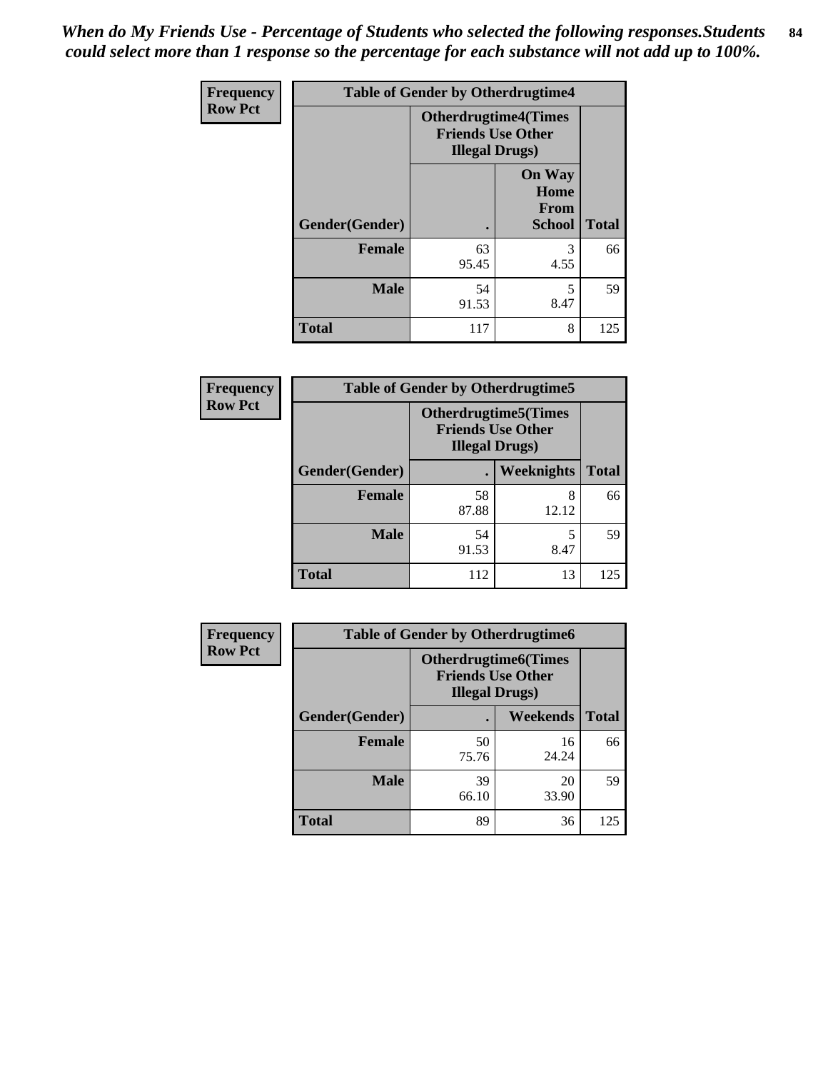*When do My Friends Use - Percentage of Students who selected the following responses.Students could select more than 1 response so the percentage for each substance will not add up to 100%.*

**Frequency**
**Row Pct**

| Table of Gender by Otherdrugtime4 | | | |
|---|---|---|---|
| | Otherdrugtime4(Times Friends Use Other Illegal Drugs) | | |
| Gender(Gender) | . | On Way Home From School | Total |
| Female | 63<br>95.45 | 3<br>4.55 | 66 |
| Male | 54<br>91.53 | 5<br>8.47 | 59 |
| Total | 117 | 8 | 125 |

**Frequency**
**Row Pct**

| Table of Gender by Otherdrugtime5 | | | |
|---|---|---|---|
| | Otherdrugtime5(Times Friends Use Other Illegal Drugs) | | |
| Gender(Gender) | . | Weeknights | Total |
| Female | 58<br>87.88 | 8<br>12.12 | 66 |
| Male | 54<br>91.53 | 5<br>8.47 | 59 |
| Total | 112 | 13 | 125 |

**Frequency**
**Row Pct**

| Table of Gender by Otherdrugtime6 | | | |
|---|---|---|---|
| | Otherdrugtime6(Times Friends Use Other Illegal Drugs) | | |
| Gender(Gender) | . | Weekends | Total |
| Female | 50<br>75.76 | 16<br>24.24 | 66 |
| Male | 39<br>66.10 | 20<br>33.90 | 59 |
| Total | 89 | 36 | 125 |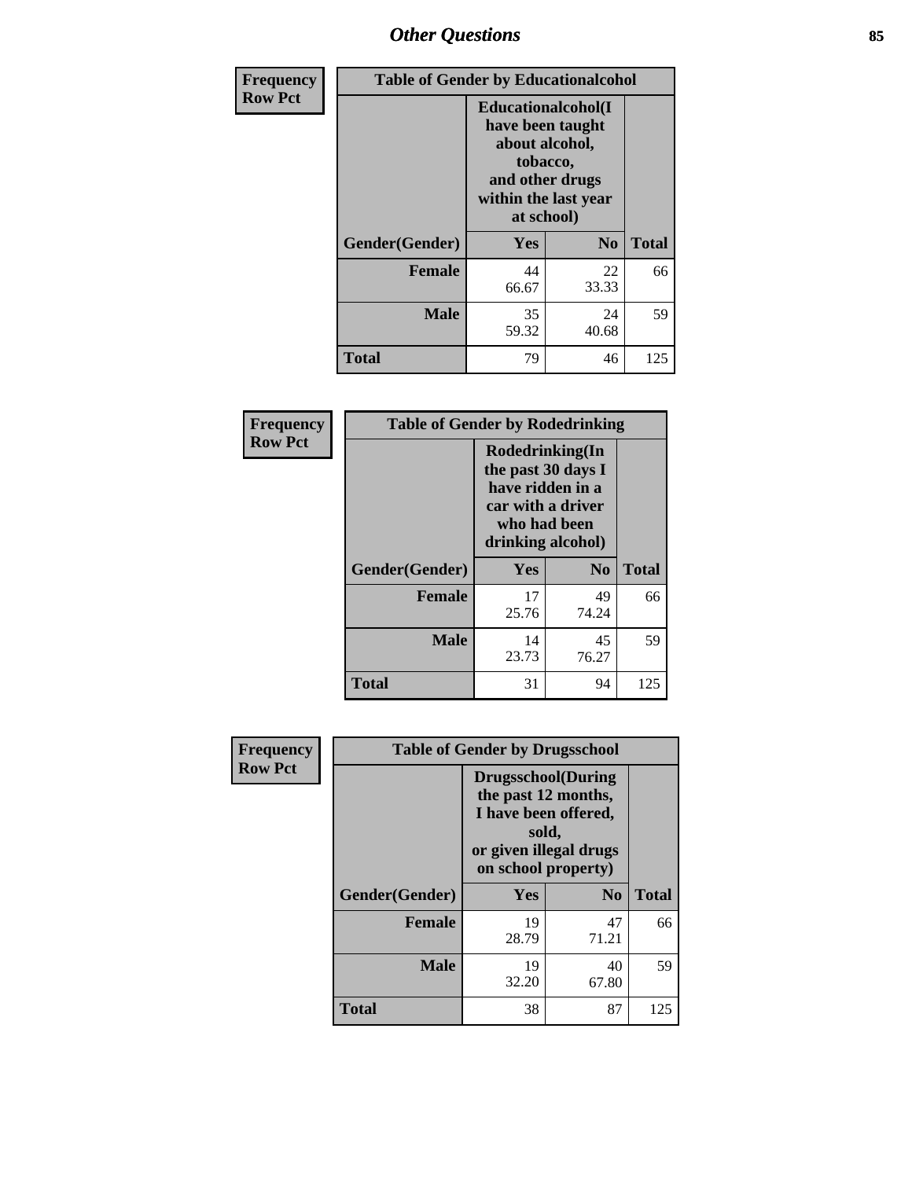| Frequency<br>Row Pct | Table of Gender by Educationalcohol | | |
|---|---|---|---|
| | Educationalcohol(I have been taught about alcohol, tobacco, and other drugs within the last year at school) | | |
| Gender(Gender) | Yes | No | Total |
| Female | 44<br>66.67 | 22<br>33.33 | 66 |
| Male | 35<br>59.32 | 24<br>40.68 | 59 |
| Total | 79 | 46 | 125 |

| Frequency<br>Row Pct | Table of Gender by Rodedrinking | | |
|---|---|---|---|
| | Rodedrinking(In the past 30 days I have ridden in a car with a driver who had been drinking alcohol) | | |
| Gender(Gender) | Yes | No | Total |
| Female | 17<br>25.76 | 49<br>74.24 | 66 |
| Male | 14<br>23.73 | 45<br>76.27 | 59 |
| Total | 31 | 94 | 125 |

| Frequency<br>Row Pct | Table of Gender by Drugsschool | | |
|---|---|---|---|
| | Drugsschool(During the past 12 months, I have been offered, sold, or given illegal drugs on school property) | | |
| Gender(Gender) | Yes | No | Total |
| Female | 19<br>28.79 | 47<br>71.21 | 66 |
| Male | 19<br>32.20 | 40<br>67.80 | 59 |
| Total | 38 | 87 | 125 |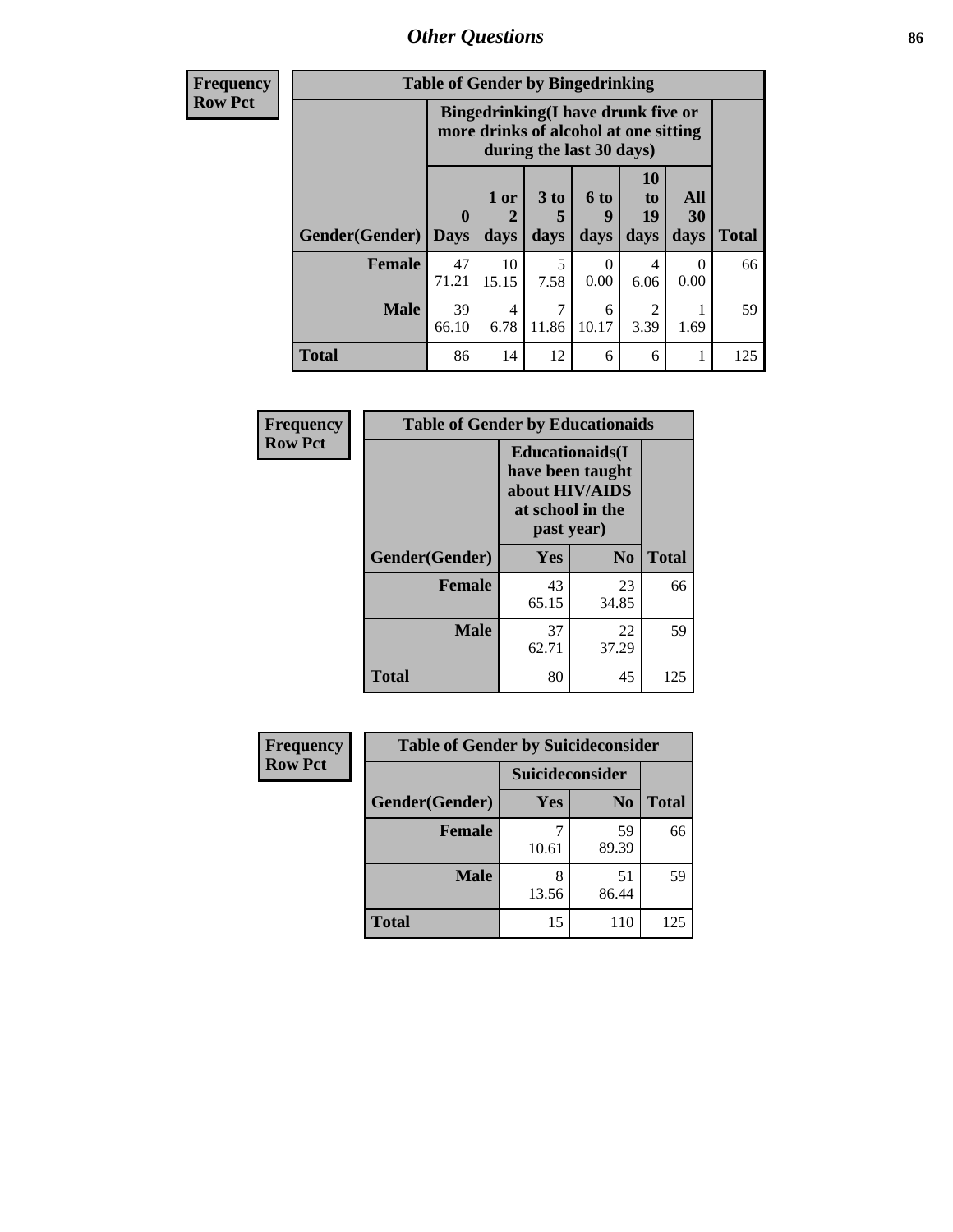## Other Questions

**Frequency**
**Row Pct**

| Table of Gender by Bingedrinking | | | | | | | |
|---|---|---|---|---|---|---|---|
| | Bingedrinking(I have drunk five or more drinks of alcohol at one sitting during the last 30 days) | | | | | | |
| Gender(Gender) | 0 Days | 1 or 2 days | 3 to 5 days | 6 to 9 days | 10 to 19 days | All 30 days | Total |
| **Female** | 47<br>71.21 | 10<br>15.15 | 5<br>7.58 | 0<br>0.00 | 4<br>6.06 | 0<br>0.00 | 66 |
| **Male** | 39<br>66.10 | 4<br>6.78 | 7<br>11.86 | 6<br>10.17 | 2<br>3.39 | 1<br>1.69 | 59 |
| **Total** | 86 | 14 | 12 | 6 | 6 | 1 | 125 |

**Frequency**
**Row Pct**

| Table of Gender by Educationaids | | | |
|---|---|---|---|
| | Educationaids(I have been taught about HIV/AIDS at school in the past year) | | |
| Gender(Gender) | Yes | No | Total |
| **Female** | 43<br>65.15 | 23<br>34.85 | 66 |
| **Male** | 37<br>62.71 | 22<br>37.29 | 59 |
| **Total** | 80 | 45 | 125 |

**Frequency**
**Row Pct**

| Table of Gender by Suicideconsider | | | |
|---|---|---|---|
| | Suicideconsider | | |
| Gender(Gender) | Yes | No | Total |
| **Female** | 7<br>10.61 | 59<br>89.39 | 66 |
| **Male** | 8<br>13.56 | 51<br>86.44 | 59 |
| **Total** | 15 | 110 | 125 |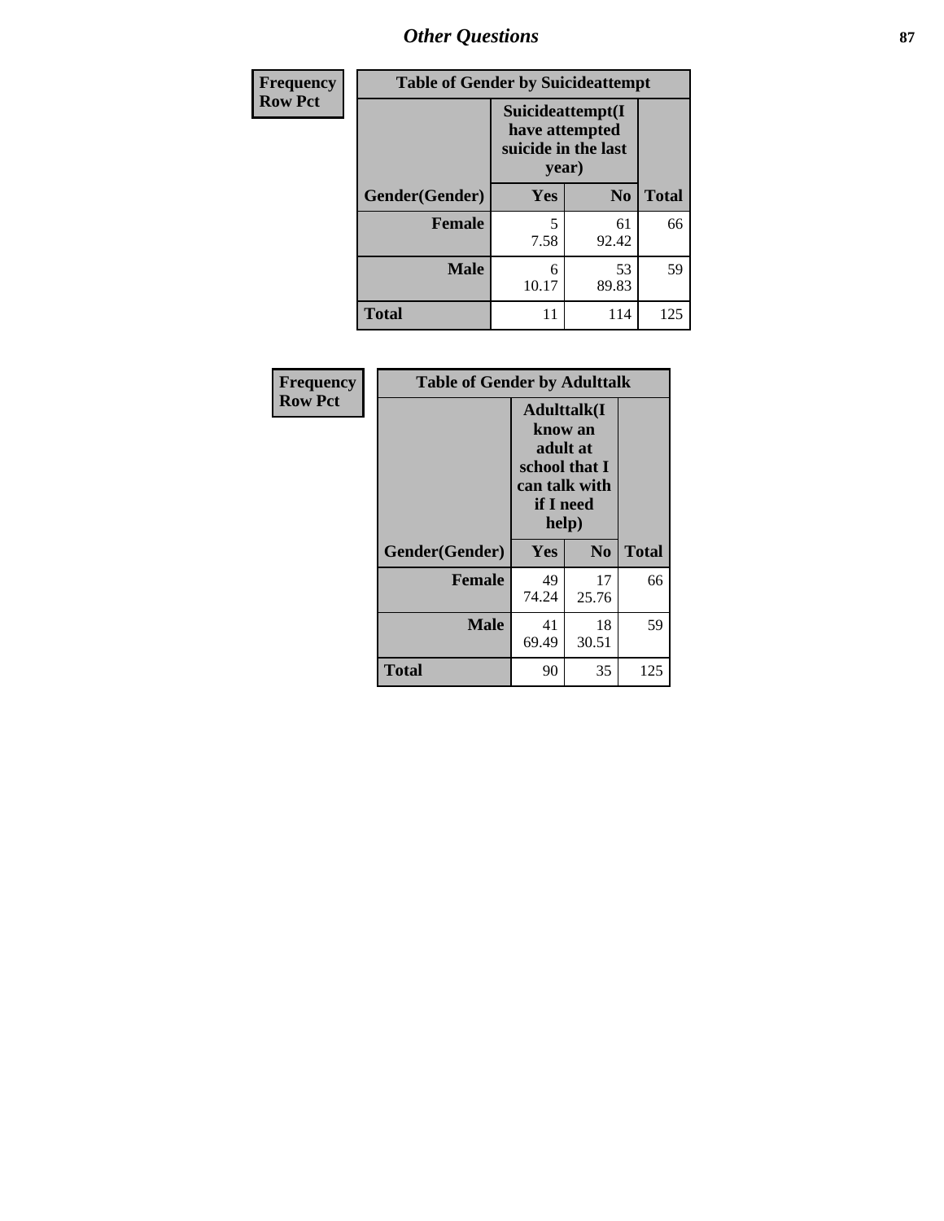| Frequency Row Pct | Table of Gender by Suicideattempt | | |
|---|---|---|---|
| | Suicideattempt(I have attempted suicide in the last year) | | |
| Gender(Gender) | Yes | No | Total |
| Female | 5<br>7.58 | 61<br>92.42 | 66 |
| Male | 6<br>10.17 | 53<br>89.83 | 59 |
| Total | 11 | 114 | 125 |

| Frequency Row Pct | Table of Gender by Adulttalk | | |
|---|---|---|---|
| | Adulttalk(I know an adult at school that I can talk with if I need help) | | |
| Gender(Gender) | Yes | No | Total |
| Female | 49<br>74.24 | 17<br>25.76 | 66 |
| Male | 41<br>69.49 | 18<br>30.51 | 59 |
| Total | 90 | 35 | 125 |